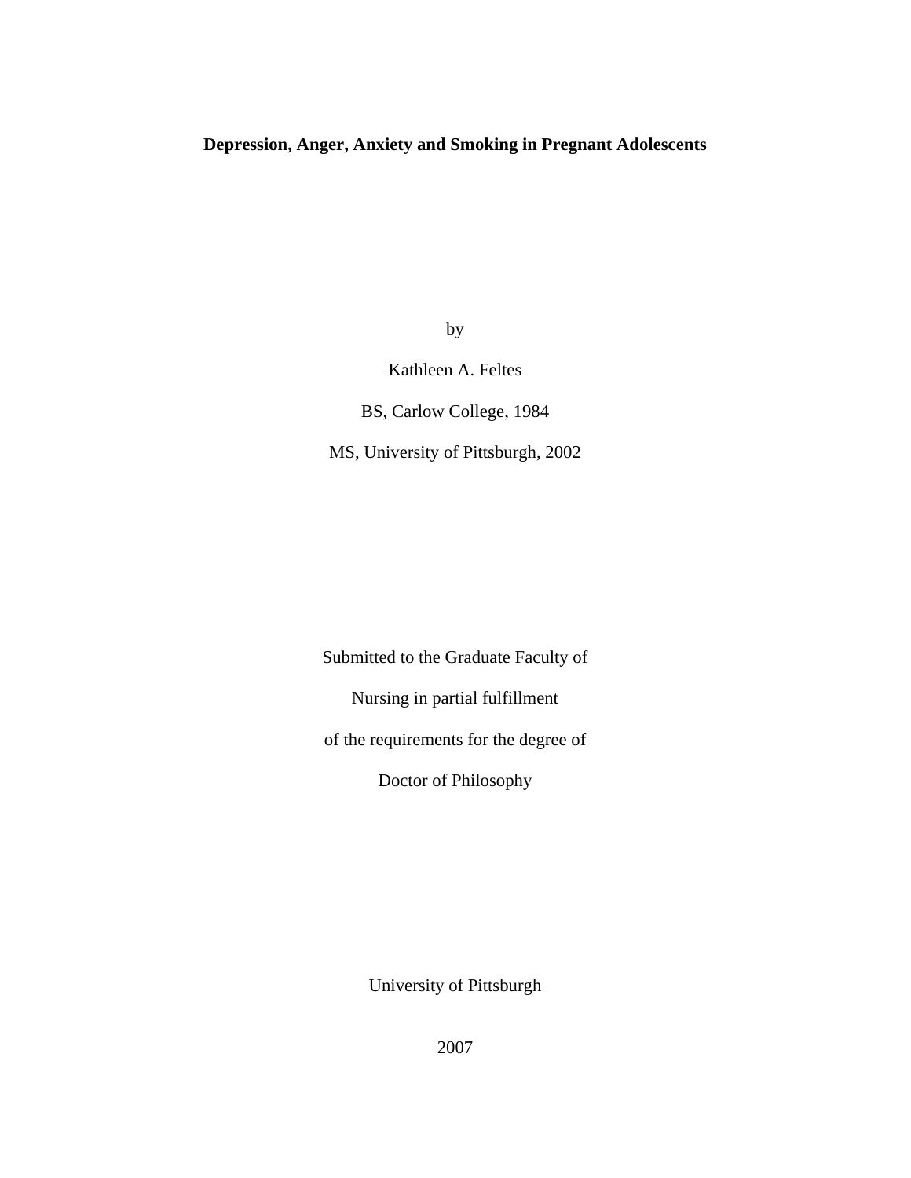# Depression, Anger, Anxiety and Smoking in Pregnant Adolescents

by

Kathleen A. Feltes

BS, Carlow College, 1984

MS, University of Pittsburgh, 2002

Submitted to the Graduate Faculty of

Nursing in partial fulfillment

of the requirements for the degree of

Doctor of Philosophy

University of Pittsburgh

2007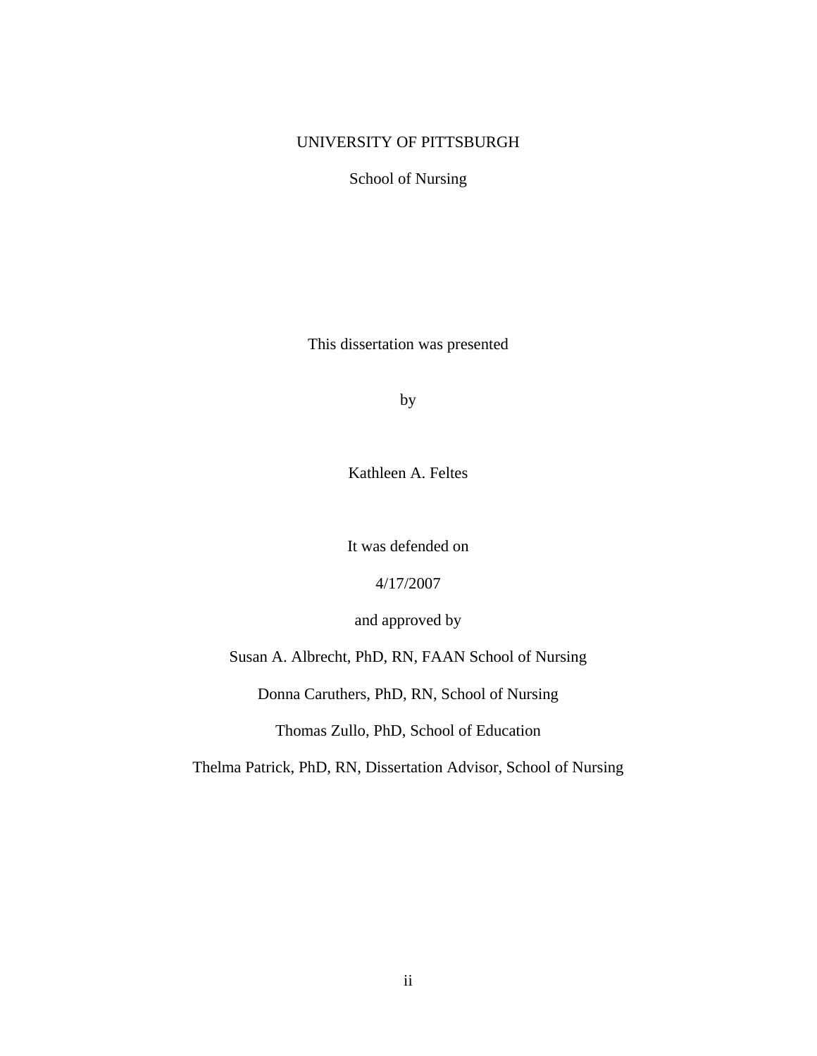UNIVERSITY OF PITTSBURGH

School of Nursing

This dissertation was presented

by

Kathleen A. Feltes

It was defended on

4/17/2007

and approved by

Susan A. Albrecht, PhD, RN, FAAN School of Nursing

Donna Caruthers, PhD, RN, School of Nursing

Thomas Zullo, PhD, School of Education

Thelma Patrick, PhD, RN, Dissertation Advisor, School of Nursing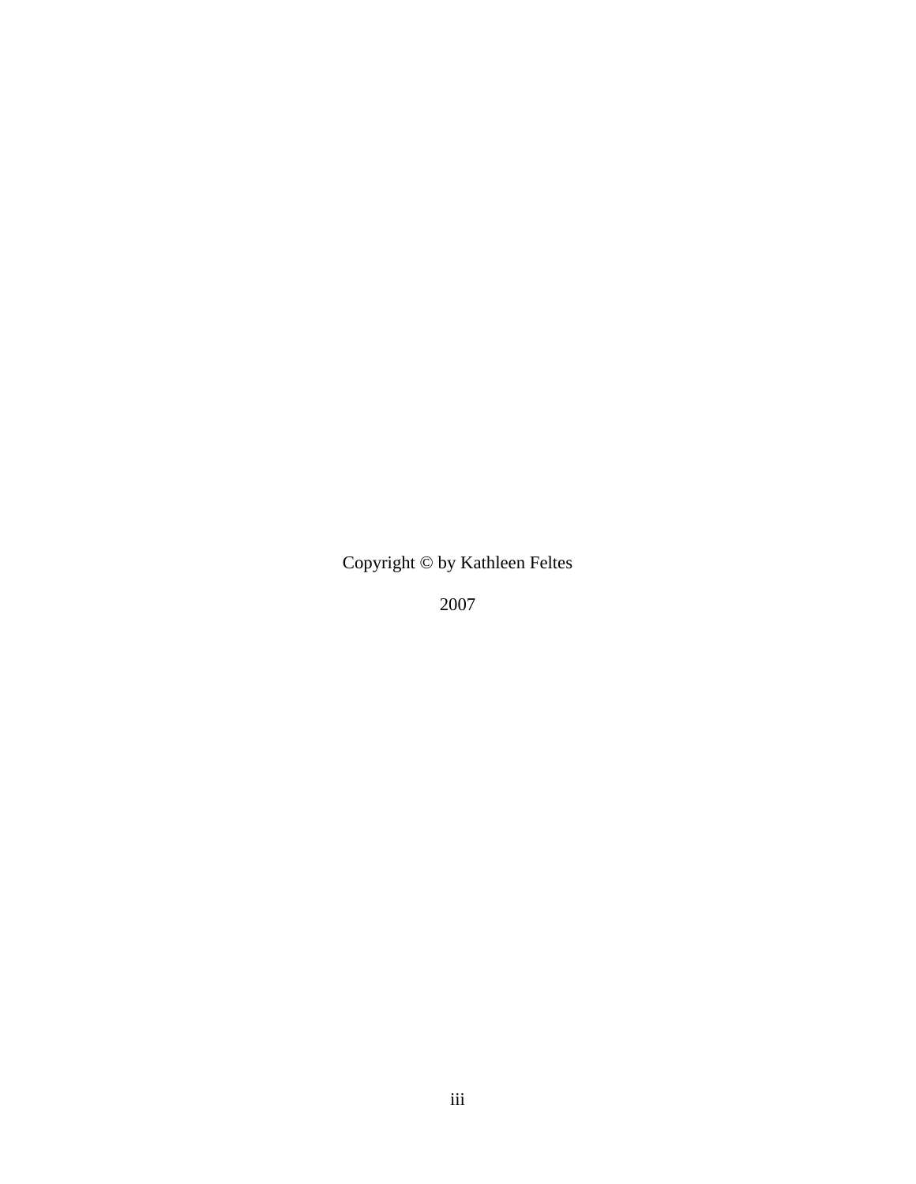Copyright © by Kathleen Feltes

2007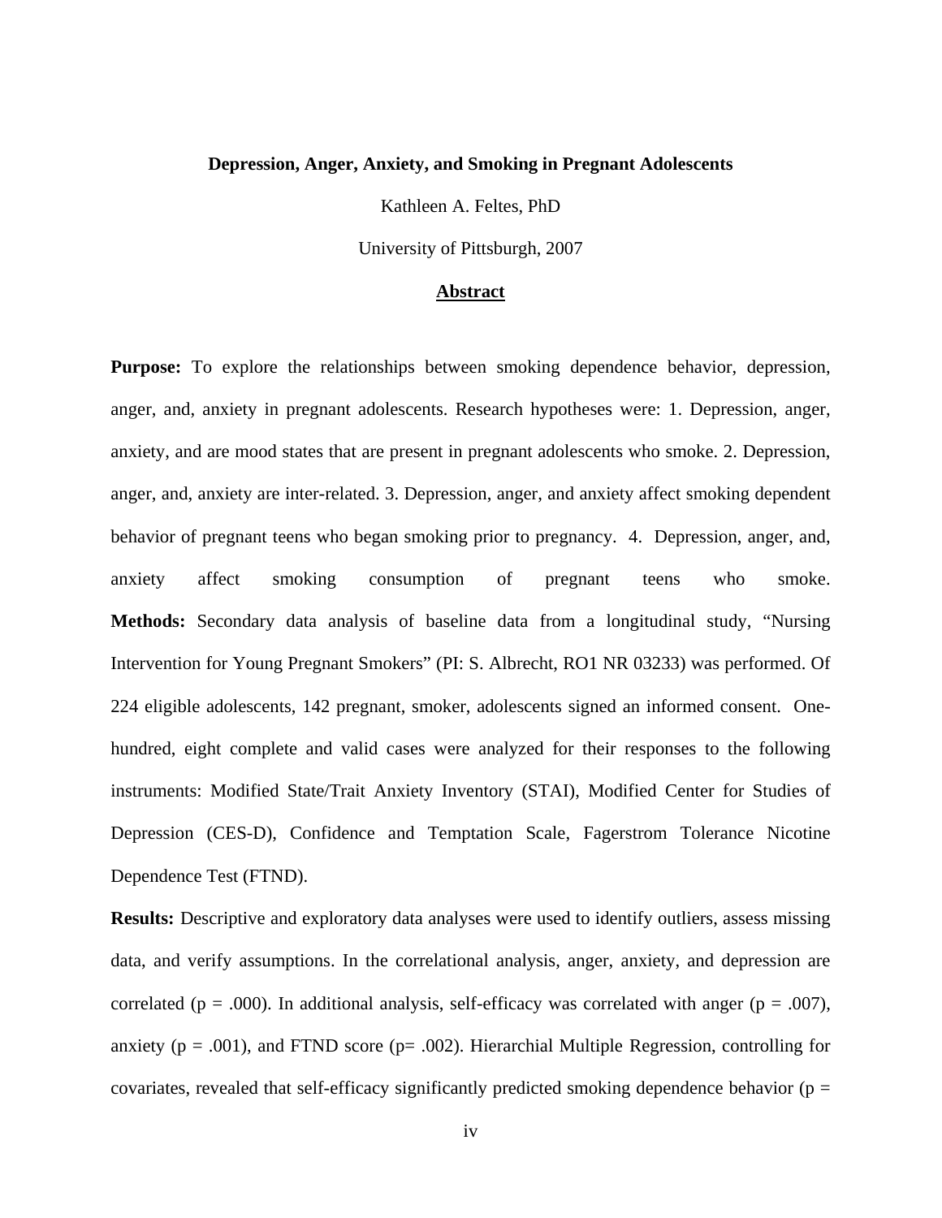**Depression, Anger, Anxiety, and Smoking in Pregnant Adolescents**

Kathleen A. Feltes, PhD

University of Pittsburgh, 2007

## Abstract

**Purpose:** To explore the relationships between smoking dependence behavior, depression, anger, and, anxiety in pregnant adolescents. Research hypotheses were: 1. Depression, anger, anxiety, and are mood states that are present in pregnant adolescents who smoke. 2. Depression, anger, and, anxiety are inter-related. 3. Depression, anger, and anxiety affect smoking dependent behavior of pregnant teens who began smoking prior to pregnancy. 4. Depression, anger, and, anxiety affect smoking consumption of pregnant teens who smoke.

**Methods:** Secondary data analysis of baseline data from a longitudinal study, "Nursing Intervention for Young Pregnant Smokers" (PI: S. Albrecht, RO1 NR 03233) was performed. Of 224 eligible adolescents, 142 pregnant, smoker, adolescents signed an informed consent. One-hundred, eight complete and valid cases were analyzed for their responses to the following instruments: Modified State/Trait Anxiety Inventory (STAI), Modified Center for Studies of Depression (CES-D), Confidence and Temptation Scale, Fagerstrom Tolerance Nicotine Dependence Test (FTND).

**Results:** Descriptive and exploratory data analyses were used to identify outliers, assess missing data, and verify assumptions. In the correlational analysis, anger, anxiety, and depression are correlated ($p = .000$). In additional analysis, self-efficacy was correlated with anger ($p = .007$), anxiety ($p = .001$), and FTND score ($p = .002$). Hierarchial Multiple Regression, controlling for covariates, revealed that self-efficacy significantly predicted smoking dependence behavior (p =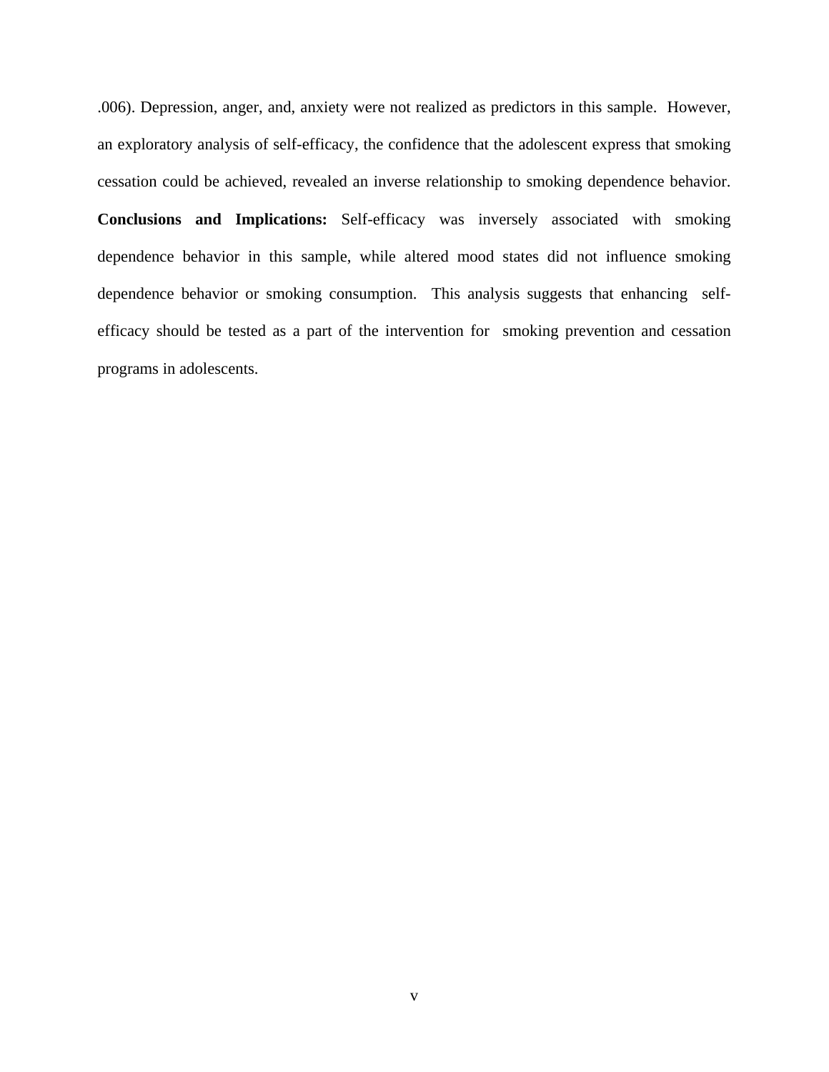.006). Depression, anger, and, anxiety were not realized as predictors in this sample. However, an exploratory analysis of self-efficacy, the confidence that the adolescent express that smoking cessation could be achieved, revealed an inverse relationship to smoking dependence behavior. **Conclusions and Implications:** Self-efficacy was inversely associated with smoking dependence behavior in this sample, while altered mood states did not influence smoking dependence behavior or smoking consumption. This analysis suggests that enhancing self-efficacy should be tested as a part of the intervention for smoking prevention and cessation programs in adolescents.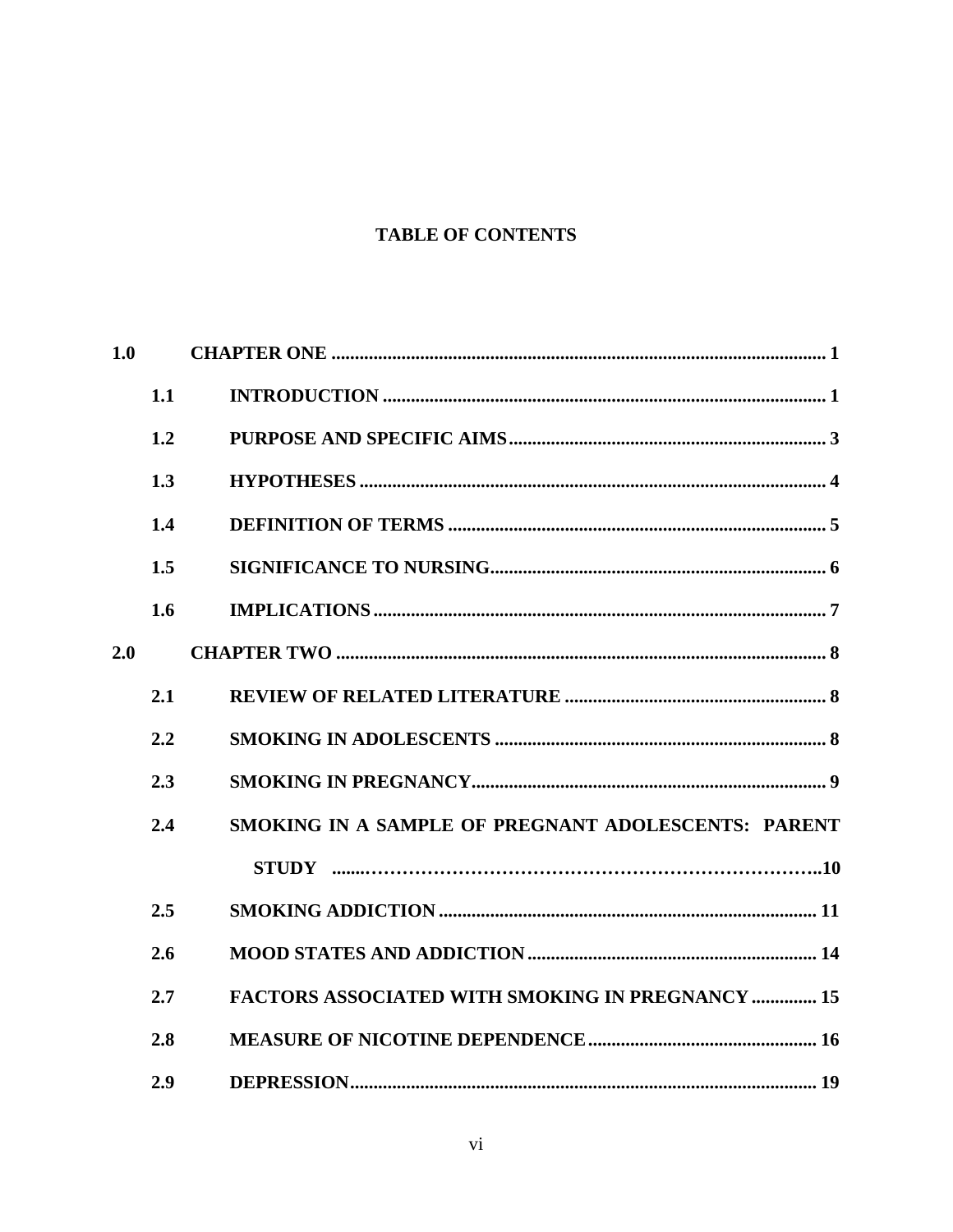# TABLE OF CONTENTS

**1.0 CHAPTER ONE ............................................................................................................ 1**

- **1.1 INTRODUCTION ............................................................................................... 1**
- **1.2 PURPOSE AND SPECIFIC AIMS ................................................................... 3**
- **1.3 HYPOTHESES .................................................................................................... 4**
- **1.4 DEFINITION OF TERMS ................................................................................. 5**
- **1.5 SIGNIFICANCE TO NURSING ......................................................................... 6**
- **1.6 IMPLICATIONS ................................................................................................ 7**

**2.0 CHAPTER TWO ........................................................................................................... 8**

- **2.1 REVIEW OF RELATED LITERATURE ........................................................ 8**
- **2.2 SMOKING IN ADOLESCENTS ....................................................................... 8**
- **2.3 SMOKING IN PREGNANCY ............................................................................ 9**
- **2.4 SMOKING IN A SAMPLE OF PREGNANT ADOLESCENTS: PARENT STUDY ........................................................................................................ 10**
- **2.5 SMOKING ADDICTION ................................................................................. 11**
- **2.6 MOOD STATES AND ADDICTION .............................................................. 14**
- **2.7 FACTORS ASSOCIATED WITH SMOKING IN PREGNANCY .............. 15**
- **2.8 MEASURE OF NICOTINE DEPENDENCE ................................................. 16**
- **2.9 DEPRESSION .................................................................................................... 19**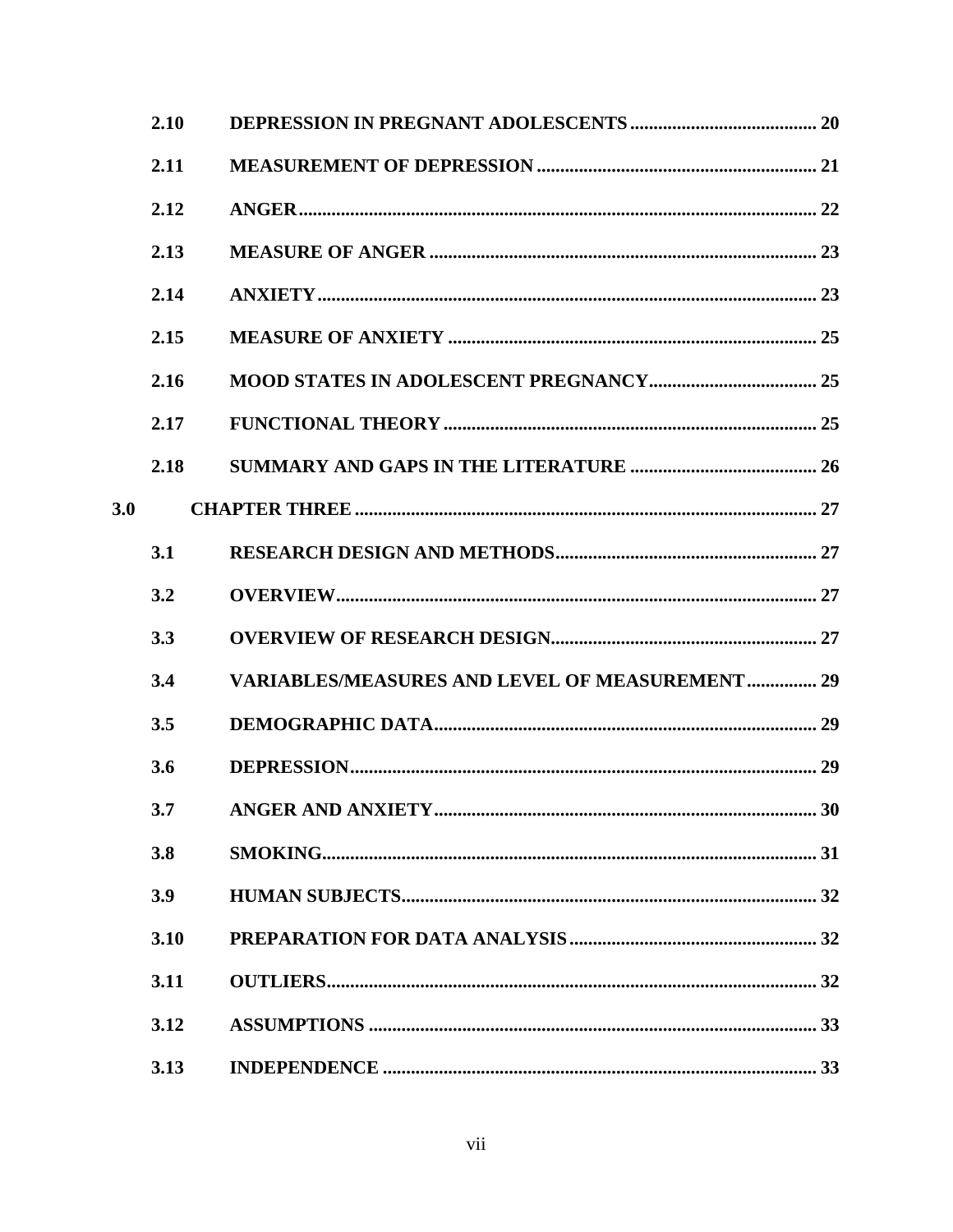2.10 **DEPRESSION IN PREGNANT ADOLESCENTS** ........................................ 20

2.11 **MEASUREMENT OF DEPRESSION** ............................................................ 21

2.12 **ANGER** ............................................................................................................ 22

2.13 **MEASURE OF ANGER** .................................................................................. 23

2.14 **ANXIETY** ......................................................................................................... 23

2.15 **MEASURE OF ANXIETY** .............................................................................. 25

2.16 **MOOD STATES IN ADOLESCENT PREGNANCY** .................................... 25

2.17 **FUNCTIONAL THEORY** ............................................................................... 25

2.18 **SUMMARY AND GAPS IN THE LITERATURE** ........................................ 26

**3.0 CHAPTER THREE** .................................................................................................. 27

3.1 **RESEARCH DESIGN AND METHODS** ....................................................... 27

3.2 **OVERVIEW** ...................................................................................................... 27

3.3 **OVERVIEW OF RESEARCH DESIGN** ......................................................... 27

3.4 **VARIABLES/MEASURES AND LEVEL OF MEASUREMENT** ............... 29

3.5 **DEMOGRAPHIC DATA** ................................................................................. 29

3.6 **DEPRESSION** ................................................................................................... 29

3.7 **ANGER AND ANXIETY** ................................................................................. 30

3.8 **SMOKING** ......................................................................................................... 31

3.9 **HUMAN SUBJECTS** ........................................................................................ 32

3.10 **PREPARATION FOR DATA ANALYSIS** .................................................... 32

3.11 **OUTLIERS** ........................................................................................................ 32

3.12 **ASSUMPTIONS** ............................................................................................... 33

3.13 **INDEPENDENCE** ............................................................................................ 33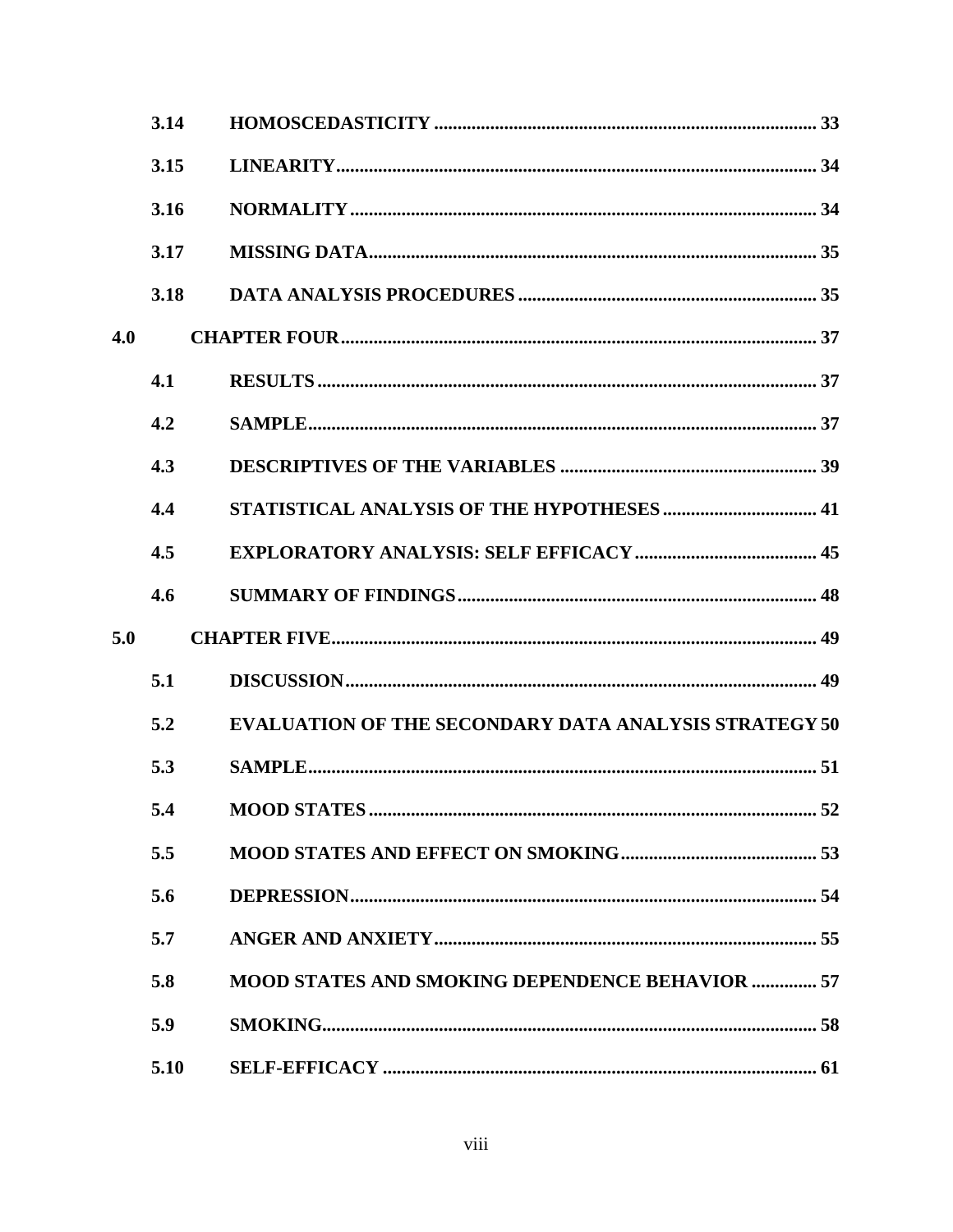3.14 HOMOSCEDASTICITY ........................................................................................ 33

3.15 LINEARITY ........................................................................................................ 34

3.16 NORMALITY ..................................................................................................... 34

3.17 MISSING DATA ................................................................................................. 35

3.18 DATA ANALYSIS PROCEDURES ................................................................. 35

4.0 CHAPTER FOUR ......................................................................................................... 37

4.1 RESULTS ............................................................................................................ 37

4.2 SAMPLE .............................................................................................................. 37

4.3 DESCRIPTIVES OF THE VARIABLES ......................................................... 39

4.4 STATISTICAL ANALYSIS OF THE HYPOTHESES .................................. 41

4.5 EXPLORATORY ANALYSIS: SELF EFFICACY ........................................ 45

4.6 SUMMARY OF FINDINGS ............................................................................... 48

5.0 CHAPTER FIVE ........................................................................................................... 49

5.1 DISCUSSION ....................................................................................................... 49

5.2 EVALUATION OF THE SECONDARY DATA ANALYSIS STRATEGY 50

5.3 SAMPLE .............................................................................................................. 51

5.4 MOOD STATES .................................................................................................. 52

5.5 MOOD STATES AND EFFECT ON SMOKING ........................................... 53

5.6 DEPRESSION ...................................................................................................... 54

5.7 ANGER AND ANXIETY .................................................................................... 55

5.8 MOOD STATES AND SMOKING DEPENDENCE BEHAVIOR .............. 57

5.9 SMOKING ........................................................................................................... 58

5.10 SELF-EFFICACY ............................................................................................. 61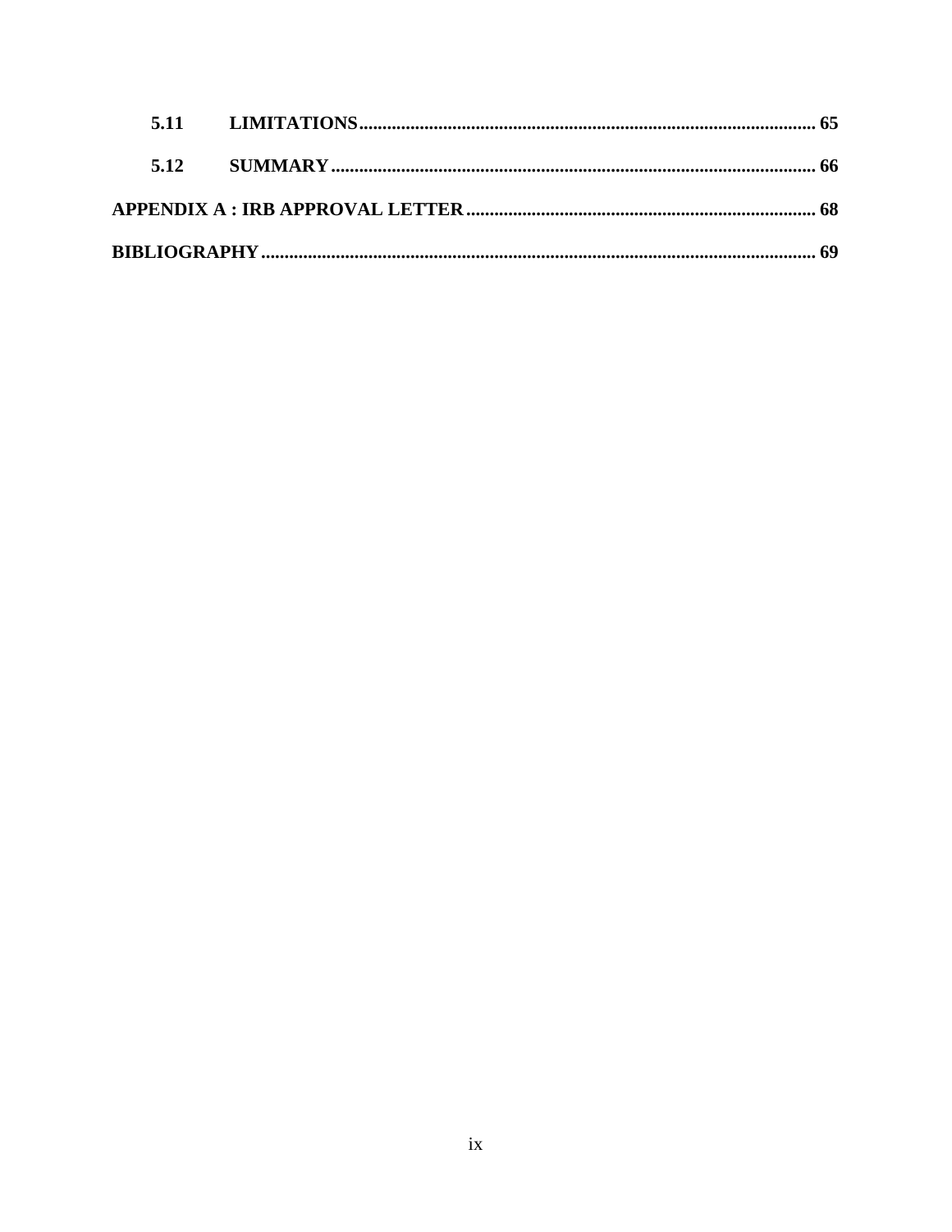**5.11 LIMITATIONS** .......................................................................................................... **65**

**5.12 SUMMARY** .............................................................................................................. **66**

**APPENDIX A : IRB APPROVAL LETTER** ............................................................................ **68**

**BIBLIOGRAPHY** .................................................................................................................. **69**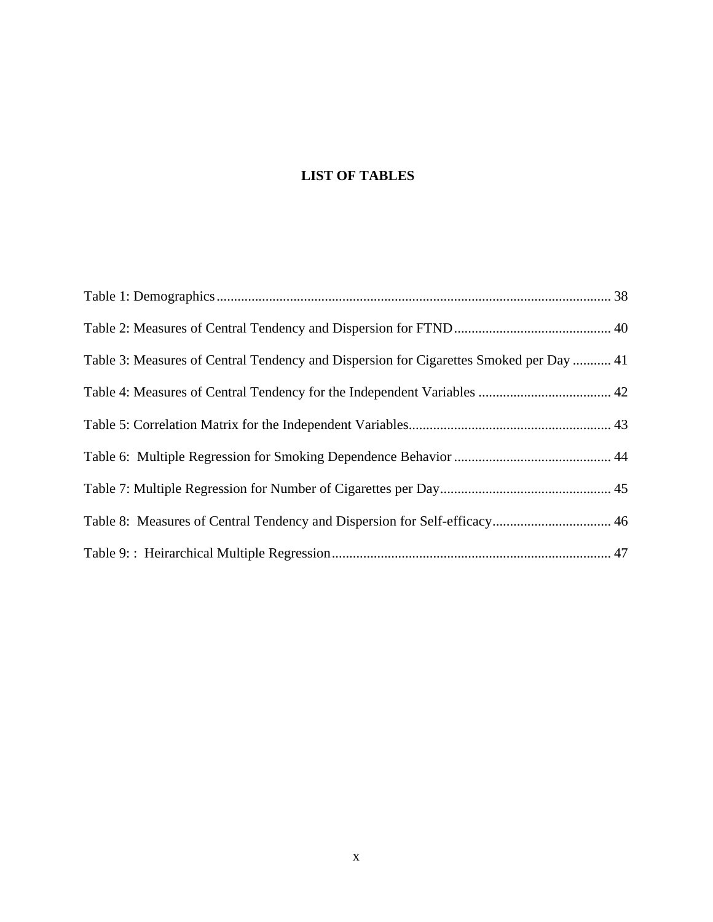# LIST OF TABLES

Table 1: Demographics ........................................................................................................ 38

Table 2: Measures of Central Tendency and Dispersion for FTND ............................................ 40

Table 3: Measures of Central Tendency and Dispersion for Cigarettes Smoked per Day ........... 41

Table 4: Measures of Central Tendency for the Independent Variables ...................................... 42

Table 5: Correlation Matrix for the Independent Variables.......................................................... 43

Table 6: Multiple Regression for Smoking Dependence Behavior ............................................. 44

Table 7: Multiple Regression for Number of Cigarettes per Day................................................. 45

Table 8: Measures of Central Tendency and Dispersion for Self-efficacy.................................. 46

Table 9: : Heirarchical Multiple Regression ................................................................................ 47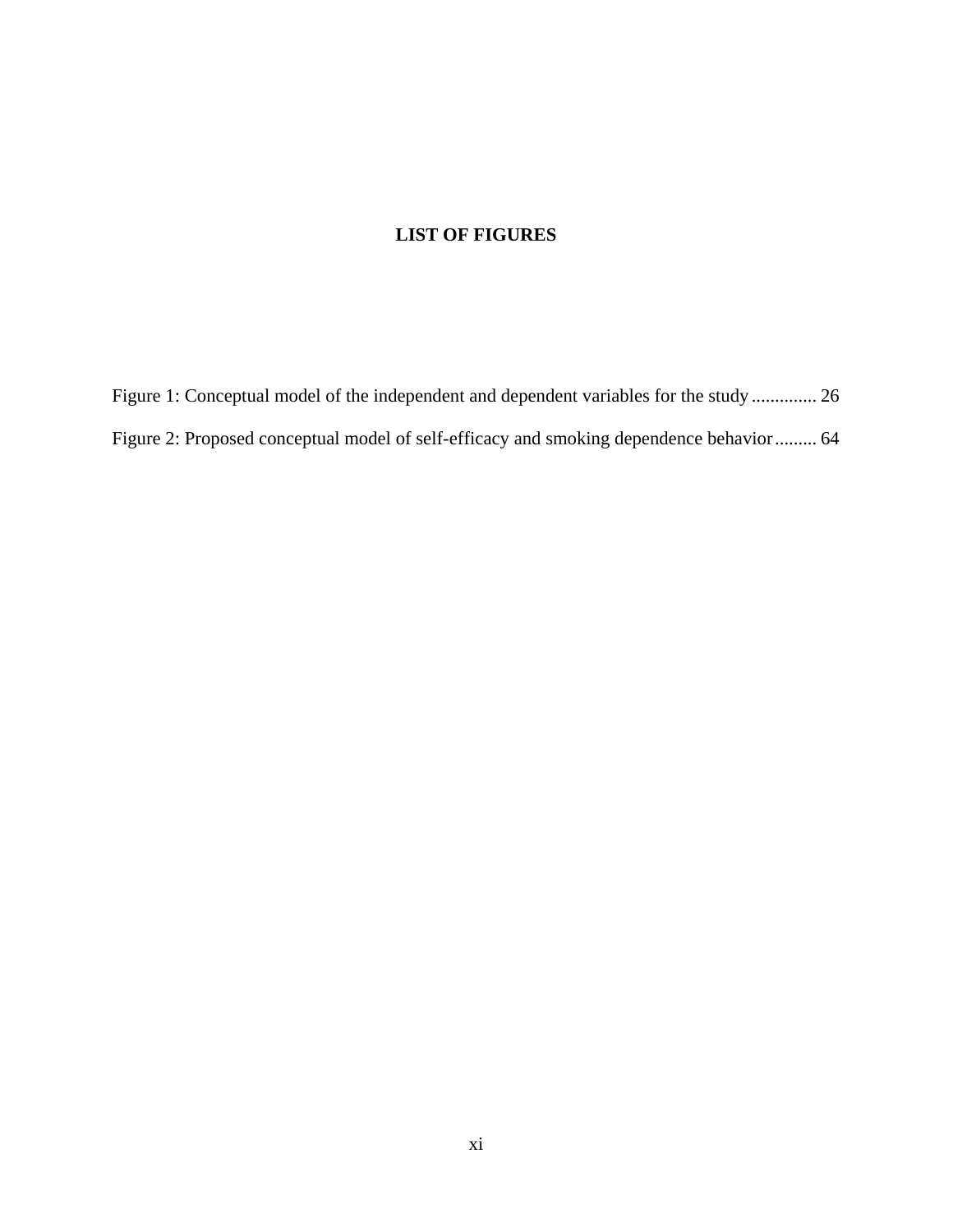# LIST OF FIGURES

Figure 1: Conceptual model of the independent and dependent variables for the study ............. 26

Figure 2: Proposed conceptual model of self-efficacy and smoking dependence behavior ......... 64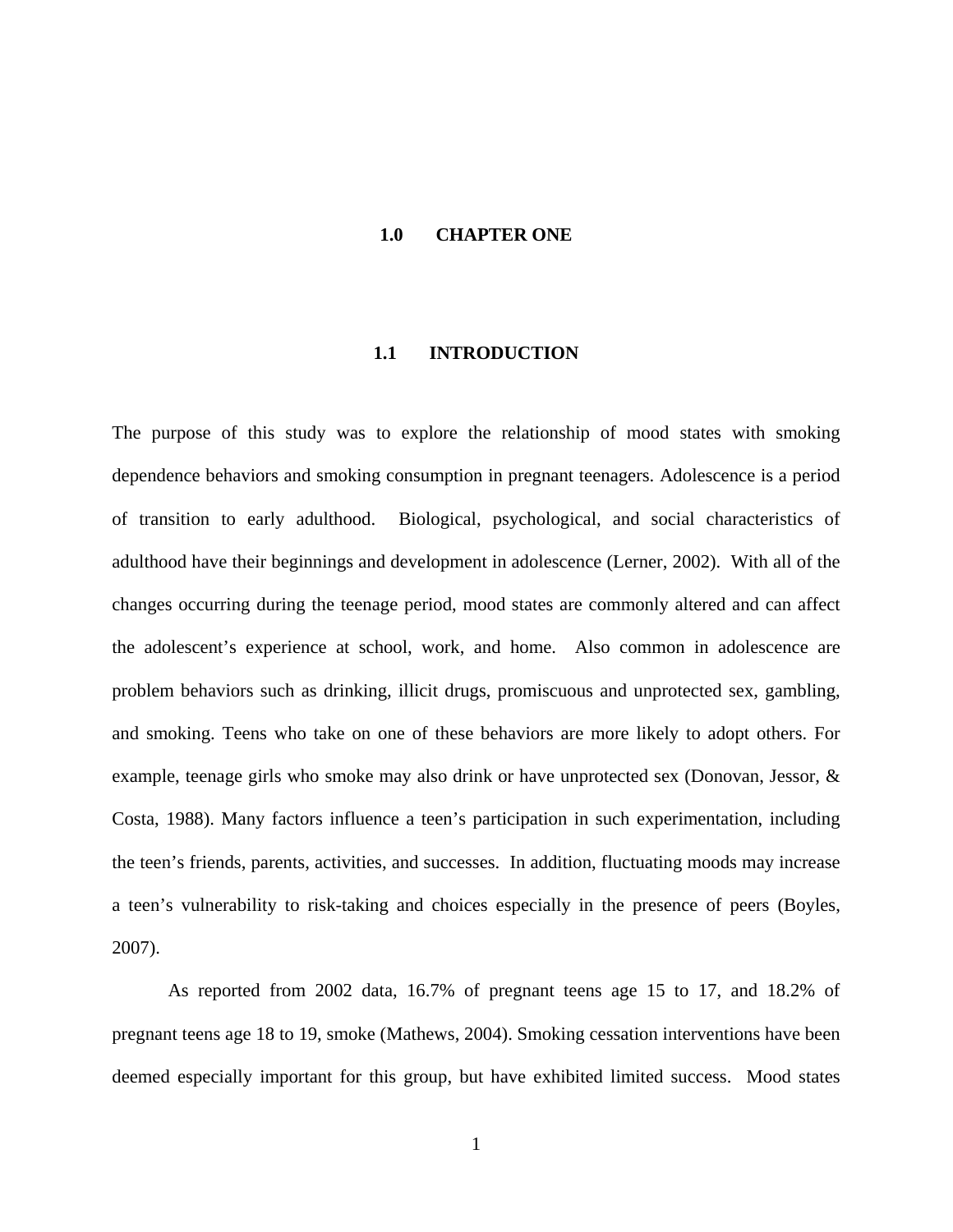# 1.0 CHAPTER ONE

## 1.1 INTRODUCTION

The purpose of this study was to explore the relationship of mood states with smoking dependence behaviors and smoking consumption in pregnant teenagers. Adolescence is a period of transition to early adulthood. Biological, psychological, and social characteristics of adulthood have their beginnings and development in adolescence (Lerner, 2002). With all of the changes occurring during the teenage period, mood states are commonly altered and can affect the adolescent's experience at school, work, and home. Also common in adolescence are problem behaviors such as drinking, illicit drugs, promiscuous and unprotected sex, gambling, and smoking. Teens who take on one of these behaviors are more likely to adopt others. For example, teenage girls who smoke may also drink or have unprotected sex (Donovan, Jessor, & Costa, 1988). Many factors influence a teen's participation in such experimentation, including the teen's friends, parents, activities, and successes. In addition, fluctuating moods may increase a teen's vulnerability to risk-taking and choices especially in the presence of peers (Boyles, 2007).

As reported from 2002 data, 16.7% of pregnant teens age 15 to 17, and 18.2% of pregnant teens age 18 to 19, smoke (Mathews, 2004). Smoking cessation interventions have been deemed especially important for this group, but have exhibited limited success. Mood states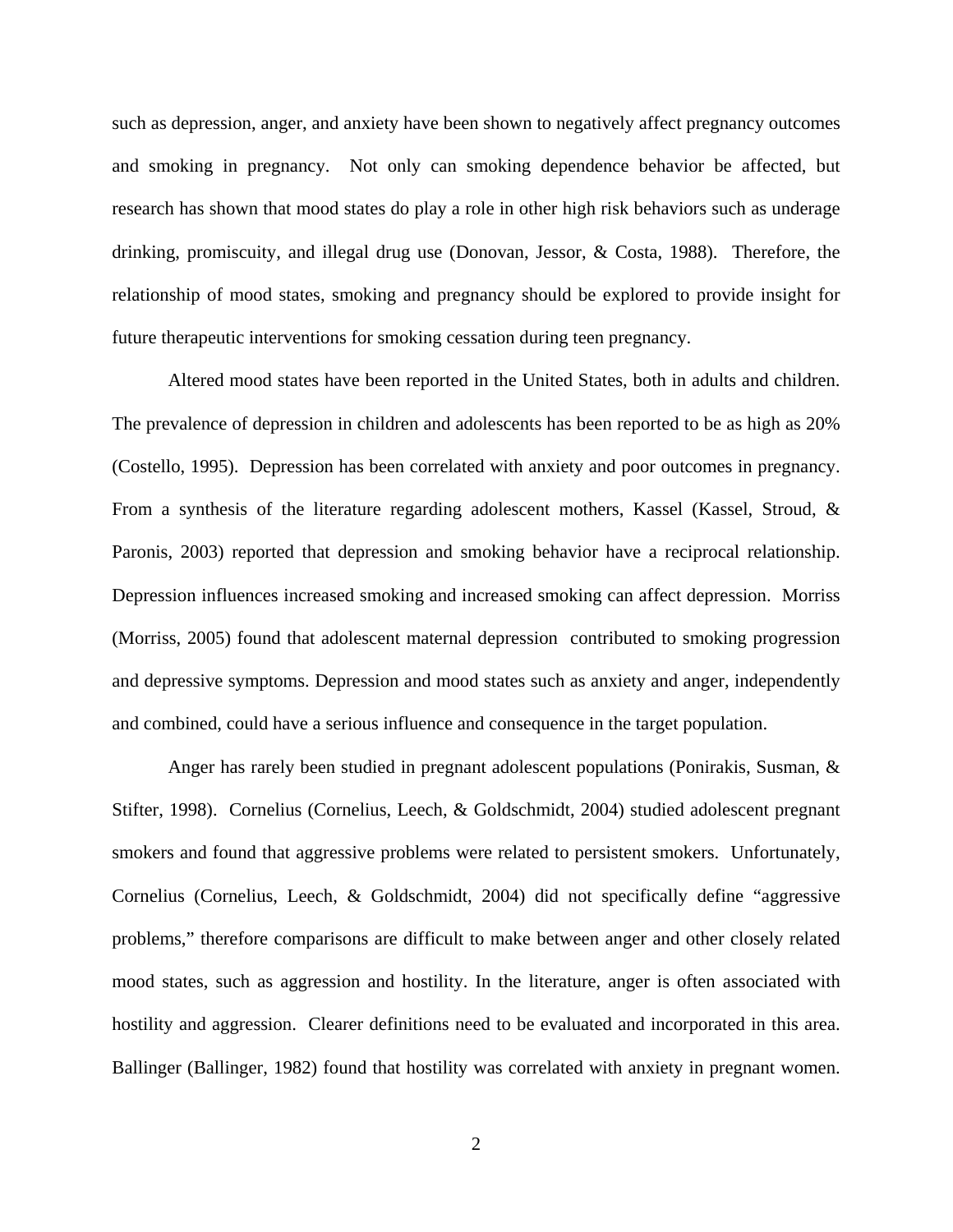such as depression, anger, and anxiety have been shown to negatively affect pregnancy outcomes and smoking in pregnancy. Not only can smoking dependence behavior be affected, but research has shown that mood states do play a role in other high risk behaviors such as underage drinking, promiscuity, and illegal drug use (Donovan, Jessor, & Costa, 1988). Therefore, the relationship of mood states, smoking and pregnancy should be explored to provide insight for future therapeutic interventions for smoking cessation during teen pregnancy.

Altered mood states have been reported in the United States, both in adults and children. The prevalence of depression in children and adolescents has been reported to be as high as 20% (Costello, 1995). Depression has been correlated with anxiety and poor outcomes in pregnancy. From a synthesis of the literature regarding adolescent mothers, Kassel (Kassel, Stroud, & Paronis, 2003) reported that depression and smoking behavior have a reciprocal relationship. Depression influences increased smoking and increased smoking can affect depression. Morriss (Morriss, 2005) found that adolescent maternal depression contributed to smoking progression and depressive symptoms. Depression and mood states such as anxiety and anger, independently and combined, could have a serious influence and consequence in the target population.

Anger has rarely been studied in pregnant adolescent populations (Ponirakis, Susman, & Stifter, 1998). Cornelius (Cornelius, Leech, & Goldschmidt, 2004) studied adolescent pregnant smokers and found that aggressive problems were related to persistent smokers. Unfortunately, Cornelius (Cornelius, Leech, & Goldschmidt, 2004) did not specifically define "aggressive problems," therefore comparisons are difficult to make between anger and other closely related mood states, such as aggression and hostility. In the literature, anger is often associated with hostility and aggression. Clearer definitions need to be evaluated and incorporated in this area. Ballinger (Ballinger, 1982) found that hostility was correlated with anxiety in pregnant women.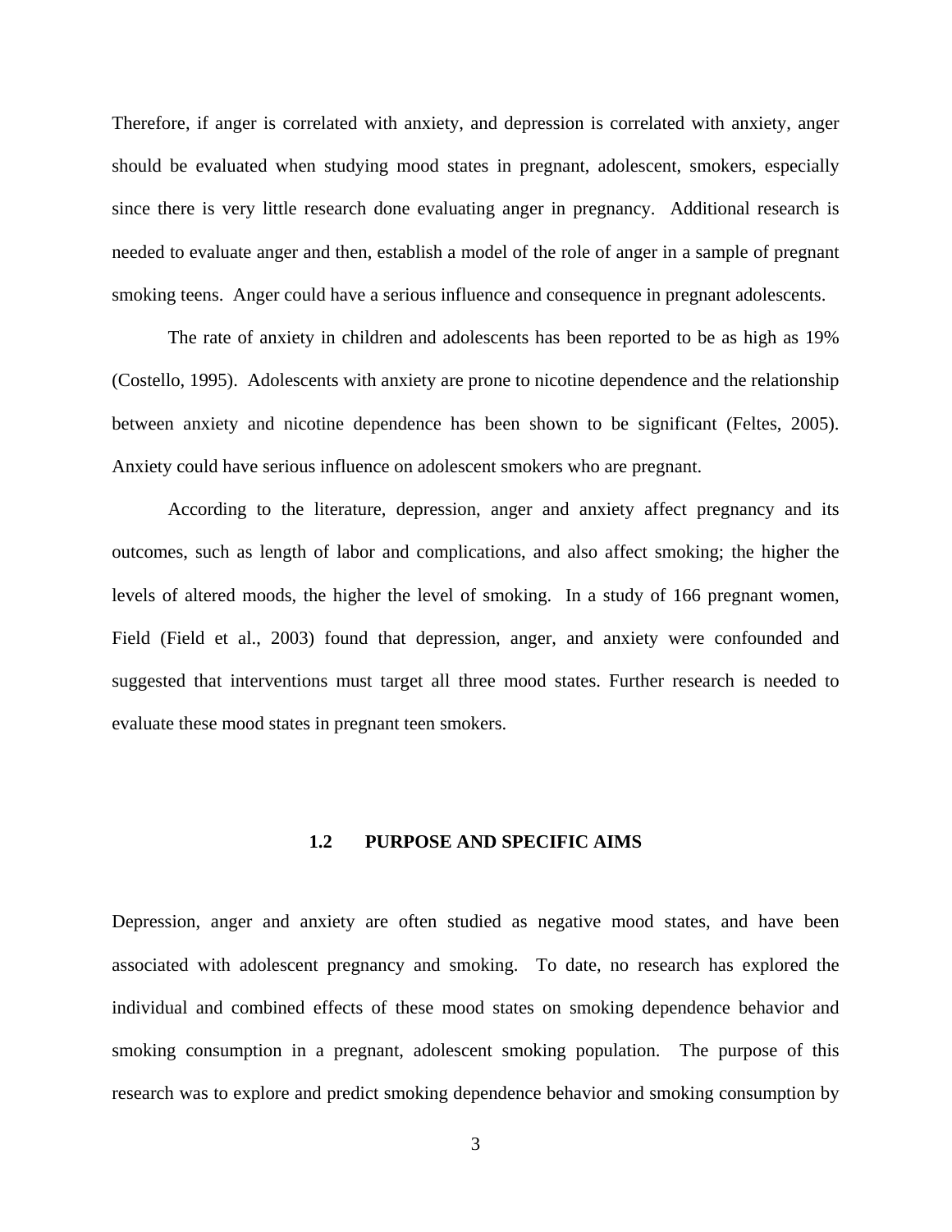Therefore, if anger is correlated with anxiety, and depression is correlated with anxiety, anger should be evaluated when studying mood states in pregnant, adolescent, smokers, especially since there is very little research done evaluating anger in pregnancy. Additional research is needed to evaluate anger and then, establish a model of the role of anger in a sample of pregnant smoking teens. Anger could have a serious influence and consequence in pregnant adolescents.

The rate of anxiety in children and adolescents has been reported to be as high as 19% (Costello, 1995). Adolescents with anxiety are prone to nicotine dependence and the relationship between anxiety and nicotine dependence has been shown to be significant (Feltes, 2005). Anxiety could have serious influence on adolescent smokers who are pregnant.

According to the literature, depression, anger and anxiety affect pregnancy and its outcomes, such as length of labor and complications, and also affect smoking; the higher the levels of altered moods, the higher the level of smoking. In a study of 166 pregnant women, Field (Field et al., 2003) found that depression, anger, and anxiety were confounded and suggested that interventions must target all three mood states. Further research is needed to evaluate these mood states in pregnant teen smokers.

## 1.2 PURPOSE AND SPECIFIC AIMS

Depression, anger and anxiety are often studied as negative mood states, and have been associated with adolescent pregnancy and smoking. To date, no research has explored the individual and combined effects of these mood states on smoking dependence behavior and smoking consumption in a pregnant, adolescent smoking population. The purpose of this research was to explore and predict smoking dependence behavior and smoking consumption by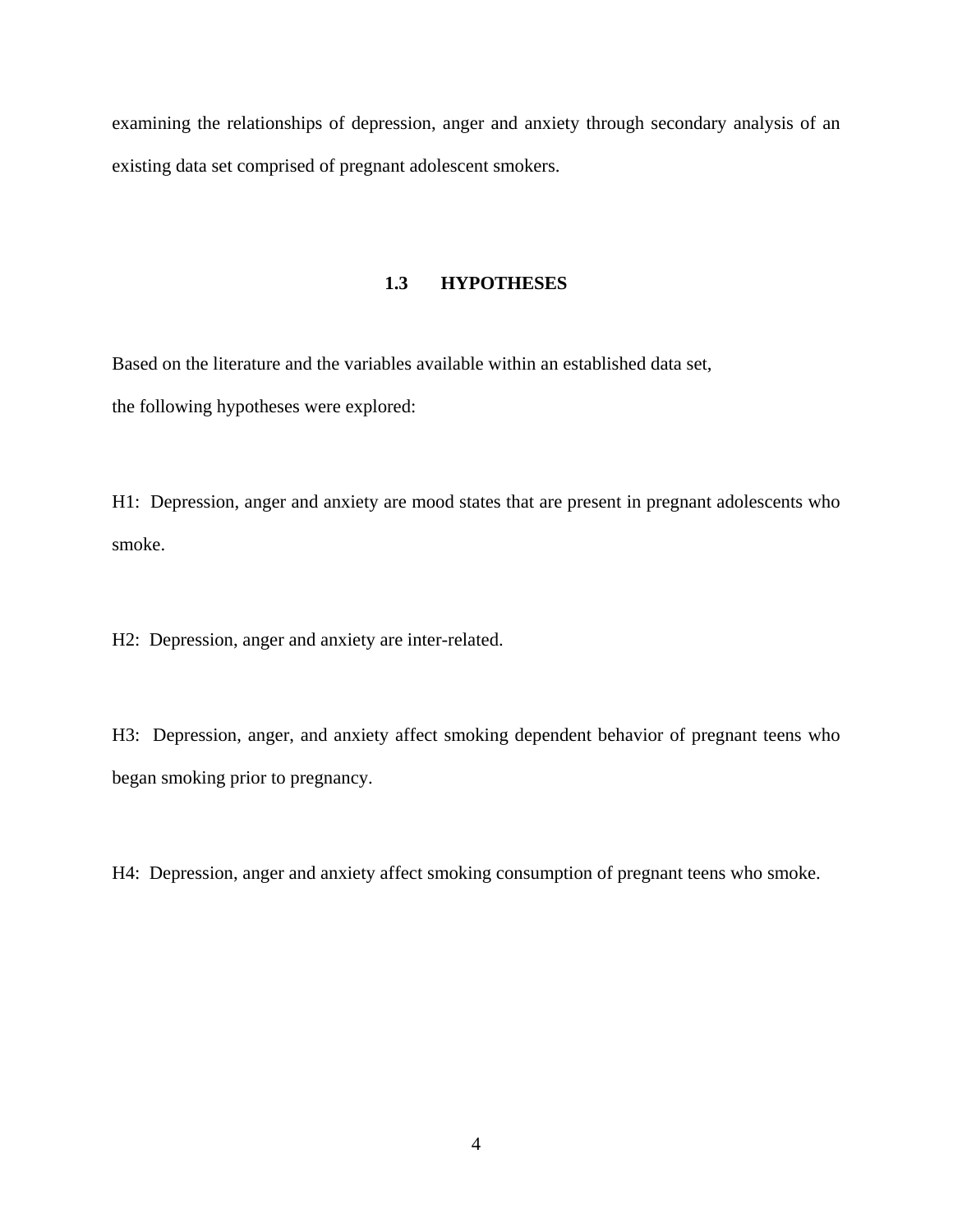examining the relationships of depression, anger and anxiety through secondary analysis of an existing data set comprised of pregnant adolescent smokers.

## 1.3 HYPOTHESES

Based on the literature and the variables available within an established data set,
the following hypotheses were explored:

H1: Depression, anger and anxiety are mood states that are present in pregnant adolescents who smoke.

H2: Depression, anger and anxiety are inter-related.

H3: Depression, anger, and anxiety affect smoking dependent behavior of pregnant teens who began smoking prior to pregnancy.

H4: Depression, anger and anxiety affect smoking consumption of pregnant teens who smoke.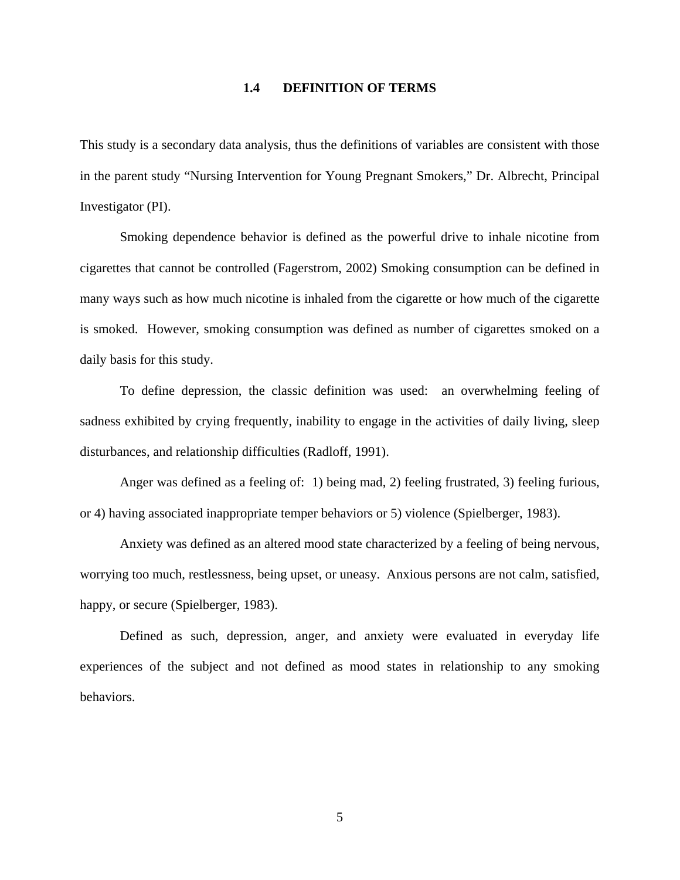## 1.4 DEFINITION OF TERMS

This study is a secondary data analysis, thus the definitions of variables are consistent with those in the parent study "Nursing Intervention for Young Pregnant Smokers," Dr. Albrecht, Principal Investigator (PI).

Smoking dependence behavior is defined as the powerful drive to inhale nicotine from cigarettes that cannot be controlled (Fagerstrom, 2002) Smoking consumption can be defined in many ways such as how much nicotine is inhaled from the cigarette or how much of the cigarette is smoked. However, smoking consumption was defined as number of cigarettes smoked on a daily basis for this study.

To define depression, the classic definition was used: an overwhelming feeling of sadness exhibited by crying frequently, inability to engage in the activities of daily living, sleep disturbances, and relationship difficulties (Radloff, 1991).

Anger was defined as a feeling of: 1) being mad, 2) feeling frustrated, 3) feeling furious, or 4) having associated inappropriate temper behaviors or 5) violence (Spielberger, 1983).

Anxiety was defined as an altered mood state characterized by a feeling of being nervous, worrying too much, restlessness, being upset, or uneasy. Anxious persons are not calm, satisfied, happy, or secure (Spielberger, 1983).

Defined as such, depression, anger, and anxiety were evaluated in everyday life experiences of the subject and not defined as mood states in relationship to any smoking behaviors.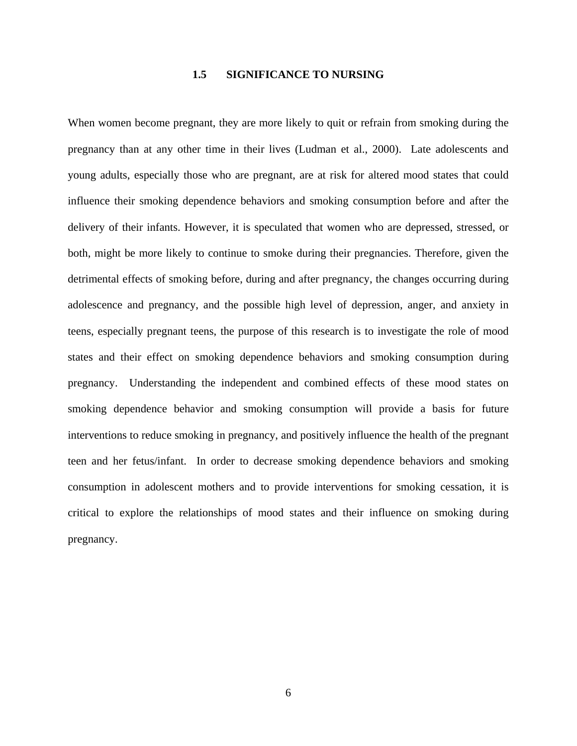### 1.5 SIGNIFICANCE TO NURSING

When women become pregnant, they are more likely to quit or refrain from smoking during the pregnancy than at any other time in their lives (Ludman et al., 2000). Late adolescents and young adults, especially those who are pregnant, are at risk for altered mood states that could influence their smoking dependence behaviors and smoking consumption before and after the delivery of their infants. However, it is speculated that women who are depressed, stressed, or both, might be more likely to continue to smoke during their pregnancies. Therefore, given the detrimental effects of smoking before, during and after pregnancy, the changes occurring during adolescence and pregnancy, and the possible high level of depression, anger, and anxiety in teens, especially pregnant teens, the purpose of this research is to investigate the role of mood states and their effect on smoking dependence behaviors and smoking consumption during pregnancy. Understanding the independent and combined effects of these mood states on smoking dependence behavior and smoking consumption will provide a basis for future interventions to reduce smoking in pregnancy, and positively influence the health of the pregnant teen and her fetus/infant. In order to decrease smoking dependence behaviors and smoking consumption in adolescent mothers and to provide interventions for smoking cessation, it is critical to explore the relationships of mood states and their influence on smoking during pregnancy.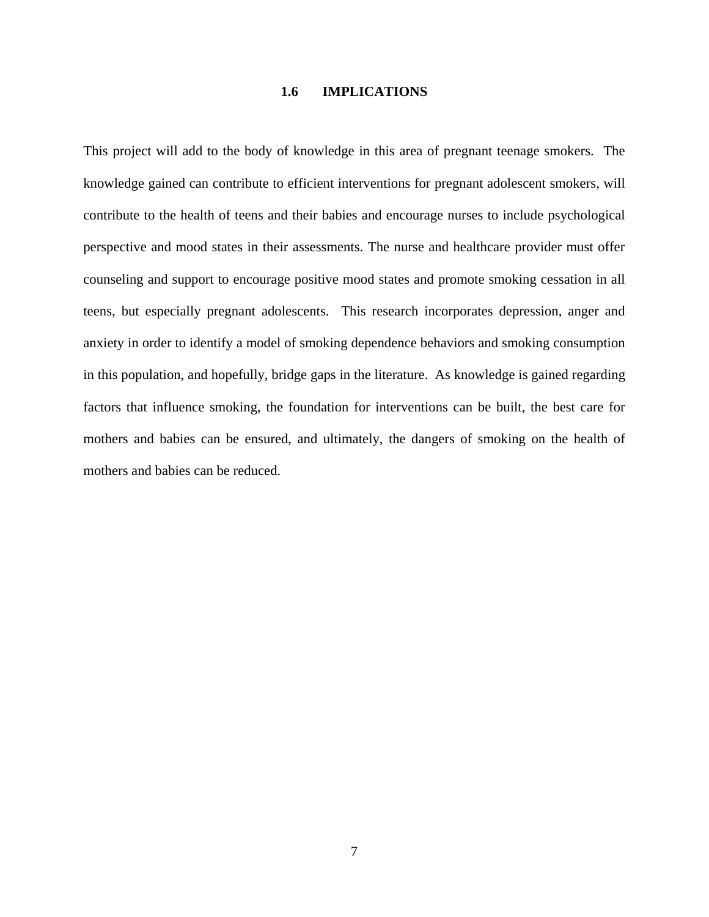## 1.6 IMPLICATIONS

This project will add to the body of knowledge in this area of pregnant teenage smokers. The knowledge gained can contribute to efficient interventions for pregnant adolescent smokers, will contribute to the health of teens and their babies and encourage nurses to include psychological perspective and mood states in their assessments. The nurse and healthcare provider must offer counseling and support to encourage positive mood states and promote smoking cessation in all teens, but especially pregnant adolescents. This research incorporates depression, anger and anxiety in order to identify a model of smoking dependence behaviors and smoking consumption in this population, and hopefully, bridge gaps in the literature. As knowledge is gained regarding factors that influence smoking, the foundation for interventions can be built, the best care for mothers and babies can be ensured, and ultimately, the dangers of smoking on the health of mothers and babies can be reduced.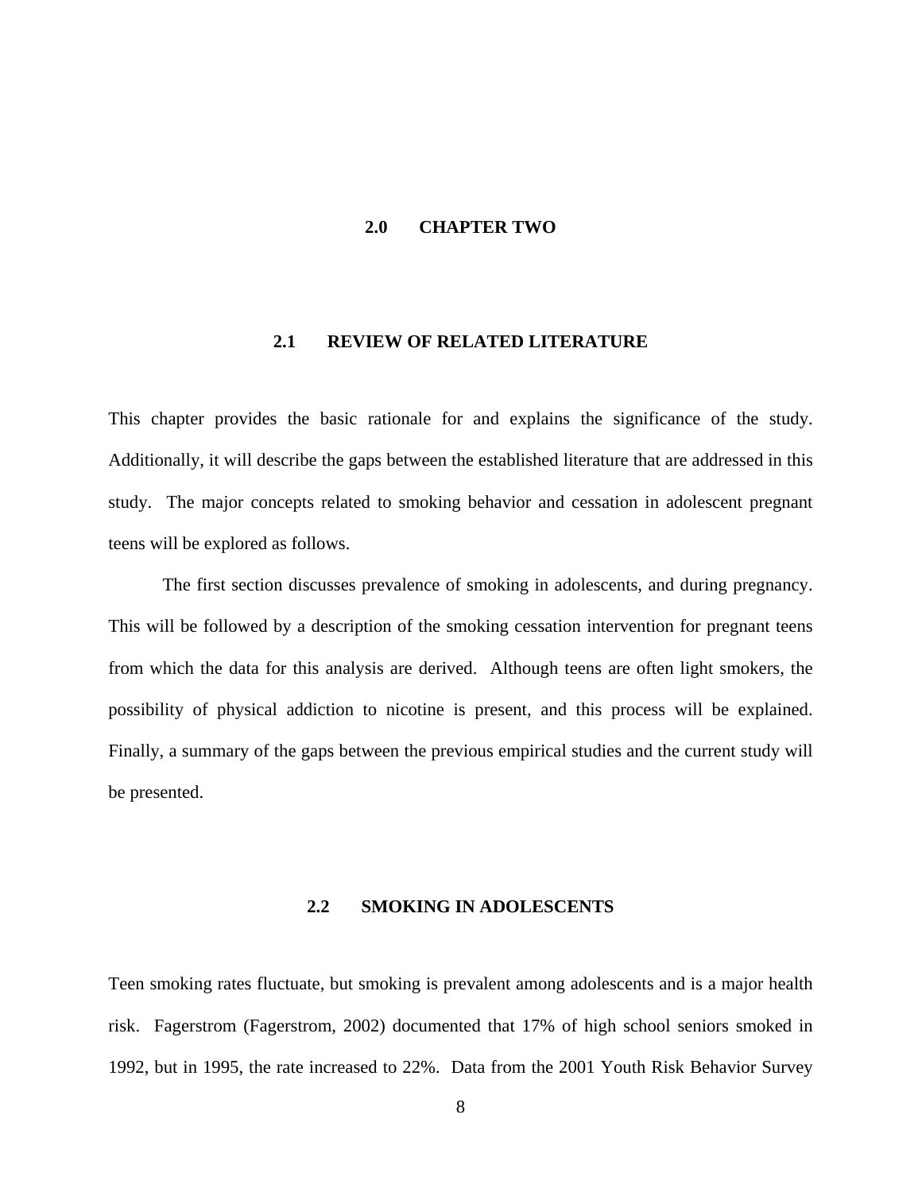# 2.0 CHAPTER TWO

## 2.1 REVIEW OF RELATED LITERATURE

This chapter provides the basic rationale for and explains the significance of the study. Additionally, it will describe the gaps between the established literature that are addressed in this study. The major concepts related to smoking behavior and cessation in adolescent pregnant teens will be explored as follows.

The first section discusses prevalence of smoking in adolescents, and during pregnancy. This will be followed by a description of the smoking cessation intervention for pregnant teens from which the data for this analysis are derived. Although teens are often light smokers, the possibility of physical addiction to nicotine is present, and this process will be explained. Finally, a summary of the gaps between the previous empirical studies and the current study will be presented.

## 2.2 SMOKING IN ADOLESCENTS

Teen smoking rates fluctuate, but smoking is prevalent among adolescents and is a major health risk. Fagerstrom (Fagerstrom, 2002) documented that 17% of high school seniors smoked in 1992, but in 1995, the rate increased to 22%. Data from the 2001 Youth Risk Behavior Survey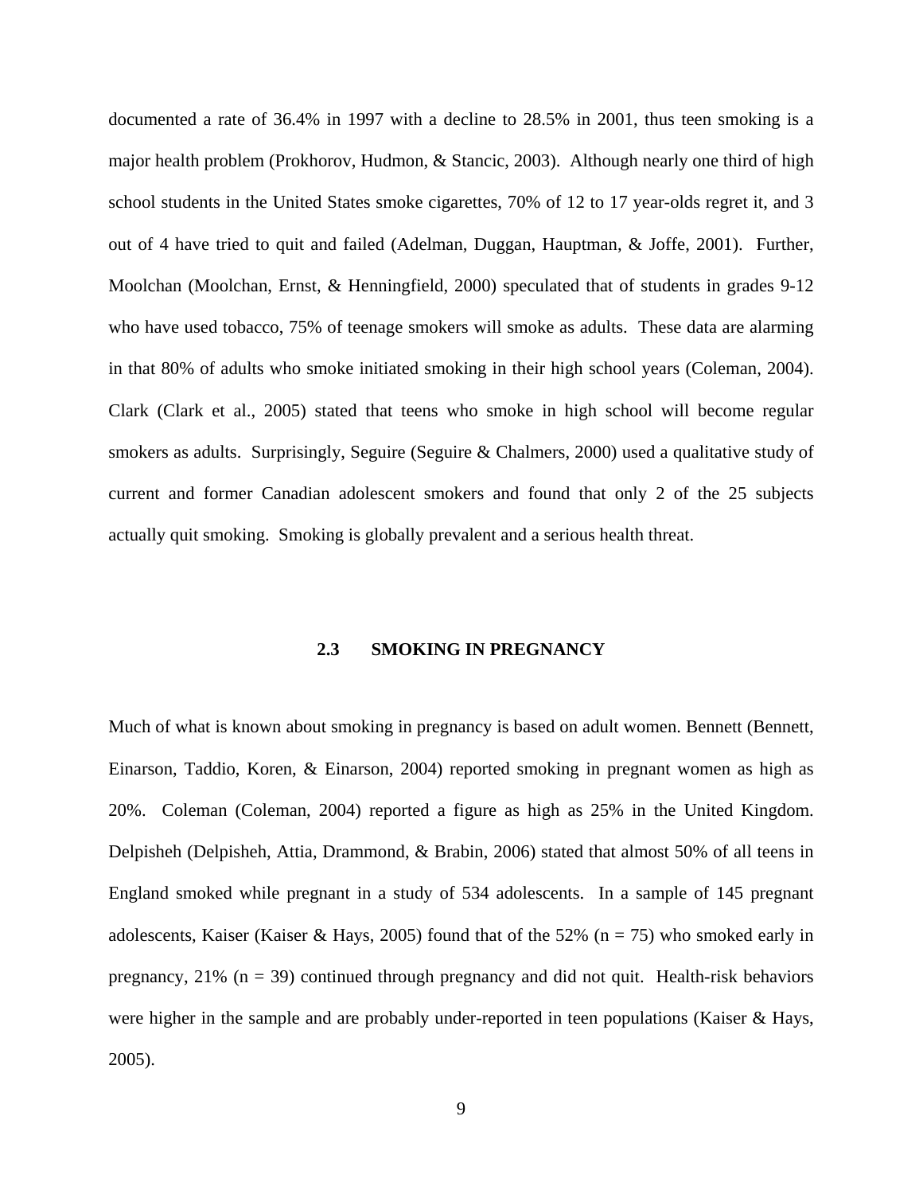documented a rate of 36.4% in 1997 with a decline to 28.5% in 2001, thus teen smoking is a major health problem (Prokhorov, Hudmon, & Stancic, 2003). Although nearly one third of high school students in the United States smoke cigarettes, 70% of 12 to 17 year-olds regret it, and 3 out of 4 have tried to quit and failed (Adelman, Duggan, Hauptman, & Joffe, 2001). Further, Moolchan (Moolchan, Ernst, & Henningfield, 2000) speculated that of students in grades 9-12 who have used tobacco, 75% of teenage smokers will smoke as adults. These data are alarming in that 80% of adults who smoke initiated smoking in their high school years (Coleman, 2004). Clark (Clark et al., 2005) stated that teens who smoke in high school will become regular smokers as adults. Surprisingly, Seguire (Seguire & Chalmers, 2000) used a qualitative study of current and former Canadian adolescent smokers and found that only 2 of the 25 subjects actually quit smoking. Smoking is globally prevalent and a serious health threat.

## 2.3 SMOKING IN PREGNANCY

Much of what is known about smoking in pregnancy is based on adult women. Bennett (Bennett, Einarson, Taddio, Koren, & Einarson, 2004) reported smoking in pregnant women as high as 20%. Coleman (Coleman, 2004) reported a figure as high as 25% in the United Kingdom. Delpisheh (Delpisheh, Attia, Drammond, & Brabin, 2006) stated that almost 50% of all teens in England smoked while pregnant in a study of 534 adolescents. In a sample of 145 pregnant adolescents, Kaiser (Kaiser & Hays, 2005) found that of the 52% (n = 75) who smoked early in pregnancy, 21% (n = 39) continued through pregnancy and did not quit. Health-risk behaviors were higher in the sample and are probably under-reported in teen populations (Kaiser & Hays, 2005).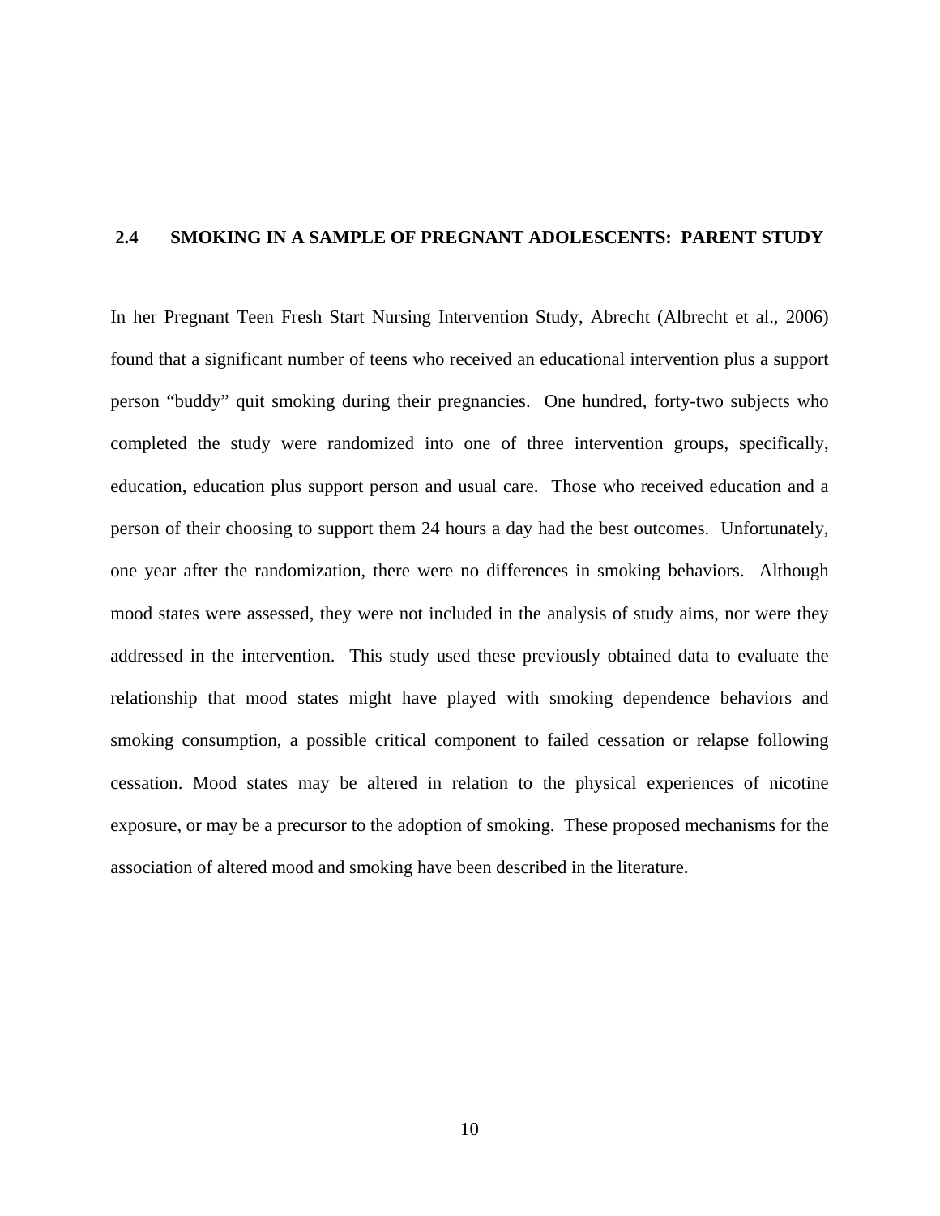## 2.4 SMOKING IN A SAMPLE OF PREGNANT ADOLESCENTS: PARENT STUDY

In her Pregnant Teen Fresh Start Nursing Intervention Study, Abrecht (Albrecht et al., 2006) found that a significant number of teens who received an educational intervention plus a support person "buddy" quit smoking during their pregnancies. One hundred, forty-two subjects who completed the study were randomized into one of three intervention groups, specifically, education, education plus support person and usual care. Those who received education and a person of their choosing to support them 24 hours a day had the best outcomes. Unfortunately, one year after the randomization, there were no differences in smoking behaviors. Although mood states were assessed, they were not included in the analysis of study aims, nor were they addressed in the intervention. This study used these previously obtained data to evaluate the relationship that mood states might have played with smoking dependence behaviors and smoking consumption, a possible critical component to failed cessation or relapse following cessation. Mood states may be altered in relation to the physical experiences of nicotine exposure, or may be a precursor to the adoption of smoking. These proposed mechanisms for the association of altered mood and smoking have been described in the literature.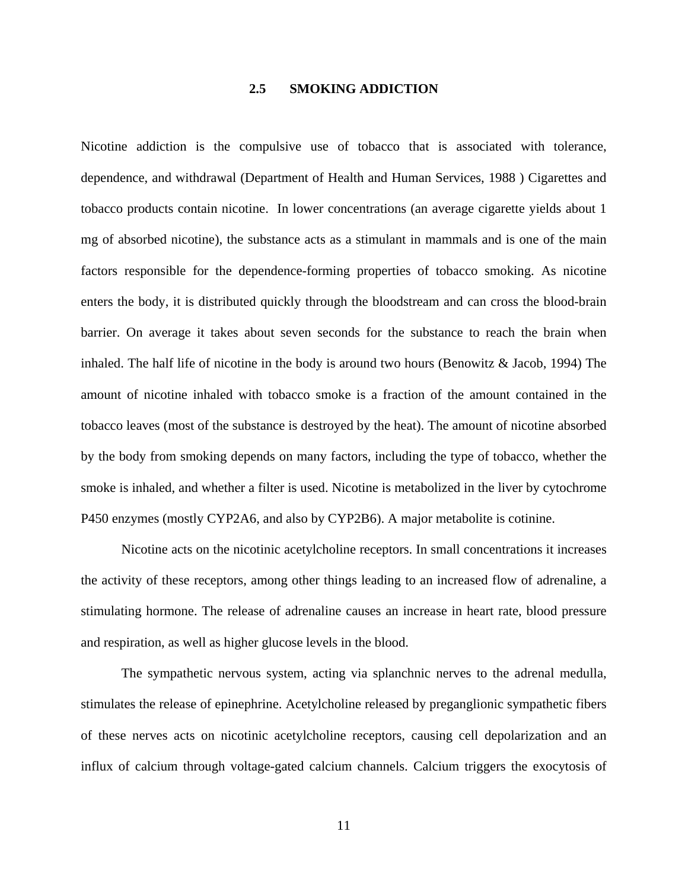## 2.5 SMOKING ADDICTION

Nicotine addiction is the compulsive use of tobacco that is associated with tolerance, dependence, and withdrawal (Department of Health and Human Services, 1988 ) Cigarettes and tobacco products contain nicotine. In lower concentrations (an average cigarette yields about 1 mg of absorbed nicotine), the substance acts as a stimulant in mammals and is one of the main factors responsible for the dependence-forming properties of tobacco smoking. As nicotine enters the body, it is distributed quickly through the bloodstream and can cross the blood-brain barrier. On average it takes about seven seconds for the substance to reach the brain when inhaled. The half life of nicotine in the body is around two hours (Benowitz & Jacob, 1994) The amount of nicotine inhaled with tobacco smoke is a fraction of the amount contained in the tobacco leaves (most of the substance is destroyed by the heat). The amount of nicotine absorbed by the body from smoking depends on many factors, including the type of tobacco, whether the smoke is inhaled, and whether a filter is used. Nicotine is metabolized in the liver by cytochrome P450 enzymes (mostly CYP2A6, and also by CYP2B6). A major metabolite is cotinine.

Nicotine acts on the nicotinic acetylcholine receptors. In small concentrations it increases the activity of these receptors, among other things leading to an increased flow of adrenaline, a stimulating hormone. The release of adrenaline causes an increase in heart rate, blood pressure and respiration, as well as higher glucose levels in the blood.

The sympathetic nervous system, acting via splanchnic nerves to the adrenal medulla, stimulates the release of epinephrine. Acetylcholine released by preganglionic sympathetic fibers of these nerves acts on nicotinic acetylcholine receptors, causing cell depolarization and an influx of calcium through voltage-gated calcium channels. Calcium triggers the exocytosis of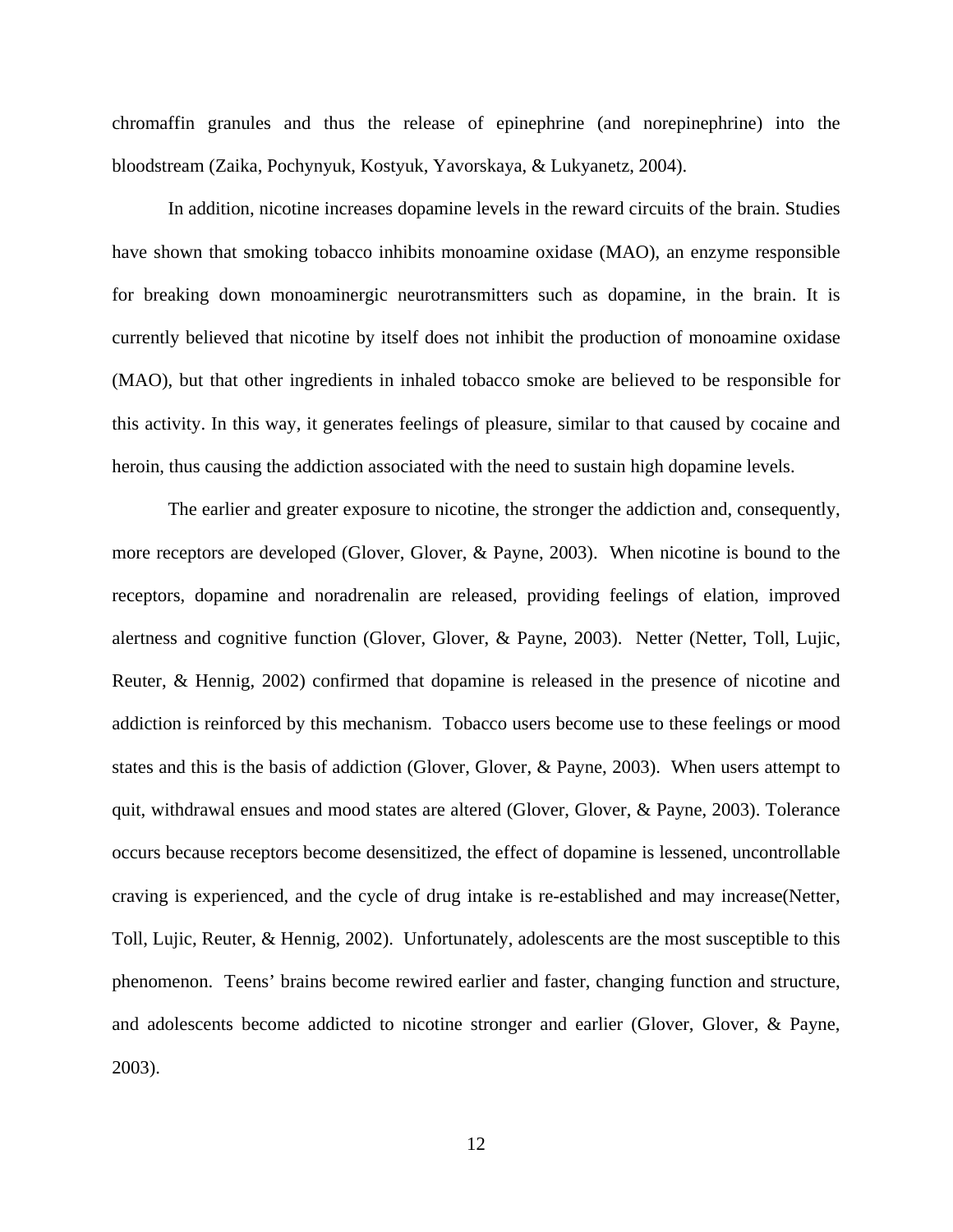chromaffin granules and thus the release of epinephrine (and norepinephrine) into the bloodstream (Zaika, Pochynyuk, Kostyuk, Yavorskaya, & Lukyanetz, 2004).

In addition, nicotine increases dopamine levels in the reward circuits of the brain. Studies have shown that smoking tobacco inhibits monoamine oxidase (MAO), an enzyme responsible for breaking down monoaminergic neurotransmitters such as dopamine, in the brain. It is currently believed that nicotine by itself does not inhibit the production of monoamine oxidase (MAO), but that other ingredients in inhaled tobacco smoke are believed to be responsible for this activity. In this way, it generates feelings of pleasure, similar to that caused by cocaine and heroin, thus causing the addiction associated with the need to sustain high dopamine levels.

The earlier and greater exposure to nicotine, the stronger the addiction and, consequently, more receptors are developed (Glover, Glover, & Payne, 2003). When nicotine is bound to the receptors, dopamine and noradrenalin are released, providing feelings of elation, improved alertness and cognitive function (Glover, Glover, & Payne, 2003). Netter (Netter, Toll, Lujic, Reuter, & Hennig, 2002) confirmed that dopamine is released in the presence of nicotine and addiction is reinforced by this mechanism. Tobacco users become use to these feelings or mood states and this is the basis of addiction (Glover, Glover, & Payne, 2003). When users attempt to quit, withdrawal ensues and mood states are altered (Glover, Glover, & Payne, 2003). Tolerance occurs because receptors become desensitized, the effect of dopamine is lessened, uncontrollable craving is experienced, and the cycle of drug intake is re-established and may increase(Netter, Toll, Lujic, Reuter, & Hennig, 2002). Unfortunately, adolescents are the most susceptible to this phenomenon. Teens' brains become rewired earlier and faster, changing function and structure, and adolescents become addicted to nicotine stronger and earlier (Glover, Glover, & Payne, 2003).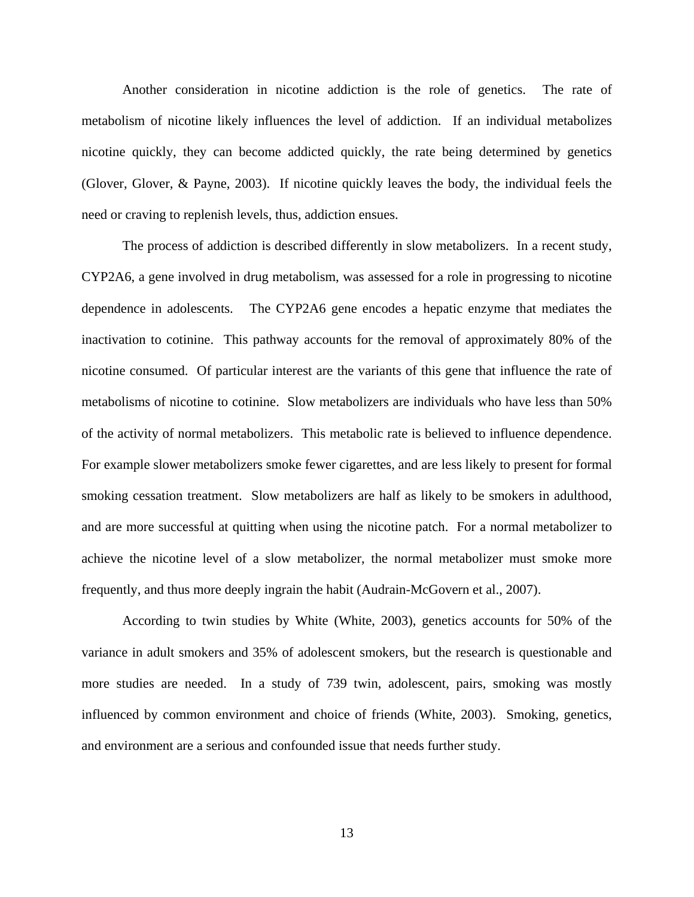Another consideration in nicotine addiction is the role of genetics. The rate of metabolism of nicotine likely influences the level of addiction. If an individual metabolizes nicotine quickly, they can become addicted quickly, the rate being determined by genetics (Glover, Glover, & Payne, 2003). If nicotine quickly leaves the body, the individual feels the need or craving to replenish levels, thus, addiction ensues.

The process of addiction is described differently in slow metabolizers. In a recent study, CYP2A6, a gene involved in drug metabolism, was assessed for a role in progressing to nicotine dependence in adolescents. The CYP2A6 gene encodes a hepatic enzyme that mediates the inactivation to cotinine. This pathway accounts for the removal of approximately 80% of the nicotine consumed. Of particular interest are the variants of this gene that influence the rate of metabolisms of nicotine to cotinine. Slow metabolizers are individuals who have less than 50% of the activity of normal metabolizers. This metabolic rate is believed to influence dependence. For example slower metabolizers smoke fewer cigarettes, and are less likely to present for formal smoking cessation treatment. Slow metabolizers are half as likely to be smokers in adulthood, and are more successful at quitting when using the nicotine patch. For a normal metabolizer to achieve the nicotine level of a slow metabolizer, the normal metabolizer must smoke more frequently, and thus more deeply ingrain the habit (Audrain-McGovern et al., 2007).

According to twin studies by White (White, 2003), genetics accounts for 50% of the variance in adult smokers and 35% of adolescent smokers, but the research is questionable and more studies are needed. In a study of 739 twin, adolescent, pairs, smoking was mostly influenced by common environment and choice of friends (White, 2003). Smoking, genetics, and environment are a serious and confounded issue that needs further study.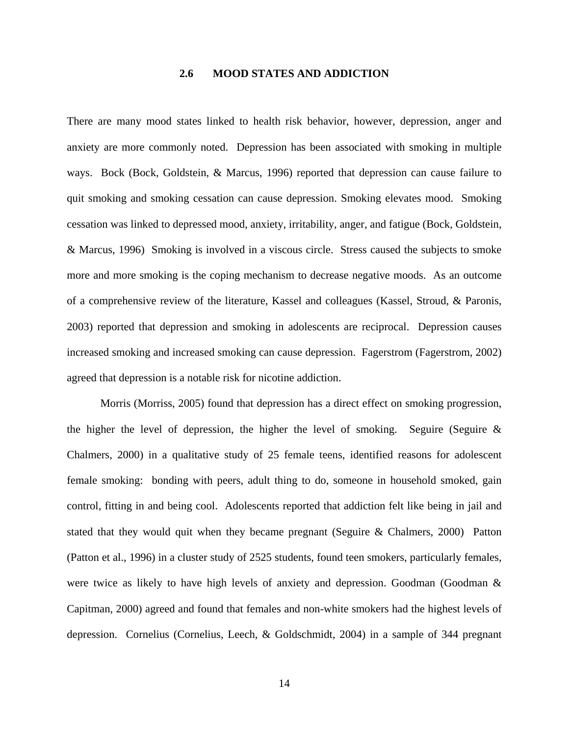## 2.6 MOOD STATES AND ADDICTION

There are many mood states linked to health risk behavior, however, depression, anger and anxiety are more commonly noted. Depression has been associated with smoking in multiple ways. Bock (Bock, Goldstein, & Marcus, 1996) reported that depression can cause failure to quit smoking and smoking cessation can cause depression. Smoking elevates mood. Smoking cessation was linked to depressed mood, anxiety, irritability, anger, and fatigue (Bock, Goldstein, & Marcus, 1996) Smoking is involved in a viscous circle. Stress caused the subjects to smoke more and more smoking is the coping mechanism to decrease negative moods. As an outcome of a comprehensive review of the literature, Kassel and colleagues (Kassel, Stroud, & Paronis, 2003) reported that depression and smoking in adolescents are reciprocal. Depression causes increased smoking and increased smoking can cause depression. Fagerstrom (Fagerstrom, 2002) agreed that depression is a notable risk for nicotine addiction.

Morris (Morriss, 2005) found that depression has a direct effect on smoking progression, the higher the level of depression, the higher the level of smoking. Seguire (Seguire & Chalmers, 2000) in a qualitative study of 25 female teens, identified reasons for adolescent female smoking: bonding with peers, adult thing to do, someone in household smoked, gain control, fitting in and being cool. Adolescents reported that addiction felt like being in jail and stated that they would quit when they became pregnant (Seguire & Chalmers, 2000) Patton (Patton et al., 1996) in a cluster study of 2525 students, found teen smokers, particularly females, were twice as likely to have high levels of anxiety and depression. Goodman (Goodman & Capitman, 2000) agreed and found that females and non-white smokers had the highest levels of depression. Cornelius (Cornelius, Leech, & Goldschmidt, 2004) in a sample of 344 pregnant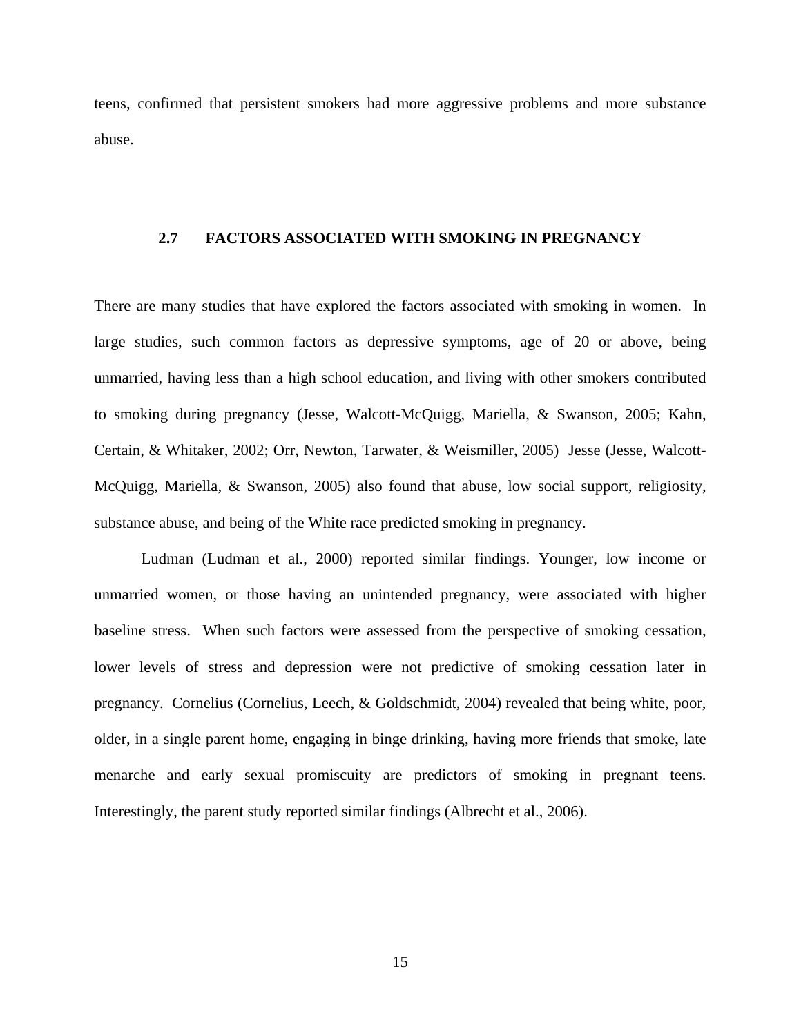teens, confirmed that persistent smokers had more aggressive problems and more substance abuse.

## 2.7 FACTORS ASSOCIATED WITH SMOKING IN PREGNANCY

There are many studies that have explored the factors associated with smoking in women. In large studies, such common factors as depressive symptoms, age of 20 or above, being unmarried, having less than a high school education, and living with other smokers contributed to smoking during pregnancy (Jesse, Walcott-McQuigg, Mariella, & Swanson, 2005; Kahn, Certain, & Whitaker, 2002; Orr, Newton, Tarwater, & Weismiller, 2005) Jesse (Jesse, Walcott-McQuigg, Mariella, & Swanson, 2005) also found that abuse, low social support, religiosity, substance abuse, and being of the White race predicted smoking in pregnancy.

Ludman (Ludman et al., 2000) reported similar findings. Younger, low income or unmarried women, or those having an unintended pregnancy, were associated with higher baseline stress. When such factors were assessed from the perspective of smoking cessation, lower levels of stress and depression were not predictive of smoking cessation later in pregnancy. Cornelius (Cornelius, Leech, & Goldschmidt, 2004) revealed that being white, poor, older, in a single parent home, engaging in binge drinking, having more friends that smoke, late menarche and early sexual promiscuity are predictors of smoking in pregnant teens. Interestingly, the parent study reported similar findings (Albrecht et al., 2006).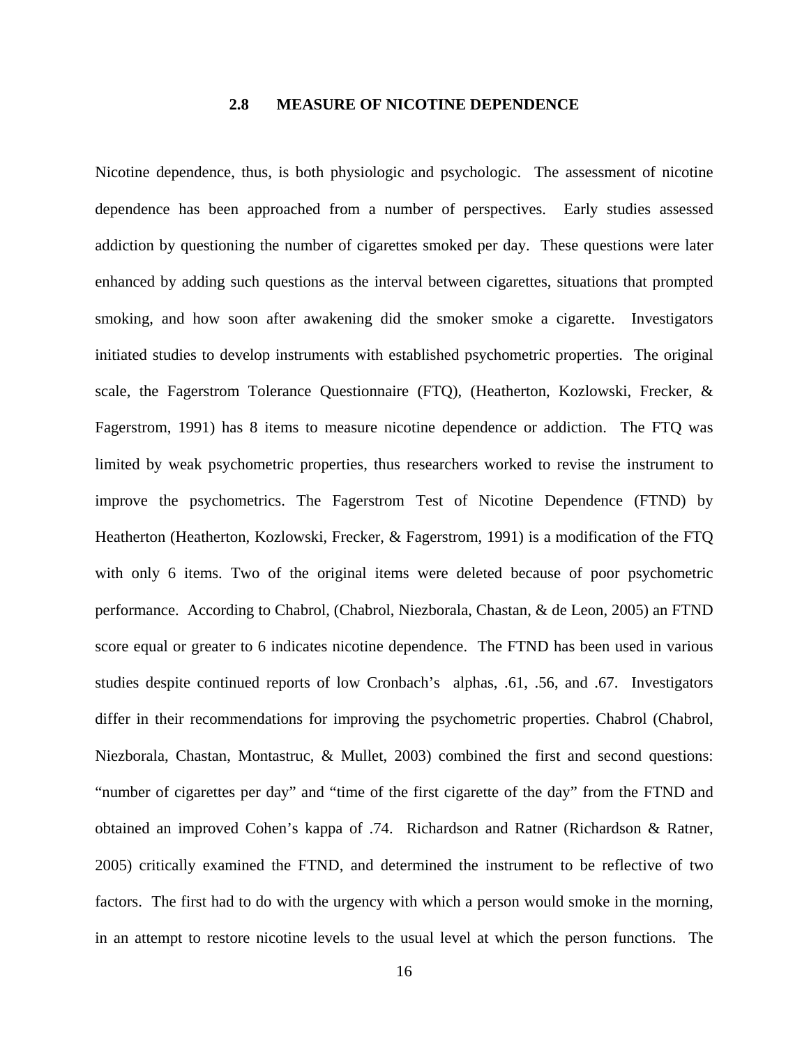## 2.8 MEASURE OF NICOTINE DEPENDENCE

Nicotine dependence, thus, is both physiologic and psychologic. The assessment of nicotine dependence has been approached from a number of perspectives. Early studies assessed addiction by questioning the number of cigarettes smoked per day. These questions were later enhanced by adding such questions as the interval between cigarettes, situations that prompted smoking, and how soon after awakening did the smoker smoke a cigarette. Investigators initiated studies to develop instruments with established psychometric properties. The original scale, the Fagerstrom Tolerance Questionnaire (FTQ), (Heatherton, Kozlowski, Frecker, & Fagerstrom, 1991) has 8 items to measure nicotine dependence or addiction. The FTQ was limited by weak psychometric properties, thus researchers worked to revise the instrument to improve the psychometrics. The Fagerstrom Test of Nicotine Dependence (FTND) by Heatherton (Heatherton, Kozlowski, Frecker, & Fagerstrom, 1991) is a modification of the FTQ with only 6 items. Two of the original items were deleted because of poor psychometric performance. According to Chabrol, (Chabrol, Niezborala, Chastan, & de Leon, 2005) an FTND score equal or greater to 6 indicates nicotine dependence. The FTND has been used in various studies despite continued reports of low Cronbach's alphas, .61, .56, and .67. Investigators differ in their recommendations for improving the psychometric properties. Chabrol (Chabrol, Niezborala, Chastan, Montastruc, & Mullet, 2003) combined the first and second questions: "number of cigarettes per day" and "time of the first cigarette of the day" from the FTND and obtained an improved Cohen's kappa of .74. Richardson and Ratner (Richardson & Ratner, 2005) critically examined the FTND, and determined the instrument to be reflective of two factors. The first had to do with the urgency with which a person would smoke in the morning, in an attempt to restore nicotine levels to the usual level at which the person functions. The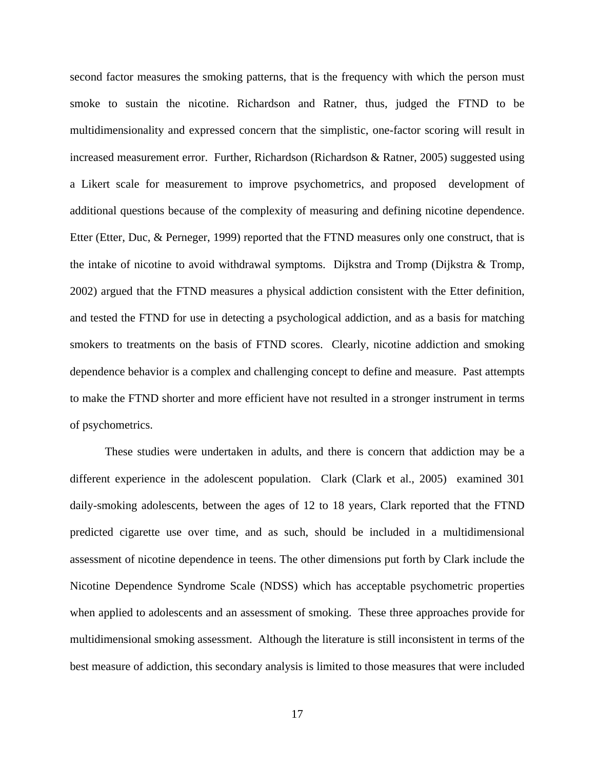second factor measures the smoking patterns, that is the frequency with which the person must smoke to sustain the nicotine. Richardson and Ratner, thus, judged the FTND to be multidimensionality and expressed concern that the simplistic, one-factor scoring will result in increased measurement error. Further, Richardson (Richardson & Ratner, 2005) suggested using a Likert scale for measurement to improve psychometrics, and proposed development of additional questions because of the complexity of measuring and defining nicotine dependence. Etter (Etter, Duc, & Perneger, 1999) reported that the FTND measures only one construct, that is the intake of nicotine to avoid withdrawal symptoms. Dijkstra and Tromp (Dijkstra & Tromp, 2002) argued that the FTND measures a physical addiction consistent with the Etter definition, and tested the FTND for use in detecting a psychological addiction, and as a basis for matching smokers to treatments on the basis of FTND scores. Clearly, nicotine addiction and smoking dependence behavior is a complex and challenging concept to define and measure. Past attempts to make the FTND shorter and more efficient have not resulted in a stronger instrument in terms of psychometrics.

These studies were undertaken in adults, and there is concern that addiction may be a different experience in the adolescent population. Clark (Clark et al., 2005) examined 301 daily-smoking adolescents, between the ages of 12 to 18 years, Clark reported that the FTND predicted cigarette use over time, and as such, should be included in a multidimensional assessment of nicotine dependence in teens. The other dimensions put forth by Clark include the Nicotine Dependence Syndrome Scale (NDSS) which has acceptable psychometric properties when applied to adolescents and an assessment of smoking. These three approaches provide for multidimensional smoking assessment. Although the literature is still inconsistent in terms of the best measure of addiction, this secondary analysis is limited to those measures that were included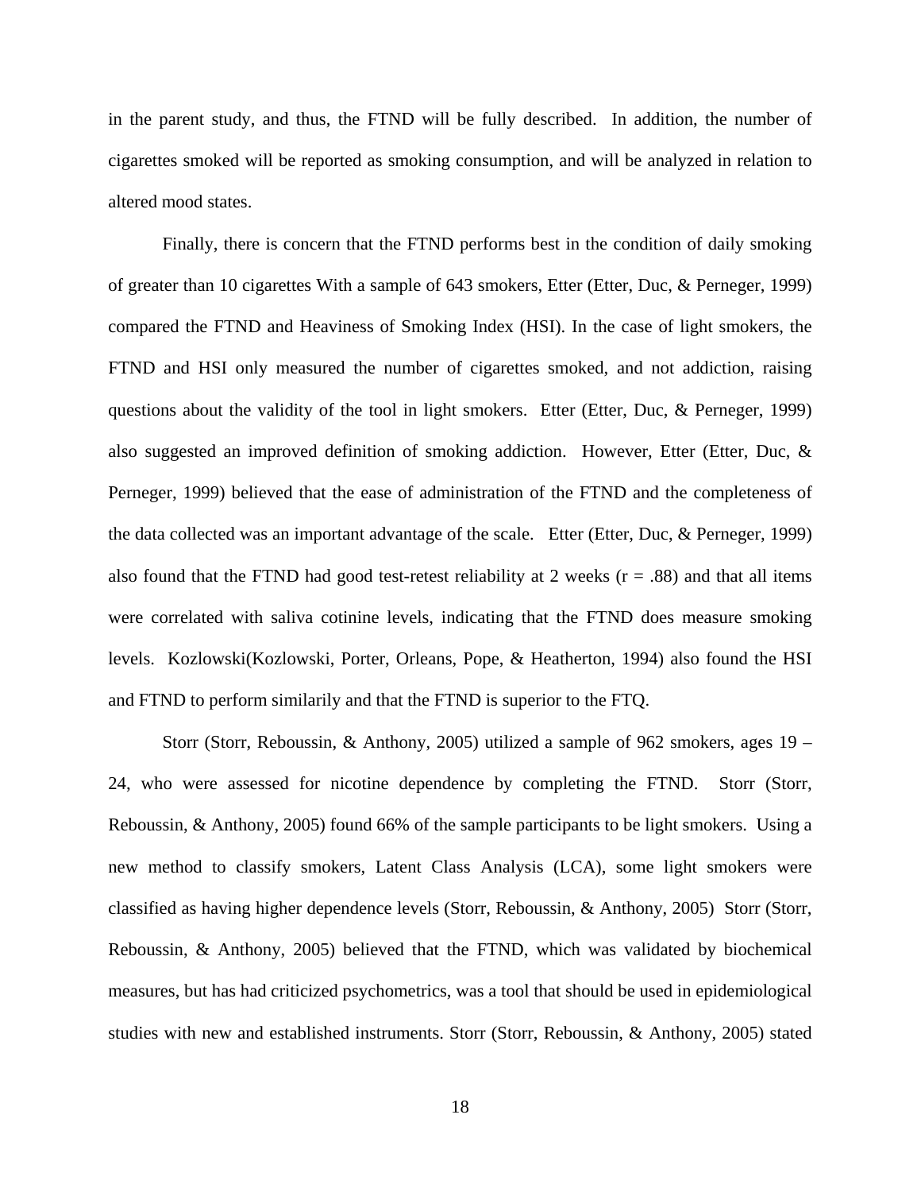in the parent study, and thus, the FTND will be fully described. In addition, the number of cigarettes smoked will be reported as smoking consumption, and will be analyzed in relation to altered mood states.

Finally, there is concern that the FTND performs best in the condition of daily smoking of greater than 10 cigarettes With a sample of 643 smokers, Etter (Etter, Duc, & Perneger, 1999) compared the FTND and Heaviness of Smoking Index (HSI). In the case of light smokers, the FTND and HSI only measured the number of cigarettes smoked, and not addiction, raising questions about the validity of the tool in light smokers. Etter (Etter, Duc, & Perneger, 1999) also suggested an improved definition of smoking addiction. However, Etter (Etter, Duc, & Perneger, 1999) believed that the ease of administration of the FTND and the completeness of the data collected was an important advantage of the scale. Etter (Etter, Duc, & Perneger, 1999) also found that the FTND had good test-retest reliability at 2 weeks (r = .88) and that all items were correlated with saliva cotinine levels, indicating that the FTND does measure smoking levels. Kozlowski(Kozlowski, Porter, Orleans, Pope, & Heatherton, 1994) also found the HSI and FTND to perform similarily and that the FTND is superior to the FTQ.

Storr (Storr, Reboussin, & Anthony, 2005) utilized a sample of 962 smokers, ages 19 – 24, who were assessed for nicotine dependence by completing the FTND. Storr (Storr, Reboussin, & Anthony, 2005) found 66% of the sample participants to be light smokers. Using a new method to classify smokers, Latent Class Analysis (LCA), some light smokers were classified as having higher dependence levels (Storr, Reboussin, & Anthony, 2005) Storr (Storr, Reboussin, & Anthony, 2005) believed that the FTND, which was validated by biochemical measures, but has had criticized psychometrics, was a tool that should be used in epidemiological studies with new and established instruments. Storr (Storr, Reboussin, & Anthony, 2005) stated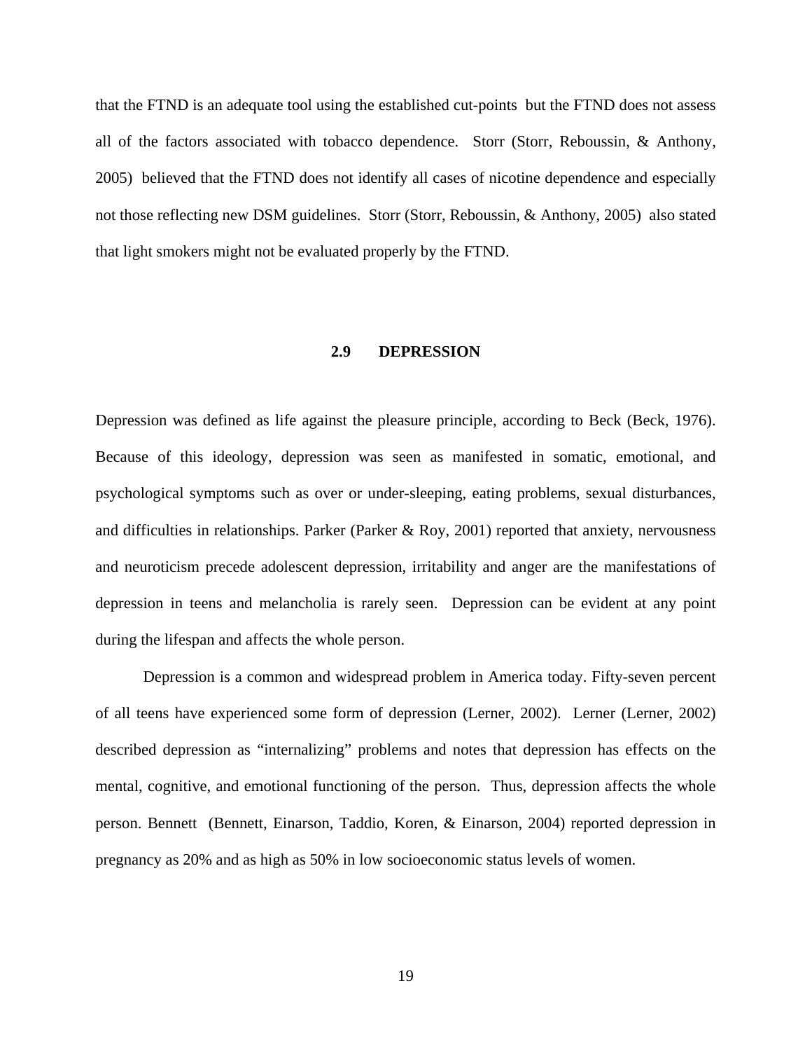that the FTND is an adequate tool using the established cut-points but the FTND does not assess all of the factors associated with tobacco dependence. Storr (Storr, Reboussin, & Anthony, 2005) believed that the FTND does not identify all cases of nicotine dependence and especially not those reflecting new DSM guidelines. Storr (Storr, Reboussin, & Anthony, 2005) also stated that light smokers might not be evaluated properly by the FTND.

## 2.9 DEPRESSION

Depression was defined as life against the pleasure principle, according to Beck (Beck, 1976). Because of this ideology, depression was seen as manifested in somatic, emotional, and psychological symptoms such as over or under-sleeping, eating problems, sexual disturbances, and difficulties in relationships. Parker (Parker & Roy, 2001) reported that anxiety, nervousness and neuroticism precede adolescent depression, irritability and anger are the manifestations of depression in teens and melancholia is rarely seen. Depression can be evident at any point during the lifespan and affects the whole person.

Depression is a common and widespread problem in America today. Fifty-seven percent of all teens have experienced some form of depression (Lerner, 2002). Lerner (Lerner, 2002) described depression as “internalizing” problems and notes that depression has effects on the mental, cognitive, and emotional functioning of the person. Thus, depression affects the whole person. Bennett (Bennett, Einarson, Taddio, Koren, & Einarson, 2004) reported depression in pregnancy as 20% and as high as 50% in low socioeconomic status levels of women.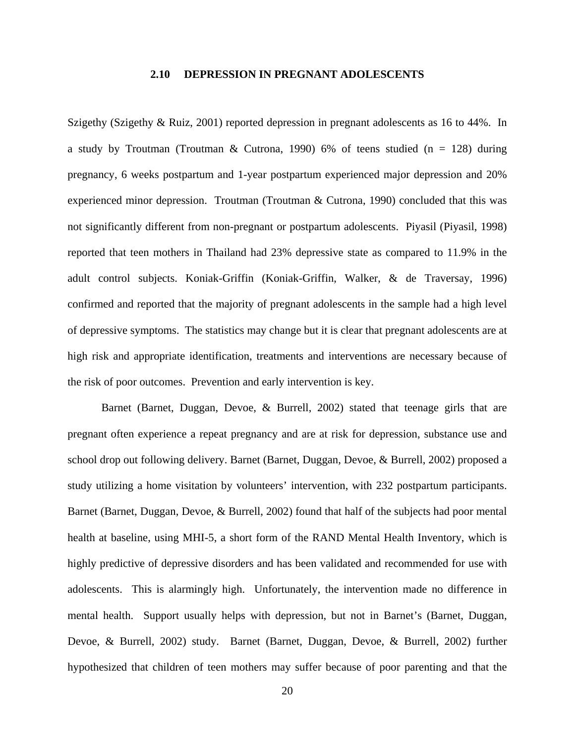## 2.10 DEPRESSION IN PREGNANT ADOLESCENTS

Szigethy (Szigethy & Ruiz, 2001) reported depression in pregnant adolescents as 16 to 44%. In a study by Troutman (Troutman & Cutrona, 1990) 6% of teens studied (n = 128) during pregnancy, 6 weeks postpartum and 1-year postpartum experienced major depression and 20% experienced minor depression. Troutman (Troutman & Cutrona, 1990) concluded that this was not significantly different from non-pregnant or postpartum adolescents. Piyasil (Piyasil, 1998) reported that teen mothers in Thailand had 23% depressive state as compared to 11.9% in the adult control subjects. Koniak-Griffin (Koniak-Griffin, Walker, & de Traversay, 1996) confirmed and reported that the majority of pregnant adolescents in the sample had a high level of depressive symptoms. The statistics may change but it is clear that pregnant adolescents are at high risk and appropriate identification, treatments and interventions are necessary because of the risk of poor outcomes. Prevention and early intervention is key.

Barnet (Barnet, Duggan, Devoe, & Burrell, 2002) stated that teenage girls that are pregnant often experience a repeat pregnancy and are at risk for depression, substance use and school drop out following delivery. Barnet (Barnet, Duggan, Devoe, & Burrell, 2002) proposed a study utilizing a home visitation by volunteers' intervention, with 232 postpartum participants. Barnet (Barnet, Duggan, Devoe, & Burrell, 2002) found that half of the subjects had poor mental health at baseline, using MHI-5, a short form of the RAND Mental Health Inventory, which is highly predictive of depressive disorders and has been validated and recommended for use with adolescents. This is alarmingly high. Unfortunately, the intervention made no difference in mental health. Support usually helps with depression, but not in Barnet's (Barnet, Duggan, Devoe, & Burrell, 2002) study. Barnet (Barnet, Duggan, Devoe, & Burrell, 2002) further hypothesized that children of teen mothers may suffer because of poor parenting and that the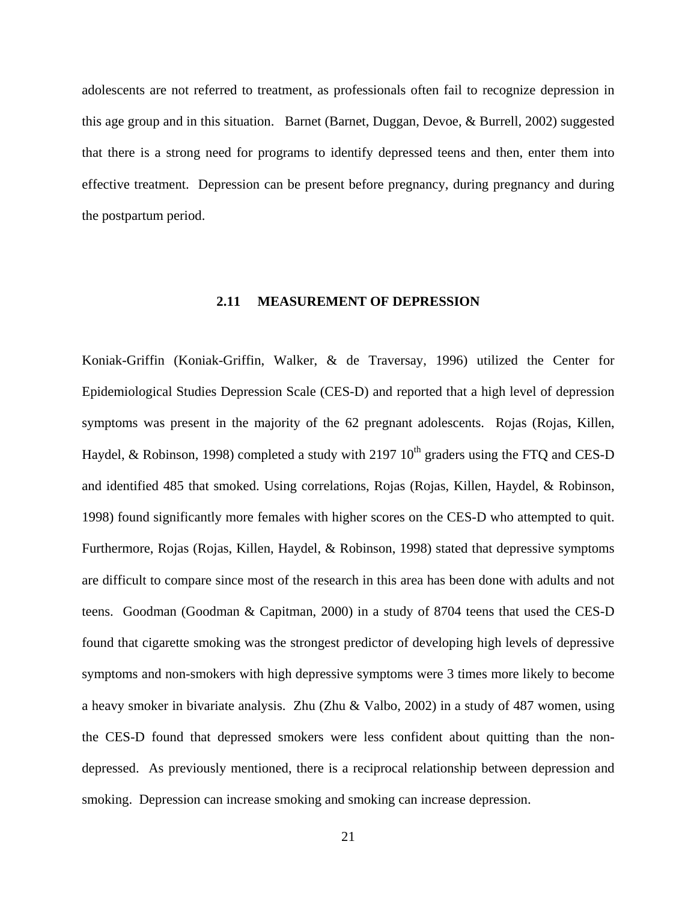adolescents are not referred to treatment, as professionals often fail to recognize depression in this age group and in this situation. Barnet (Barnet, Duggan, Devoe, & Burrell, 2002) suggested that there is a strong need for programs to identify depressed teens and then, enter them into effective treatment. Depression can be present before pregnancy, during pregnancy and during the postpartum period.

## 2.11 MEASUREMENT OF DEPRESSION

Koniak-Griffin (Koniak-Griffin, Walker, & de Traversay, 1996) utilized the Center for Epidemiological Studies Depression Scale (CES-D) and reported that a high level of depression symptoms was present in the majority of the 62 pregnant adolescents. Rojas (Rojas, Killen, Haydel, & Robinson, 1998) completed a study with 2197 10$^{th}$ graders using the FTQ and CES-D and identified 485 that smoked. Using correlations, Rojas (Rojas, Killen, Haydel, & Robinson, 1998) found significantly more females with higher scores on the CES-D who attempted to quit. Furthermore, Rojas (Rojas, Killen, Haydel, & Robinson, 1998) stated that depressive symptoms are difficult to compare since most of the research in this area has been done with adults and not teens. Goodman (Goodman & Capitman, 2000) in a study of 8704 teens that used the CES-D found that cigarette smoking was the strongest predictor of developing high levels of depressive symptoms and non-smokers with high depressive symptoms were 3 times more likely to become a heavy smoker in bivariate analysis. Zhu (Zhu & Valbo, 2002) in a study of 487 women, using the CES-D found that depressed smokers were less confident about quitting than the non-depressed. As previously mentioned, there is a reciprocal relationship between depression and smoking. Depression can increase smoking and smoking can increase depression.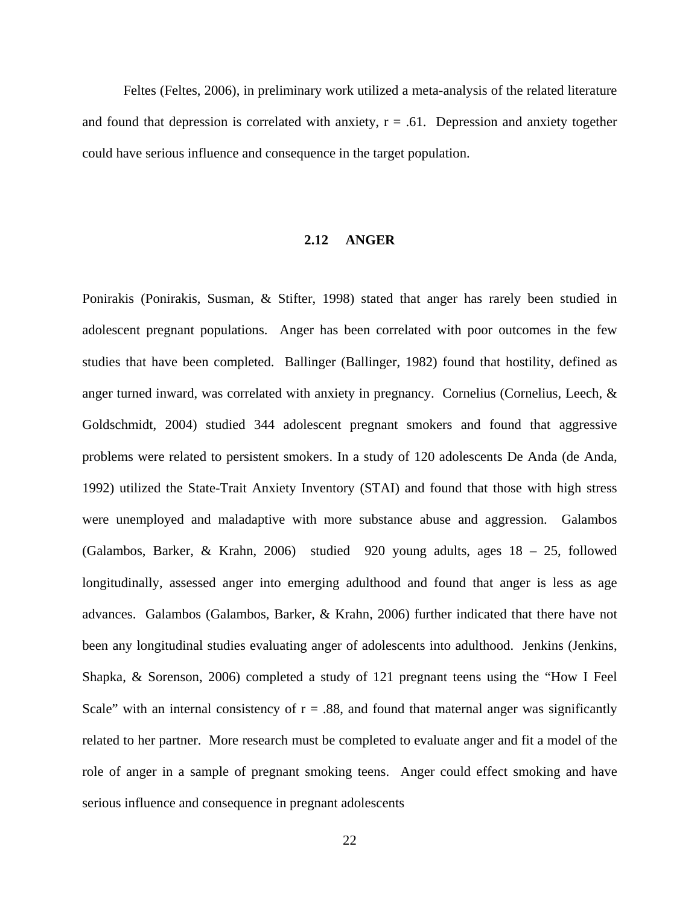Feltes (Feltes, 2006), in preliminary work utilized a meta-analysis of the related literature and found that depression is correlated with anxiety, $r = .61$. Depression and anxiety together could have serious influence and consequence in the target population.

## 2.12 ANGER

Ponirakis (Ponirakis, Susman, & Stifter, 1998) stated that anger has rarely been studied in adolescent pregnant populations. Anger has been correlated with poor outcomes in the few studies that have been completed. Ballinger (Ballinger, 1982) found that hostility, defined as anger turned inward, was correlated with anxiety in pregnancy. Cornelius (Cornelius, Leech, & Goldschmidt, 2004) studied 344 adolescent pregnant smokers and found that aggressive problems were related to persistent smokers. In a study of 120 adolescents De Anda (de Anda, 1992) utilized the State-Trait Anxiety Inventory (STAI) and found that those with high stress were unemployed and maladaptive with more substance abuse and aggression. Galambos (Galambos, Barker, & Krahn, 2006) studied 920 young adults, ages 18 – 25, followed longitudinally, assessed anger into emerging adulthood and found that anger is less as age advances. Galambos (Galambos, Barker, & Krahn, 2006) further indicated that there have not been any longitudinal studies evaluating anger of adolescents into adulthood. Jenkins (Jenkins, Shapka, & Sorenson, 2006) completed a study of 121 pregnant teens using the "How I Feel Scale" with an internal consistency of $r = .88$, and found that maternal anger was significantly related to her partner. More research must be completed to evaluate anger and fit a model of the role of anger in a sample of pregnant smoking teens. Anger could effect smoking and have serious influence and consequence in pregnant adolescents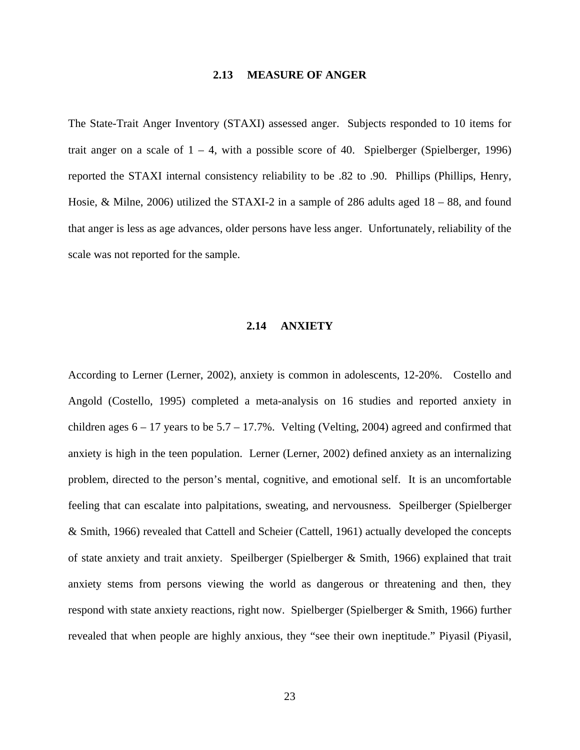## 2.13 MEASURE OF ANGER

The State-Trait Anger Inventory (STAXI) assessed anger. Subjects responded to 10 items for trait anger on a scale of 1 – 4, with a possible score of 40. Spielberger (Spielberger, 1996) reported the STAXI internal consistency reliability to be .82 to .90. Phillips (Phillips, Henry, Hosie, & Milne, 2006) utilized the STAXI-2 in a sample of 286 adults aged 18 – 88, and found that anger is less as age advances, older persons have less anger. Unfortunately, reliability of the scale was not reported for the sample.

## 2.14 ANXIETY

According to Lerner (Lerner, 2002), anxiety is common in adolescents, 12-20%. Costello and Angold (Costello, 1995) completed a meta-analysis on 16 studies and reported anxiety in children ages 6 – 17 years to be 5.7 – 17.7%. Velting (Velting, 2004) agreed and confirmed that anxiety is high in the teen population. Lerner (Lerner, 2002) defined anxiety as an internalizing problem, directed to the person's mental, cognitive, and emotional self. It is an uncomfortable feeling that can escalate into palpitations, sweating, and nervousness. Speilberger (Spielberger & Smith, 1966) revealed that Cattell and Scheier (Cattell, 1961) actually developed the concepts of state anxiety and trait anxiety. Speilberger (Spielberger & Smith, 1966) explained that trait anxiety stems from persons viewing the world as dangerous or threatening and then, they respond with state anxiety reactions, right now. Spielberger (Spielberger & Smith, 1966) further revealed that when people are highly anxious, they "see their own ineptitude." Piyasil (Piyasil,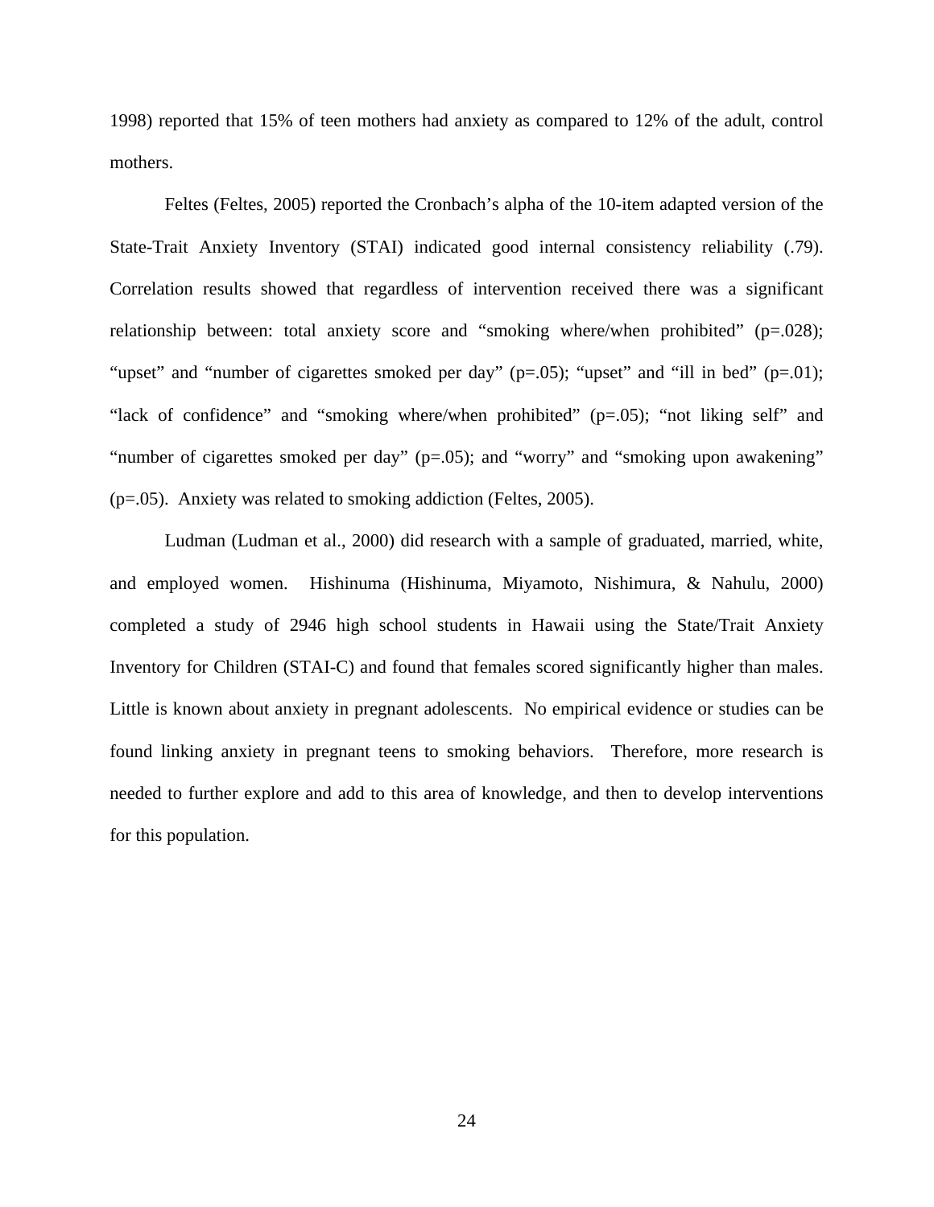1998) reported that 15% of teen mothers had anxiety as compared to 12% of the adult, control mothers.

Feltes (Feltes, 2005) reported the Cronbach's alpha of the 10-item adapted version of the State-Trait Anxiety Inventory (STAI) indicated good internal consistency reliability (.79). Correlation results showed that regardless of intervention received there was a significant relationship between: total anxiety score and "smoking where/when prohibited" ($p=.028$); "upset" and "number of cigarettes smoked per day" ($p=.05$); "upset" and "ill in bed" ($p=.01$); "lack of confidence" and "smoking where/when prohibited" ($p=.05$); "not liking self" and "number of cigarettes smoked per day" ($p=.05$); and "worry" and "smoking upon awakening" ($p=.05$). Anxiety was related to smoking addiction (Feltes, 2005).

Ludman (Ludman et al., 2000) did research with a sample of graduated, married, white, and employed women. Hishinuma (Hishinuma, Miyamoto, Nishimura, & Nahulu, 2000) completed a study of 2946 high school students in Hawaii using the State/Trait Anxiety Inventory for Children (STAI-C) and found that females scored significantly higher than males. Little is known about anxiety in pregnant adolescents. No empirical evidence or studies can be found linking anxiety in pregnant teens to smoking behaviors. Therefore, more research is needed to further explore and add to this area of knowledge, and then to develop interventions for this population.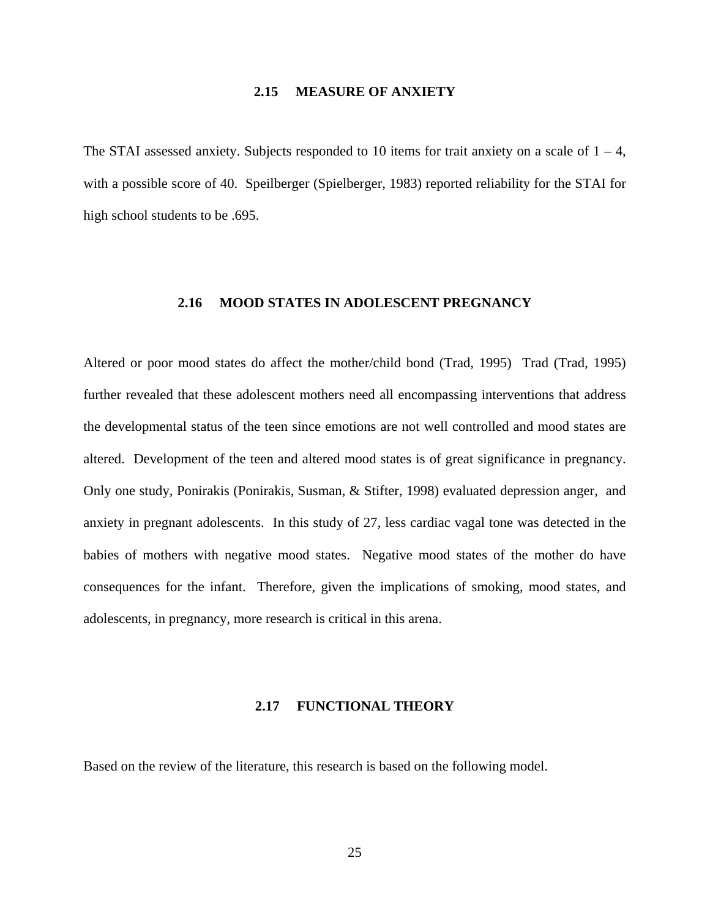## 2.15 MEASURE OF ANXIETY

The STAI assessed anxiety. Subjects responded to 10 items for trait anxiety on a scale of 1 – 4, with a possible score of 40. Speilberger (Spielberger, 1983) reported reliability for the STAI for high school students to be .695.

## 2.16 MOOD STATES IN ADOLESCENT PREGNANCY

Altered or poor mood states do affect the mother/child bond (Trad, 1995) Trad (Trad, 1995) further revealed that these adolescent mothers need all encompassing interventions that address the developmental status of the teen since emotions are not well controlled and mood states are altered. Development of the teen and altered mood states is of great significance in pregnancy. Only one study, Ponirakis (Ponirakis, Susman, & Stifter, 1998) evaluated depression anger, and anxiety in pregnant adolescents. In this study of 27, less cardiac vagal tone was detected in the babies of mothers with negative mood states. Negative mood states of the mother do have consequences for the infant. Therefore, given the implications of smoking, mood states, and adolescents, in pregnancy, more research is critical in this arena.

## 2.17 FUNCTIONAL THEORY

Based on the review of the literature, this research is based on the following model.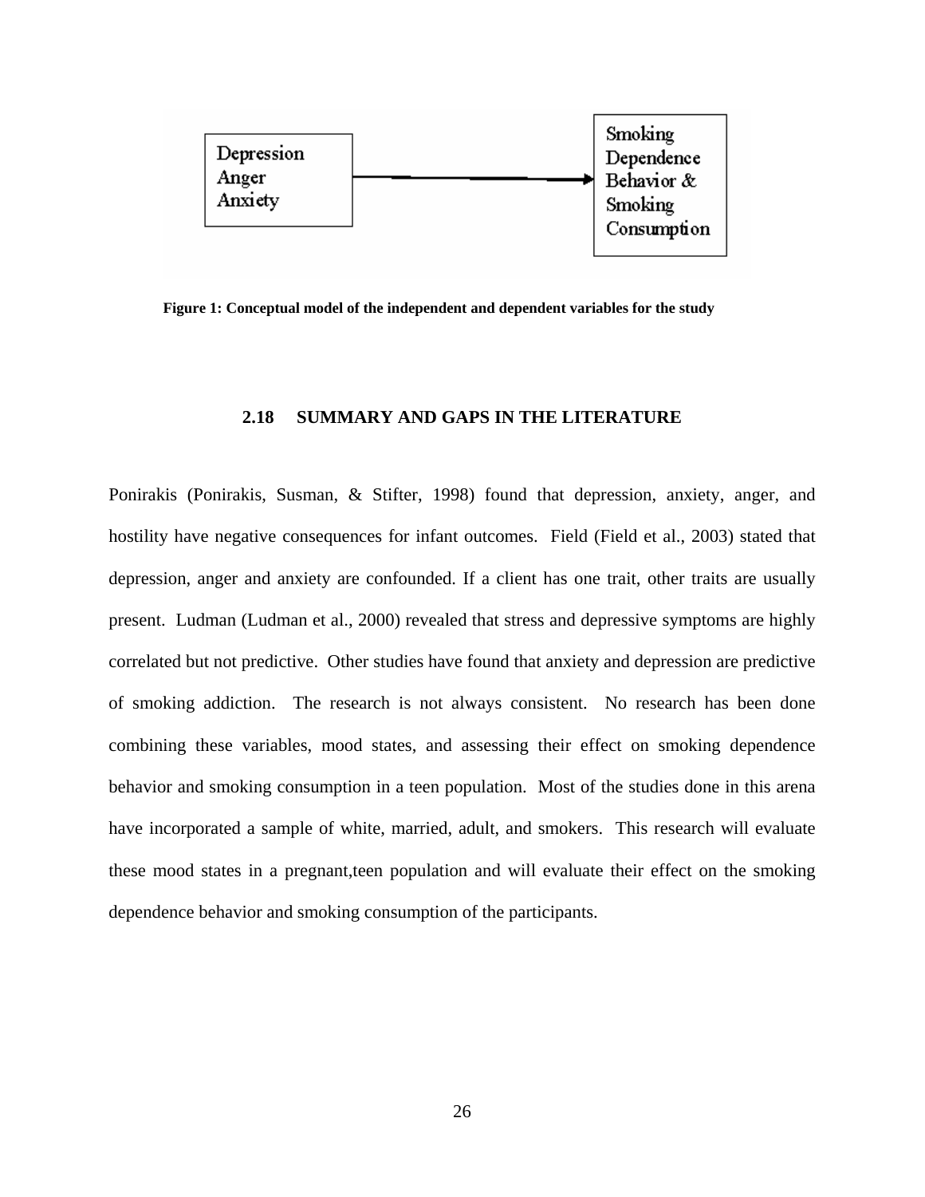Depression
Anger
Anxiety

Smoking
Dependence
Behavior &
Smoking
Consumption

**Figure 1: Conceptual model of the independent and dependent variables for the study**

## 2.18 SUMMARY AND GAPS IN THE LITERATURE

Ponirakis (Ponirakis, Susman, & Stifter, 1998) found that depression, anxiety, anger, and hostility have negative consequences for infant outcomes. Field (Field et al., 2003) stated that depression, anger and anxiety are confounded. If a client has one trait, other traits are usually present. Ludman (Ludman et al., 2000) revealed that stress and depressive symptoms are highly correlated but not predictive. Other studies have found that anxiety and depression are predictive of smoking addiction. The research is not always consistent. No research has been done combining these variables, mood states, and assessing their effect on smoking dependence behavior and smoking consumption in a teen population. Most of the studies done in this arena have incorporated a sample of white, married, adult, and smokers. This research will evaluate these mood states in a pregnant,teen population and will evaluate their effect on the smoking dependence behavior and smoking consumption of the participants.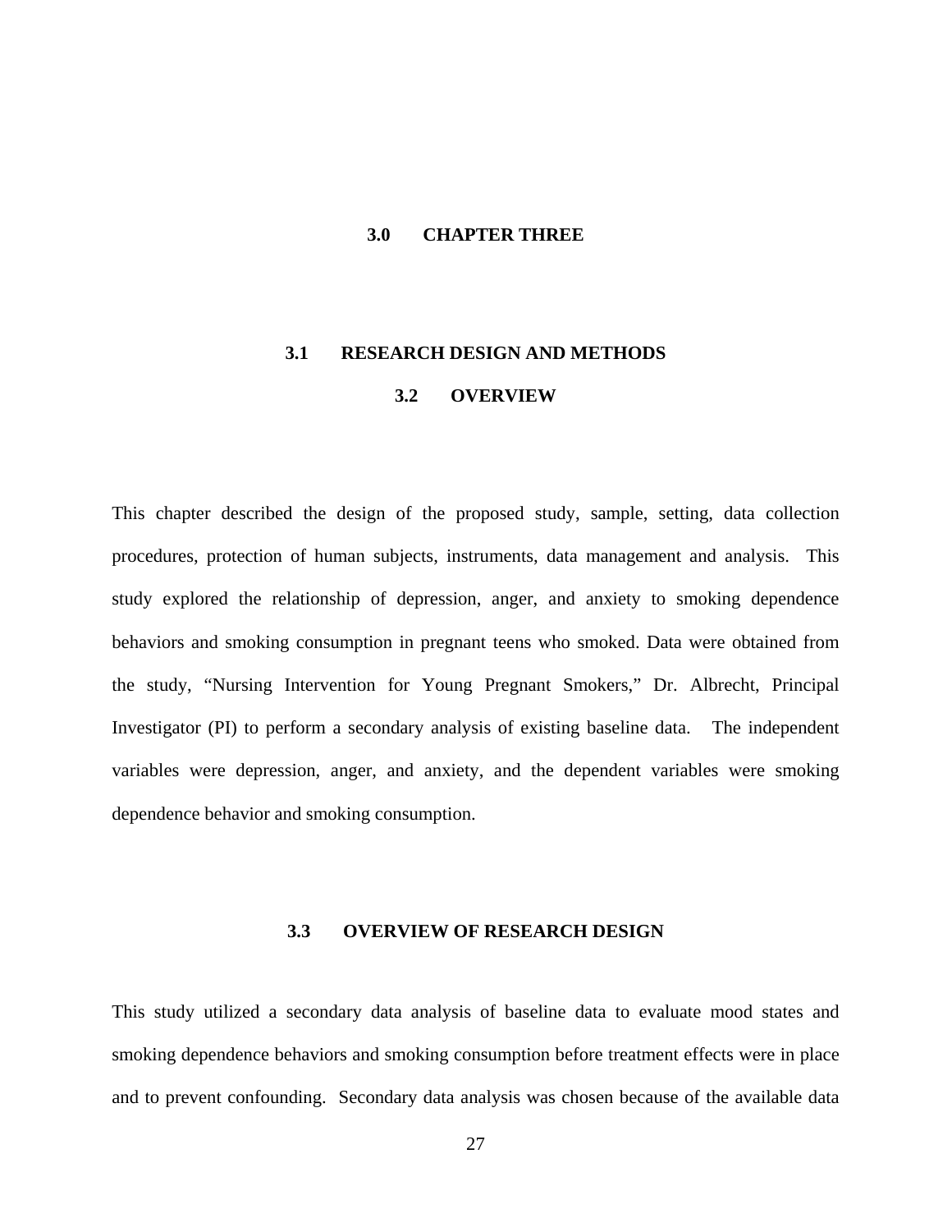# 3.0 CHAPTER THREE

## 3.1 RESEARCH DESIGN AND METHODS

## 3.2 OVERVIEW

This chapter described the design of the proposed study, sample, setting, data collection procedures, protection of human subjects, instruments, data management and analysis. This study explored the relationship of depression, anger, and anxiety to smoking dependence behaviors and smoking consumption in pregnant teens who smoked. Data were obtained from the study, "Nursing Intervention for Young Pregnant Smokers," Dr. Albrecht, Principal Investigator (PI) to perform a secondary analysis of existing baseline data. The independent variables were depression, anger, and anxiety, and the dependent variables were smoking dependence behavior and smoking consumption.

## 3.3 OVERVIEW OF RESEARCH DESIGN

This study utilized a secondary data analysis of baseline data to evaluate mood states and smoking dependence behaviors and smoking consumption before treatment effects were in place and to prevent confounding. Secondary data analysis was chosen because of the available data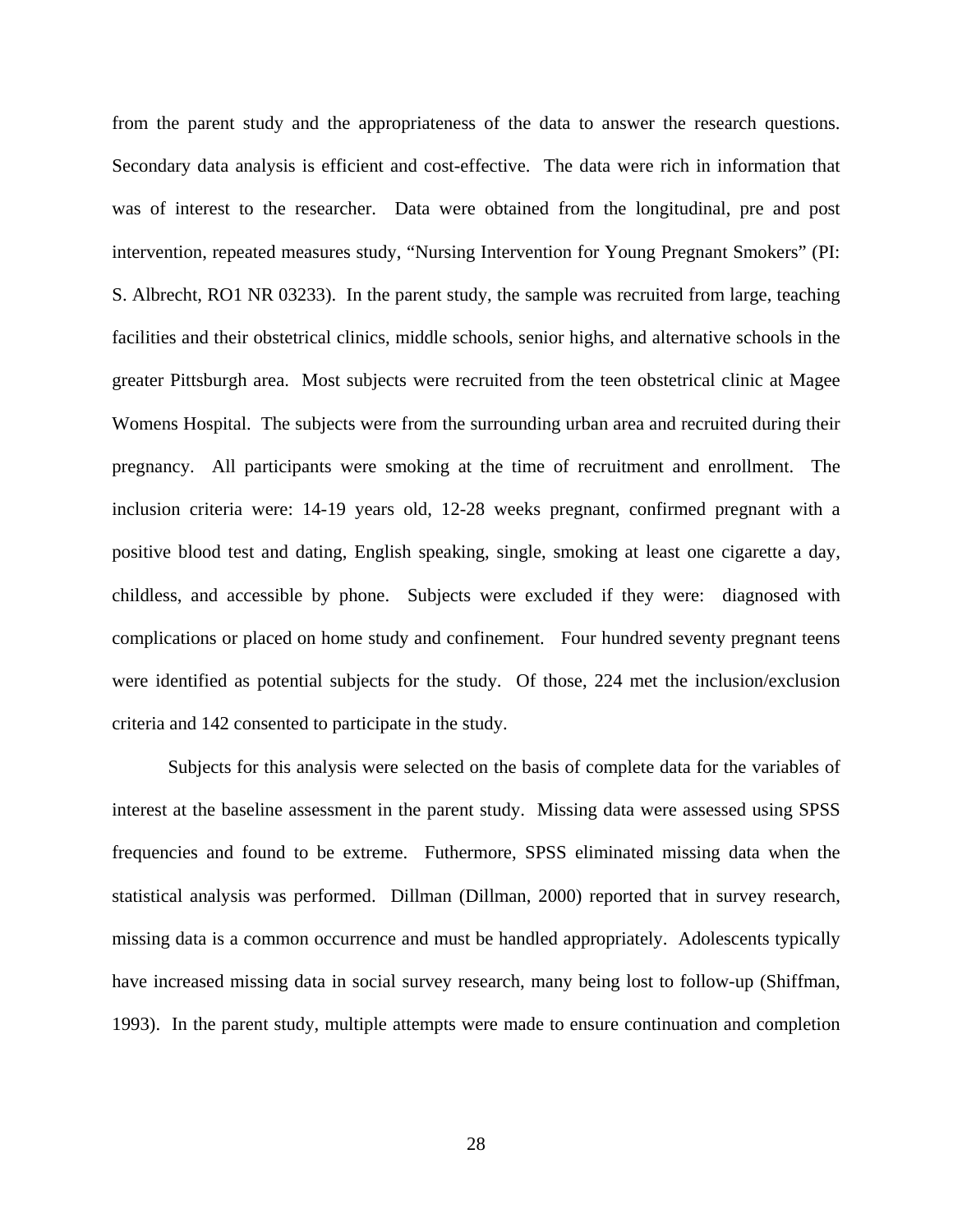from the parent study and the appropriateness of the data to answer the research questions. Secondary data analysis is efficient and cost-effective. The data were rich in information that was of interest to the researcher. Data were obtained from the longitudinal, pre and post intervention, repeated measures study, "Nursing Intervention for Young Pregnant Smokers" (PI: S. Albrecht, RO1 NR 03233). In the parent study, the sample was recruited from large, teaching facilities and their obstetrical clinics, middle schools, senior highs, and alternative schools in the greater Pittsburgh area. Most subjects were recruited from the teen obstetrical clinic at Magee Womens Hospital. The subjects were from the surrounding urban area and recruited during their pregnancy. All participants were smoking at the time of recruitment and enrollment. The inclusion criteria were: 14-19 years old, 12-28 weeks pregnant, confirmed pregnant with a positive blood test and dating, English speaking, single, smoking at least one cigarette a day, childless, and accessible by phone. Subjects were excluded if they were: diagnosed with complications or placed on home study and confinement. Four hundred seventy pregnant teens were identified as potential subjects for the study. Of those, 224 met the inclusion/exclusion criteria and 142 consented to participate in the study.

Subjects for this analysis were selected on the basis of complete data for the variables of interest at the baseline assessment in the parent study. Missing data were assessed using SPSS frequencies and found to be extreme. Futhermore, SPSS eliminated missing data when the statistical analysis was performed. Dillman (Dillman, 2000) reported that in survey research, missing data is a common occurrence and must be handled appropriately. Adolescents typically have increased missing data in social survey research, many being lost to follow-up (Shiffman, 1993). In the parent study, multiple attempts were made to ensure continuation and completion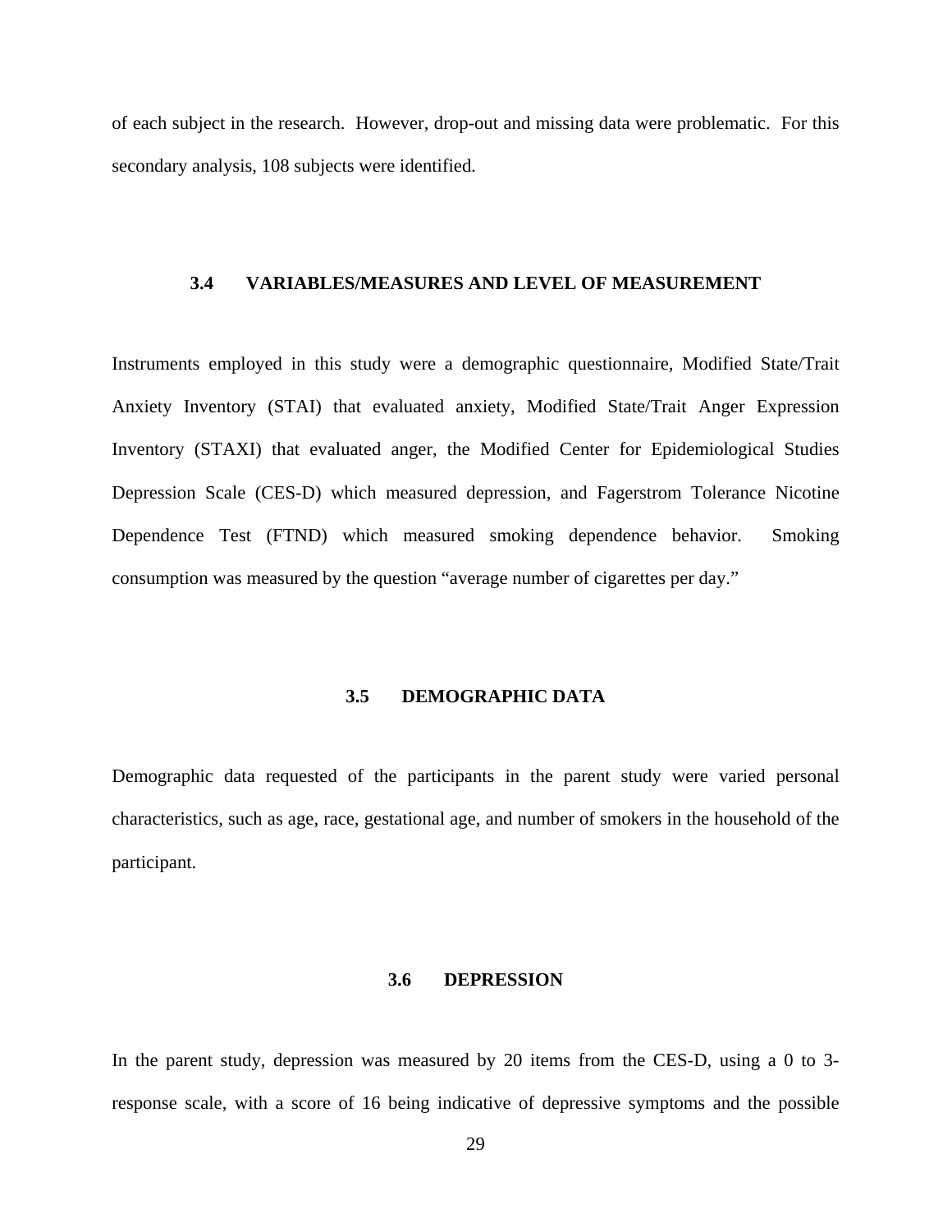of each subject in the research. However, drop-out and missing data were problematic. For this secondary analysis, 108 subjects were identified.

### 3.4 VARIABLES/MEASURES AND LEVEL OF MEASUREMENT

Instruments employed in this study were a demographic questionnaire, Modified State/Trait Anxiety Inventory (STAI) that evaluated anxiety, Modified State/Trait Anger Expression Inventory (STAXI) that evaluated anger, the Modified Center for Epidemiological Studies Depression Scale (CES-D) which measured depression, and Fagerstrom Tolerance Nicotine Dependence Test (FTND) which measured smoking dependence behavior. Smoking consumption was measured by the question "average number of cigarettes per day."

### 3.5 DEMOGRAPHIC DATA

Demographic data requested of the participants in the parent study were varied personal characteristics, such as age, race, gestational age, and number of smokers in the household of the participant.

### 3.6 DEPRESSION

In the parent study, depression was measured by 20 items from the CES-D, using a 0 to 3-response scale, with a score of 16 being indicative of depressive symptoms and the possible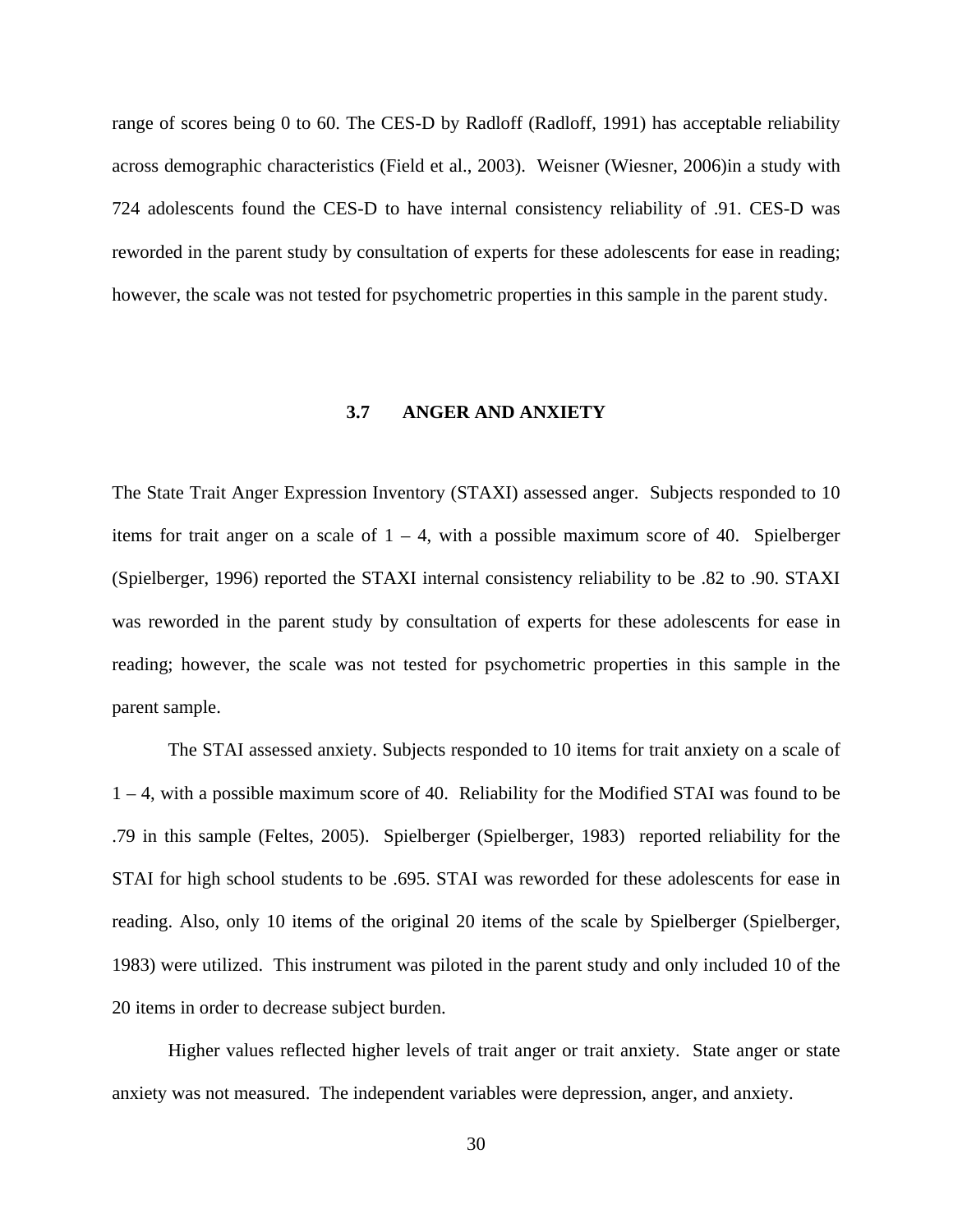range of scores being 0 to 60. The CES-D by Radloff (Radloff, 1991) has acceptable reliability across demographic characteristics (Field et al., 2003). Weisner (Wiesner, 2006)in a study with 724 adolescents found the CES-D to have internal consistency reliability of .91. CES-D was reworded in the parent study by consultation of experts for these adolescents for ease in reading; however, the scale was not tested for psychometric properties in this sample in the parent study.

## 3.7 ANGER AND ANXIETY

The State Trait Anger Expression Inventory (STAXI) assessed anger. Subjects responded to 10 items for trait anger on a scale of 1 – 4, with a possible maximum score of 40. Spielberger (Spielberger, 1996) reported the STAXI internal consistency reliability to be .82 to .90. STAXI was reworded in the parent study by consultation of experts for these adolescents for ease in reading; however, the scale was not tested for psychometric properties in this sample in the parent sample.

The STAI assessed anxiety. Subjects responded to 10 items for trait anxiety on a scale of 1 – 4, with a possible maximum score of 40. Reliability for the Modified STAI was found to be .79 in this sample (Feltes, 2005). Spielberger (Spielberger, 1983) reported reliability for the STAI for high school students to be .695. STAI was reworded for these adolescents for ease in reading. Also, only 10 items of the original 20 items of the scale by Spielberger (Spielberger, 1983) were utilized. This instrument was piloted in the parent study and only included 10 of the 20 items in order to decrease subject burden.

Higher values reflected higher levels of trait anger or trait anxiety. State anger or state anxiety was not measured. The independent variables were depression, anger, and anxiety.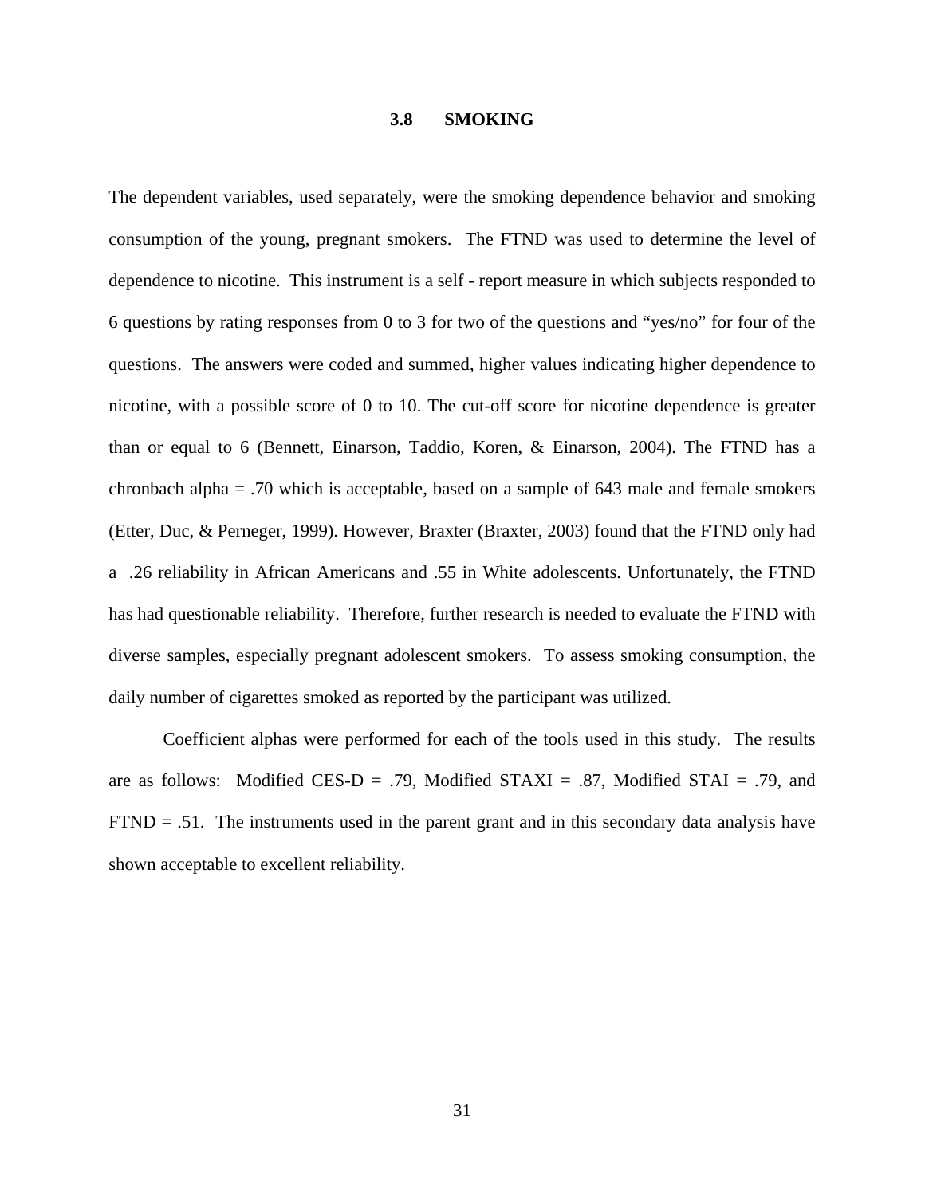## 3.8 SMOKING

The dependent variables, used separately, were the smoking dependence behavior and smoking consumption of the young, pregnant smokers. The FTND was used to determine the level of dependence to nicotine. This instrument is a self - report measure in which subjects responded to 6 questions by rating responses from 0 to 3 for two of the questions and "yes/no" for four of the questions. The answers were coded and summed, higher values indicating higher dependence to nicotine, with a possible score of 0 to 10. The cut-off score for nicotine dependence is greater than or equal to 6 (Bennett, Einarson, Taddio, Koren, & Einarson, 2004). The FTND has a chronbach alpha = .70 which is acceptable, based on a sample of 643 male and female smokers (Etter, Duc, & Perneger, 1999). However, Braxter (Braxter, 2003) found that the FTND only had a .26 reliability in African Americans and .55 in White adolescents. Unfortunately, the FTND has had questionable reliability. Therefore, further research is needed to evaluate the FTND with diverse samples, especially pregnant adolescent smokers. To assess smoking consumption, the daily number of cigarettes smoked as reported by the participant was utilized.

Coefficient alphas were performed for each of the tools used in this study. The results are as follows: Modified CES-D = .79, Modified STAXI = .87, Modified STAI = .79, and FTND = .51. The instruments used in the parent grant and in this secondary data analysis have shown acceptable to excellent reliability.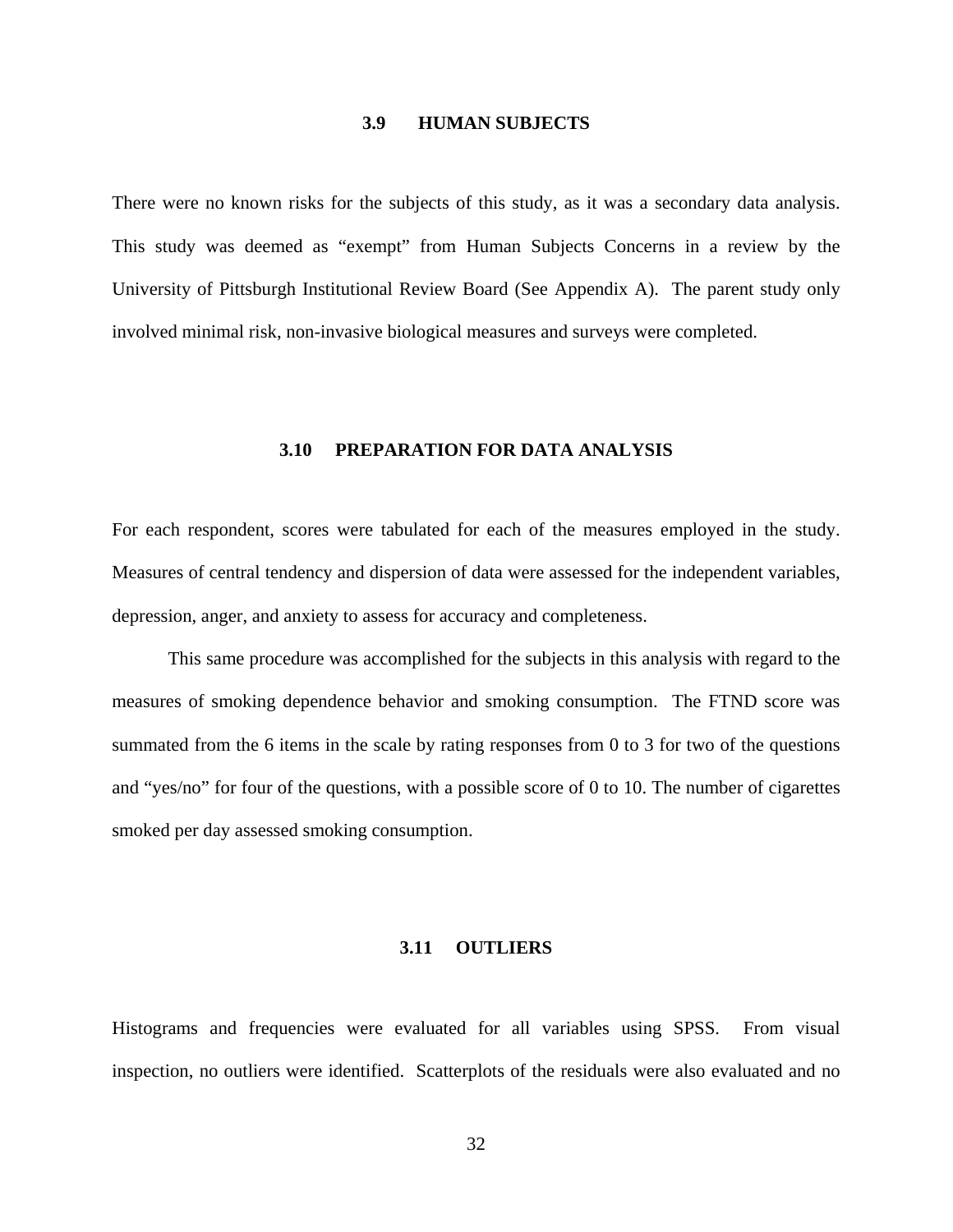### 3.9 HUMAN SUBJECTS

There were no known risks for the subjects of this study, as it was a secondary data analysis. This study was deemed as “exempt” from Human Subjects Concerns in a review by the University of Pittsburgh Institutional Review Board (See Appendix A). The parent study only involved minimal risk, non-invasive biological measures and surveys were completed.

### 3.10 PREPARATION FOR DATA ANALYSIS

For each respondent, scores were tabulated for each of the measures employed in the study. Measures of central tendency and dispersion of data were assessed for the independent variables, depression, anger, and anxiety to assess for accuracy and completeness.

This same procedure was accomplished for the subjects in this analysis with regard to the measures of smoking dependence behavior and smoking consumption. The FTND score was summated from the 6 items in the scale by rating responses from 0 to 3 for two of the questions and “yes/no” for four of the questions, with a possible score of 0 to 10. The number of cigarettes smoked per day assessed smoking consumption.

### 3.11 OUTLIERS

Histograms and frequencies were evaluated for all variables using SPSS. From visual inspection, no outliers were identified. Scatterplots of the residuals were also evaluated and no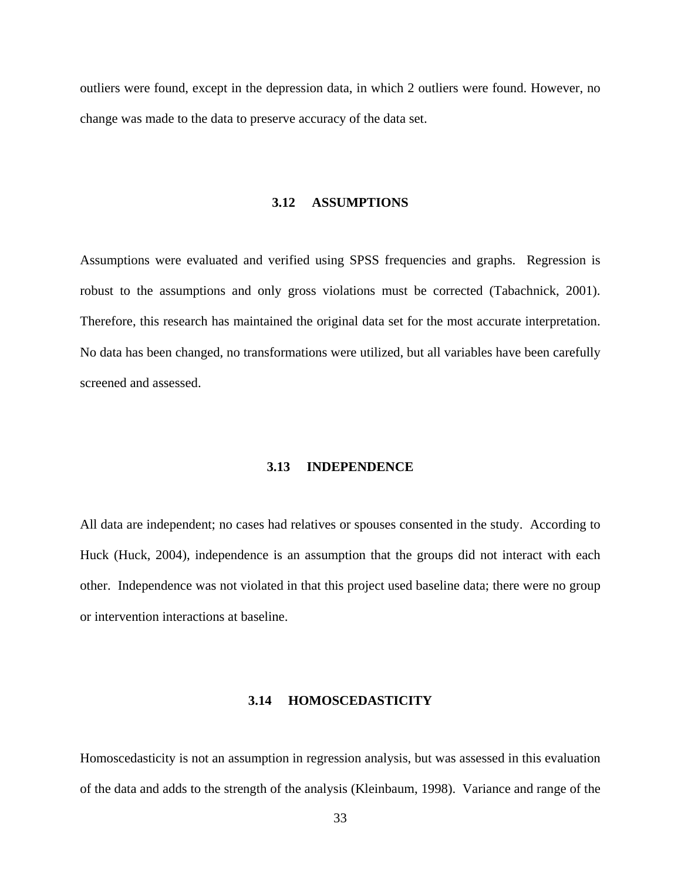outliers were found, except in the depression data, in which 2 outliers were found. However, no change was made to the data to preserve accuracy of the data set.

### 3.12 ASSUMPTIONS

Assumptions were evaluated and verified using SPSS frequencies and graphs. Regression is robust to the assumptions and only gross violations must be corrected (Tabachnick, 2001). Therefore, this research has maintained the original data set for the most accurate interpretation. No data has been changed, no transformations were utilized, but all variables have been carefully screened and assessed.

### 3.13 INDEPENDENCE

All data are independent; no cases had relatives or spouses consented in the study. According to Huck (Huck, 2004), independence is an assumption that the groups did not interact with each other. Independence was not violated in that this project used baseline data; there were no group or intervention interactions at baseline.

### 3.14 HOMOSCEDASTICITY

Homoscedasticity is not an assumption in regression analysis, but was assessed in this evaluation of the data and adds to the strength of the analysis (Kleinbaum, 1998). Variance and range of the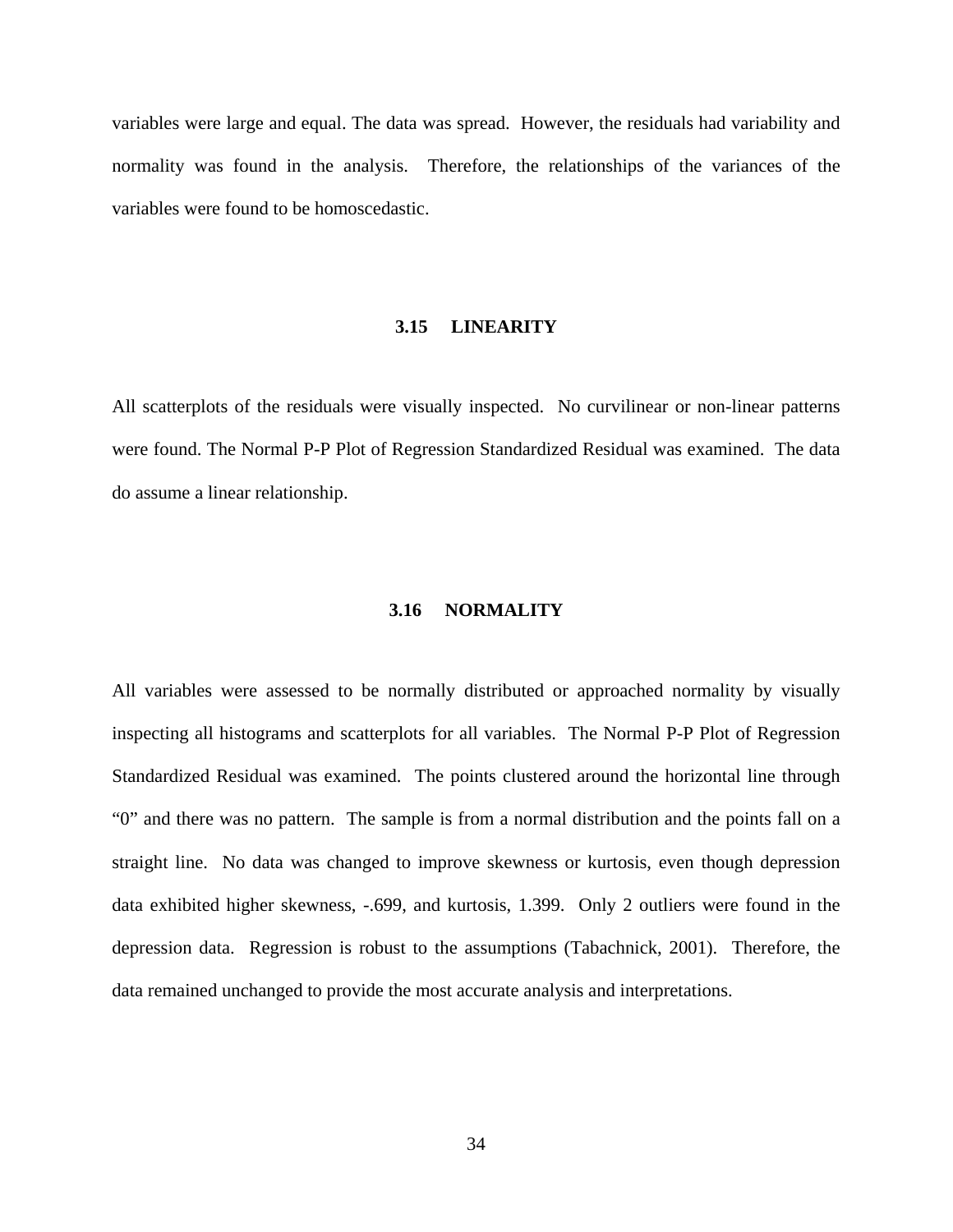variables were large and equal. The data was spread. However, the residuals had variability and normality was found in the analysis. Therefore, the relationships of the variances of the variables were found to be homoscedastic.

## 3.15 LINEARITY

All scatterplots of the residuals were visually inspected. No curvilinear or non-linear patterns were found. The Normal P-P Plot of Regression Standardized Residual was examined. The data do assume a linear relationship.

## 3.16 NORMALITY

All variables were assessed to be normally distributed or approached normality by visually inspecting all histograms and scatterplots for all variables. The Normal P-P Plot of Regression Standardized Residual was examined. The points clustered around the horizontal line through "0" and there was no pattern. The sample is from a normal distribution and the points fall on a straight line. No data was changed to improve skewness or kurtosis, even though depression data exhibited higher skewness, -.699, and kurtosis, 1.399. Only 2 outliers were found in the depression data. Regression is robust to the assumptions (Tabachnick, 2001). Therefore, the data remained unchanged to provide the most accurate analysis and interpretations.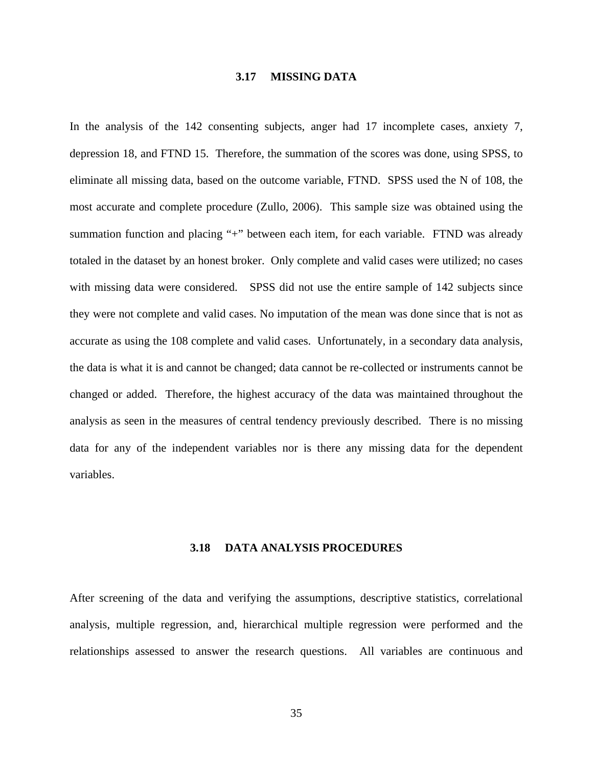## 3.17 MISSING DATA

In the analysis of the 142 consenting subjects, anger had 17 incomplete cases, anxiety 7, depression 18, and FTND 15. Therefore, the summation of the scores was done, using SPSS, to eliminate all missing data, based on the outcome variable, FTND. SPSS used the N of 108, the most accurate and complete procedure (Zullo, 2006). This sample size was obtained using the summation function and placing "+" between each item, for each variable. FTND was already totaled in the dataset by an honest broker. Only complete and valid cases were utilized; no cases with missing data were considered. SPSS did not use the entire sample of 142 subjects since they were not complete and valid cases. No imputation of the mean was done since that is not as accurate as using the 108 complete and valid cases. Unfortunately, in a secondary data analysis, the data is what it is and cannot be changed; data cannot be re-collected or instruments cannot be changed or added. Therefore, the highest accuracy of the data was maintained throughout the analysis as seen in the measures of central tendency previously described. There is no missing data for any of the independent variables nor is there any missing data for the dependent variables.

## 3.18 DATA ANALYSIS PROCEDURES

After screening of the data and verifying the assumptions, descriptive statistics, correlational analysis, multiple regression, and, hierarchical multiple regression were performed and the relationships assessed to answer the research questions. All variables are continuous and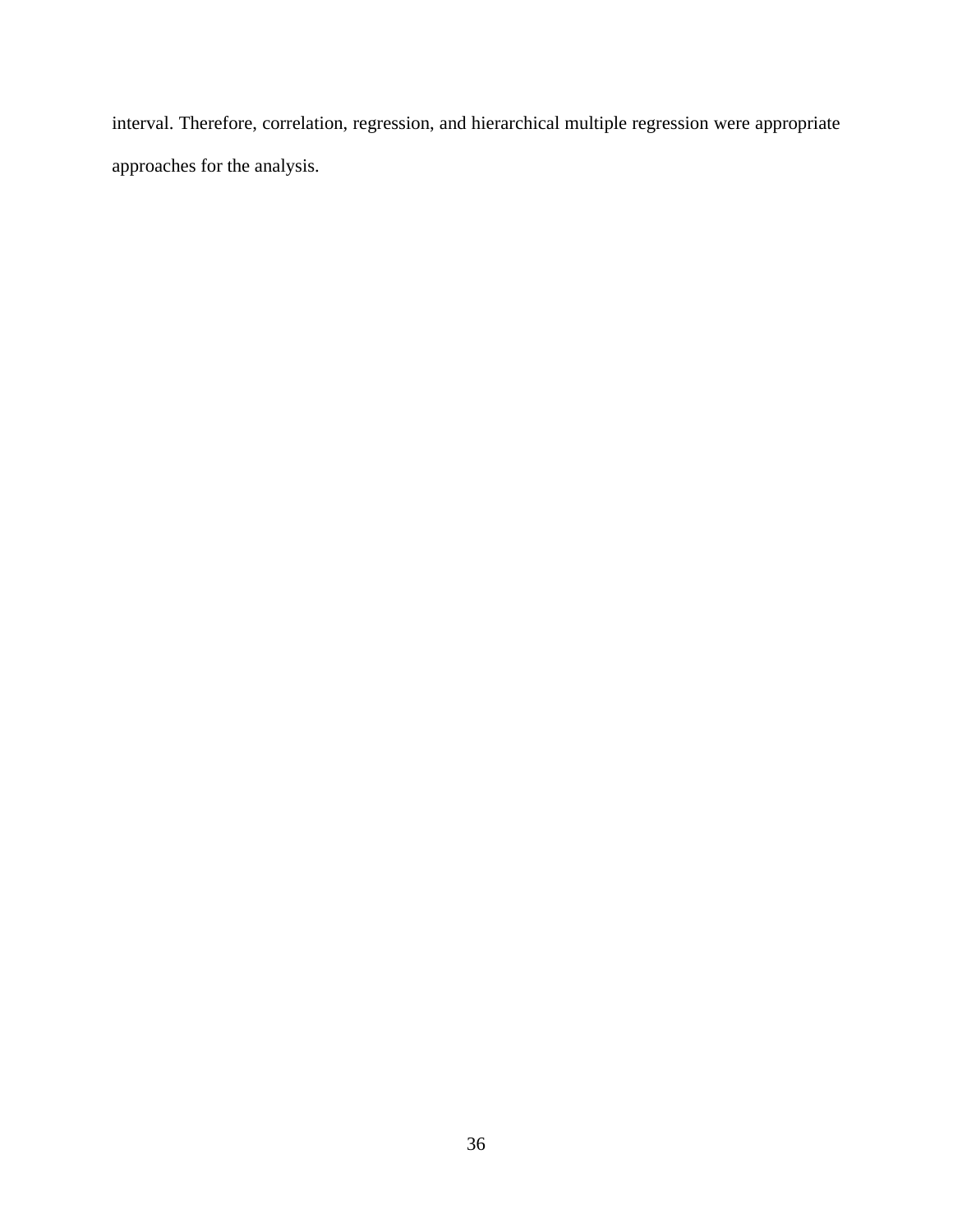interval. Therefore, correlation, regression, and hierarchical multiple regression were appropriate approaches for the analysis.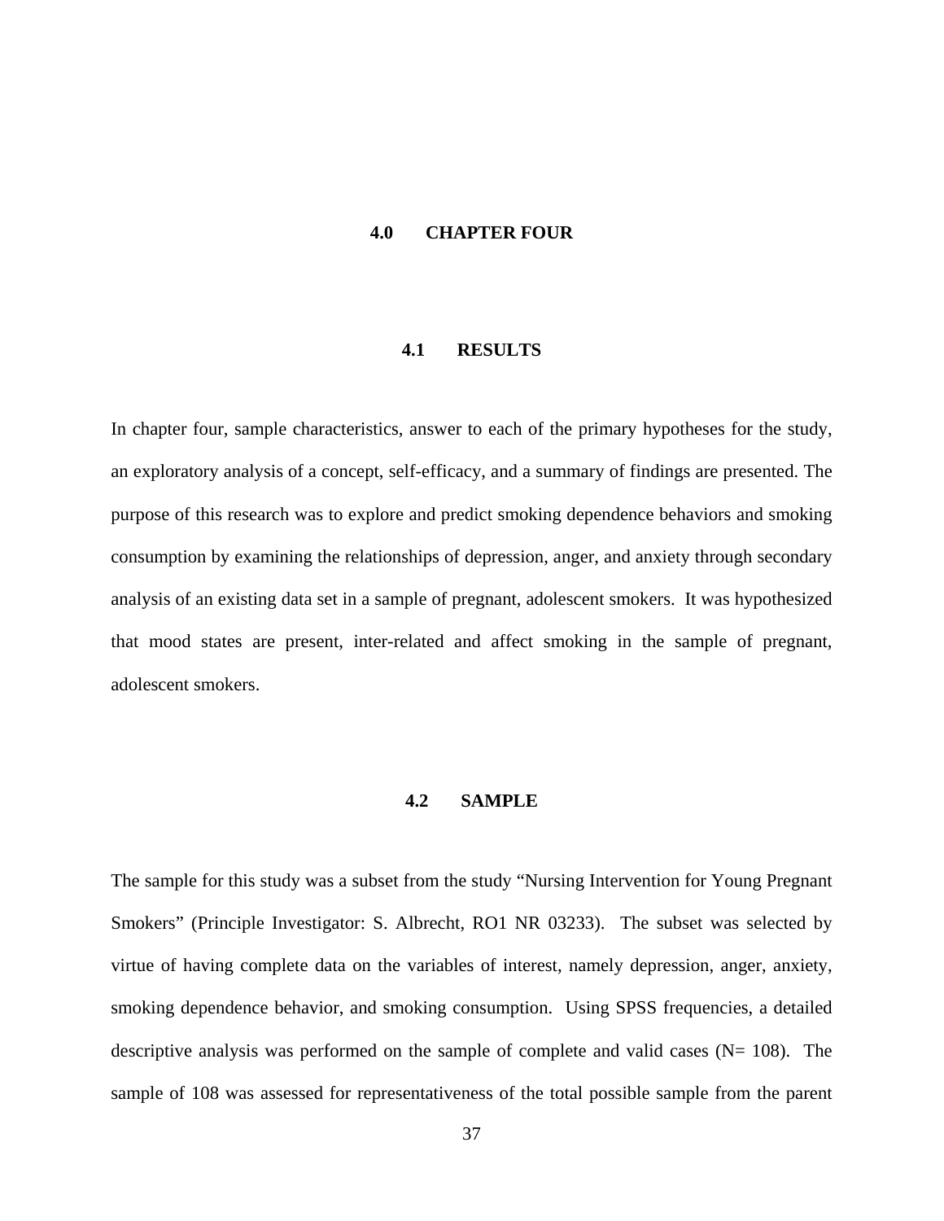# 4.0 CHAPTER FOUR

## 4.1 RESULTS

In chapter four, sample characteristics, answer to each of the primary hypotheses for the study, an exploratory analysis of a concept, self-efficacy, and a summary of findings are presented. The purpose of this research was to explore and predict smoking dependence behaviors and smoking consumption by examining the relationships of depression, anger, and anxiety through secondary analysis of an existing data set in a sample of pregnant, adolescent smokers. It was hypothesized that mood states are present, inter-related and affect smoking in the sample of pregnant, adolescent smokers.

## 4.2 SAMPLE

The sample for this study was a subset from the study "Nursing Intervention for Young Pregnant Smokers" (Principle Investigator: S. Albrecht, RO1 NR 03233). The subset was selected by virtue of having complete data on the variables of interest, namely depression, anger, anxiety, smoking dependence behavior, and smoking consumption. Using SPSS frequencies, a detailed descriptive analysis was performed on the sample of complete and valid cases (N= 108). The sample of 108 was assessed for representativeness of the total possible sample from the parent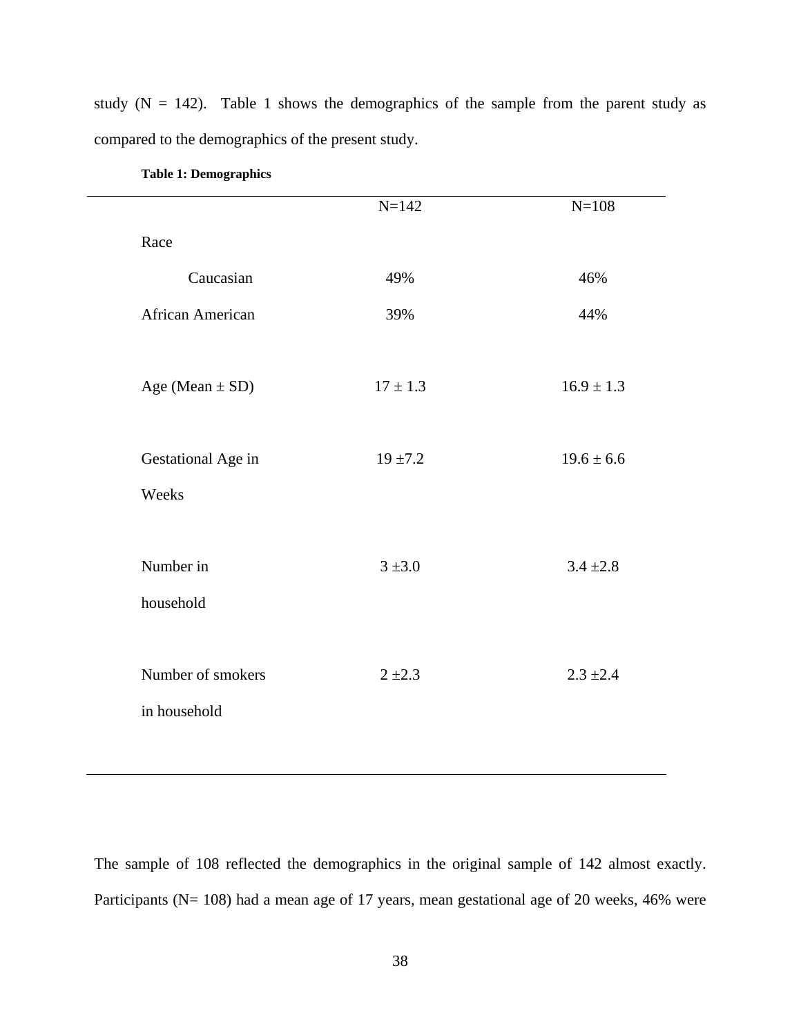study (N = 142). Table 1 shows the demographics of the sample from the parent study as compared to the demographics of the present study.

**Table 1: Demographics**

| | N=142 | N=108 |
|---|---|---|
| Race | | |
| Caucasian | 49% | 46% |
| African American | 39% | 44% |
| Age (Mean ± SD) | 17 ± 1.3 | 16.9 ± 1.3 |
| Gestational Age in Weeks | 19 ±7.2 | 19.6 ± 6.6 |
| Number in household | 3 ±3.0 | 3.4 ±2.8 |
| Number of smokers in household | 2 ±2.3 | 2.3 ±2.4 |

The sample of 108 reflected the demographics in the original sample of 142 almost exactly. Participants (N= 108) had a mean age of 17 years, mean gestational age of 20 weeks, 46% were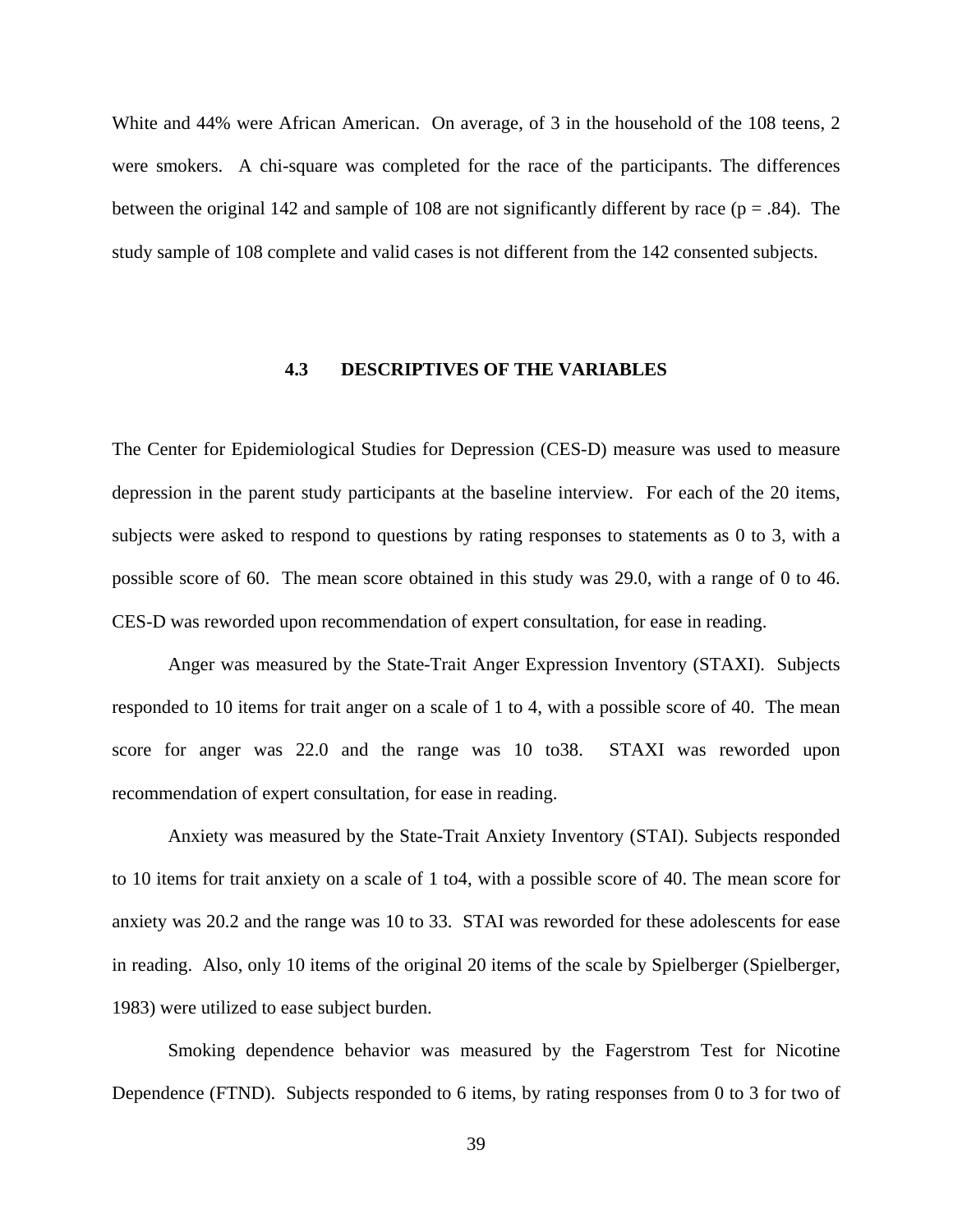White and 44% were African American. On average, of 3 in the household of the 108 teens, 2 were smokers. A chi-square was completed for the race of the participants. The differences between the original 142 and sample of 108 are not significantly different by race ($p = .84$). The study sample of 108 complete and valid cases is not different from the 142 consented subjects.

## 4.3 DESCRIPTIVES OF THE VARIABLES

The Center for Epidemiological Studies for Depression (CES-D) measure was used to measure depression in the parent study participants at the baseline interview. For each of the 20 items, subjects were asked to respond to questions by rating responses to statements as 0 to 3, with a possible score of 60. The mean score obtained in this study was 29.0, with a range of 0 to 46. CES-D was reworded upon recommendation of expert consultation, for ease in reading.

Anger was measured by the State-Trait Anger Expression Inventory (STAXI). Subjects responded to 10 items for trait anger on a scale of 1 to 4, with a possible score of 40. The mean score for anger was 22.0 and the range was 10 to38. STAXI was reworded upon recommendation of expert consultation, for ease in reading.

Anxiety was measured by the State-Trait Anxiety Inventory (STAI). Subjects responded to 10 items for trait anxiety on a scale of 1 to4, with a possible score of 40. The mean score for anxiety was 20.2 and the range was 10 to 33. STAI was reworded for these adolescents for ease in reading. Also, only 10 items of the original 20 items of the scale by Spielberger (Spielberger, 1983) were utilized to ease subject burden.

Smoking dependence behavior was measured by the Fagerstrom Test for Nicotine Dependence (FTND). Subjects responded to 6 items, by rating responses from 0 to 3 for two of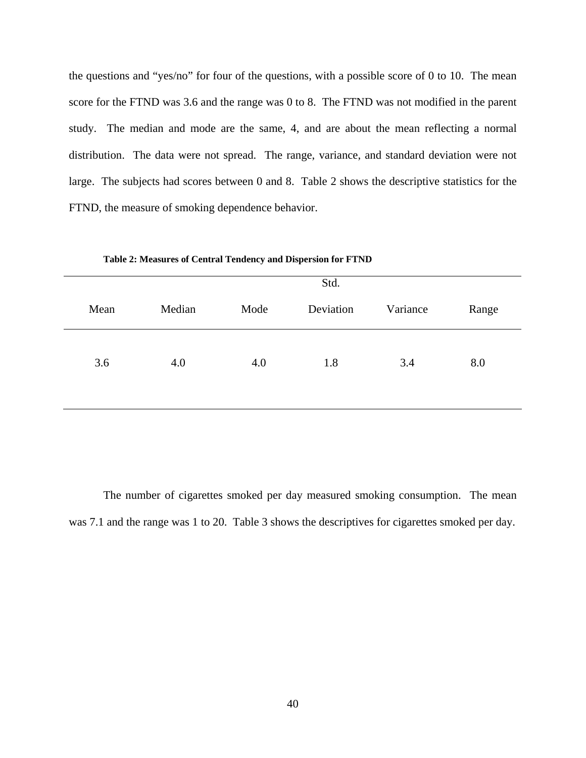the questions and "yes/no" for four of the questions, with a possible score of 0 to 10. The mean score for the FTND was 3.6 and the range was 0 to 8. The FTND was not modified in the parent study. The median and mode are the same, 4, and are about the mean reflecting a normal distribution. The data were not spread. The range, variance, and standard deviation were not large. The subjects had scores between 0 and 8. Table 2 shows the descriptive statistics for the FTND, the measure of smoking dependence behavior.

**Table 2: Measures of Central Tendency and Dispersion for FTND**

| Mean | Median | Mode | Std. Deviation | Variance | Range |
|---|---|---|---|---|---|
| 3.6 | 4.0 | 4.0 | 1.8 | 3.4 | 8.0 |

The number of cigarettes smoked per day measured smoking consumption. The mean was 7.1 and the range was 1 to 20. Table 3 shows the descriptives for cigarettes smoked per day.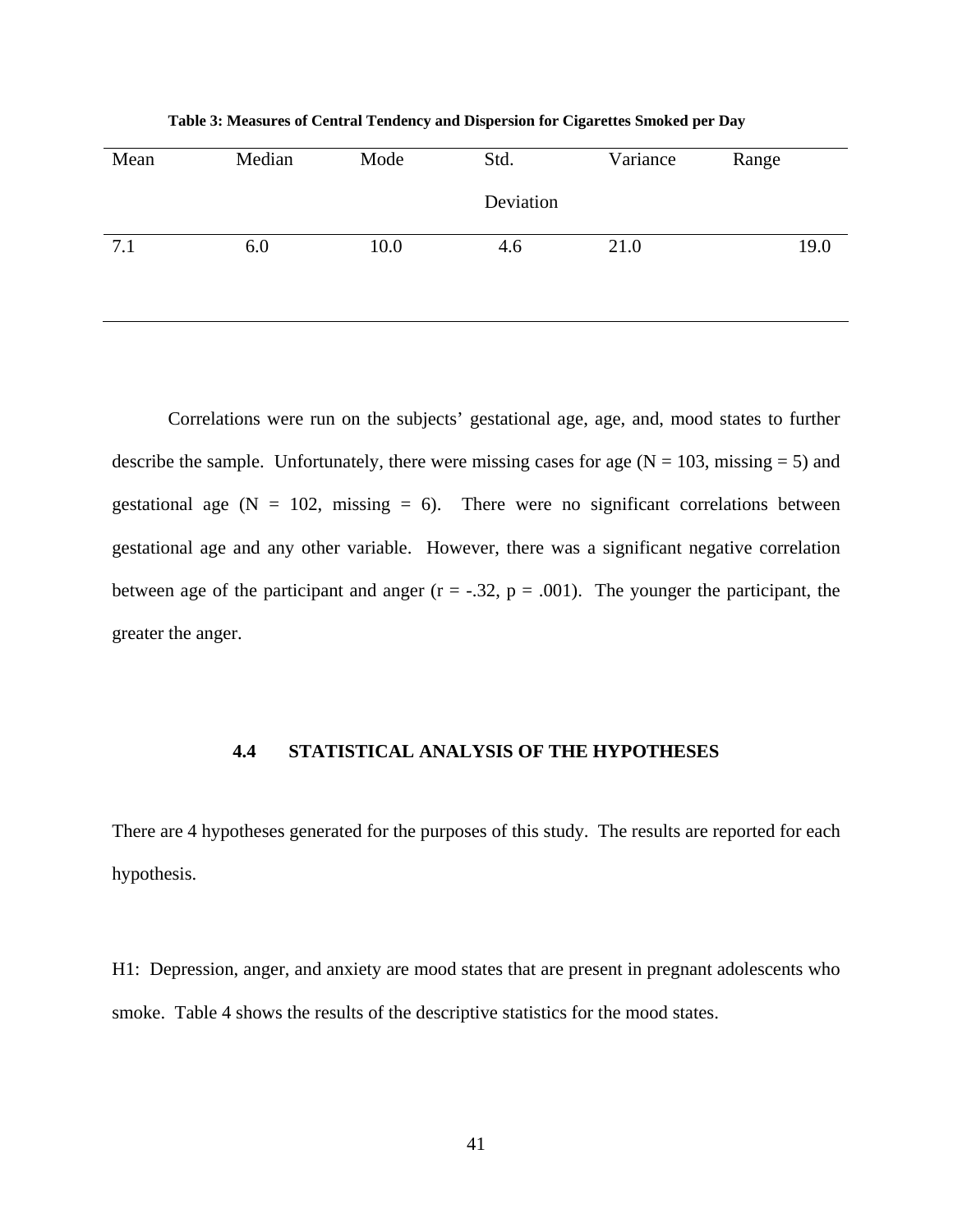**Table 3: Measures of Central Tendency and Dispersion for Cigarettes Smoked per Day**

| Mean | Median | Mode | Std. Deviation | Variance | Range |
|---|---|---|---|---|---|
| 7.1 | 6.0 | 10.0 | 4.6 | 21.0 | 19.0 |

Correlations were run on the subjects' gestational age, age, and, mood states to further describe the sample. Unfortunately, there were missing cases for age (N = 103, missing = 5) and gestational age (N = 102, missing = 6). There were no significant correlations between gestational age and any other variable. However, there was a significant negative correlation between age of the participant and anger ($r = -.32$, $p = .001$). The younger the participant, the greater the anger.

### 4.4 STATISTICAL ANALYSIS OF THE HYPOTHESES

There are 4 hypotheses generated for the purposes of this study. The results are reported for each hypothesis.

H1: Depression, anger, and anxiety are mood states that are present in pregnant adolescents who smoke. Table 4 shows the results of the descriptive statistics for the mood states.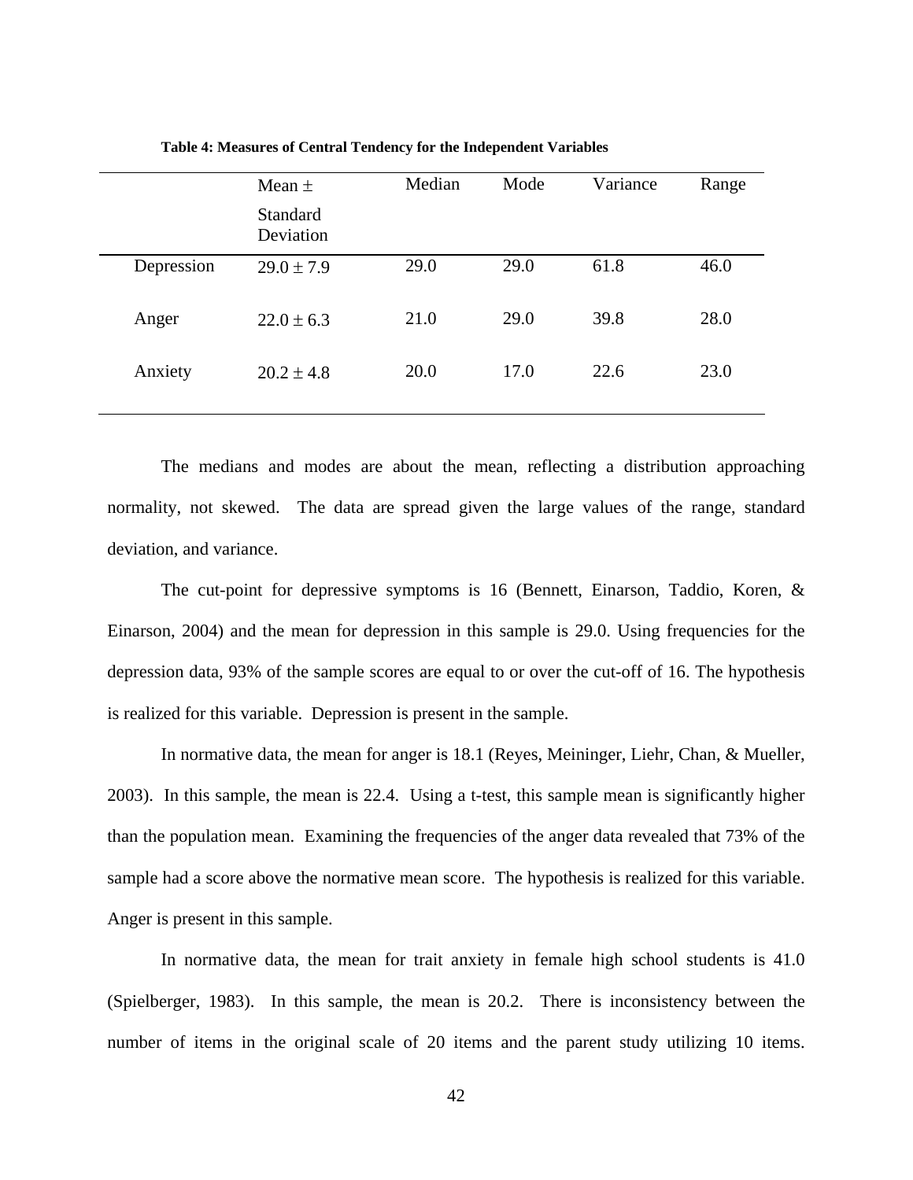**Table 4: Measures of Central Tendency for the Independent Variables**

| | Mean ± Standard Deviation | Median | Mode | Variance | Range |
|---|---|---|---|---|---|
| Depression | 29.0 ± 7.9 | 29.0 | 29.0 | 61.8 | 46.0 |
| Anger | 22.0 ± 6.3 | 21.0 | 29.0 | 39.8 | 28.0 |
| Anxiety | 20.2 ± 4.8 | 20.0 | 17.0 | 22.6 | 23.0 |

The medians and modes are about the mean, reflecting a distribution approaching normality, not skewed. The data are spread given the large values of the range, standard deviation, and variance.

The cut-point for depressive symptoms is 16 (Bennett, Einarson, Taddio, Koren, & Einarson, 2004) and the mean for depression in this sample is 29.0. Using frequencies for the depression data, 93% of the sample scores are equal to or over the cut-off of 16. The hypothesis is realized for this variable. Depression is present in the sample.

In normative data, the mean for anger is 18.1 (Reyes, Meininger, Liehr, Chan, & Mueller, 2003). In this sample, the mean is 22.4. Using a t-test, this sample mean is significantly higher than the population mean. Examining the frequencies of the anger data revealed that 73% of the sample had a score above the normative mean score. The hypothesis is realized for this variable. Anger is present in this sample.

In normative data, the mean for trait anxiety in female high school students is 41.0 (Spielberger, 1983). In this sample, the mean is 20.2. There is inconsistency between the number of items in the original scale of 20 items and the parent study utilizing 10 items.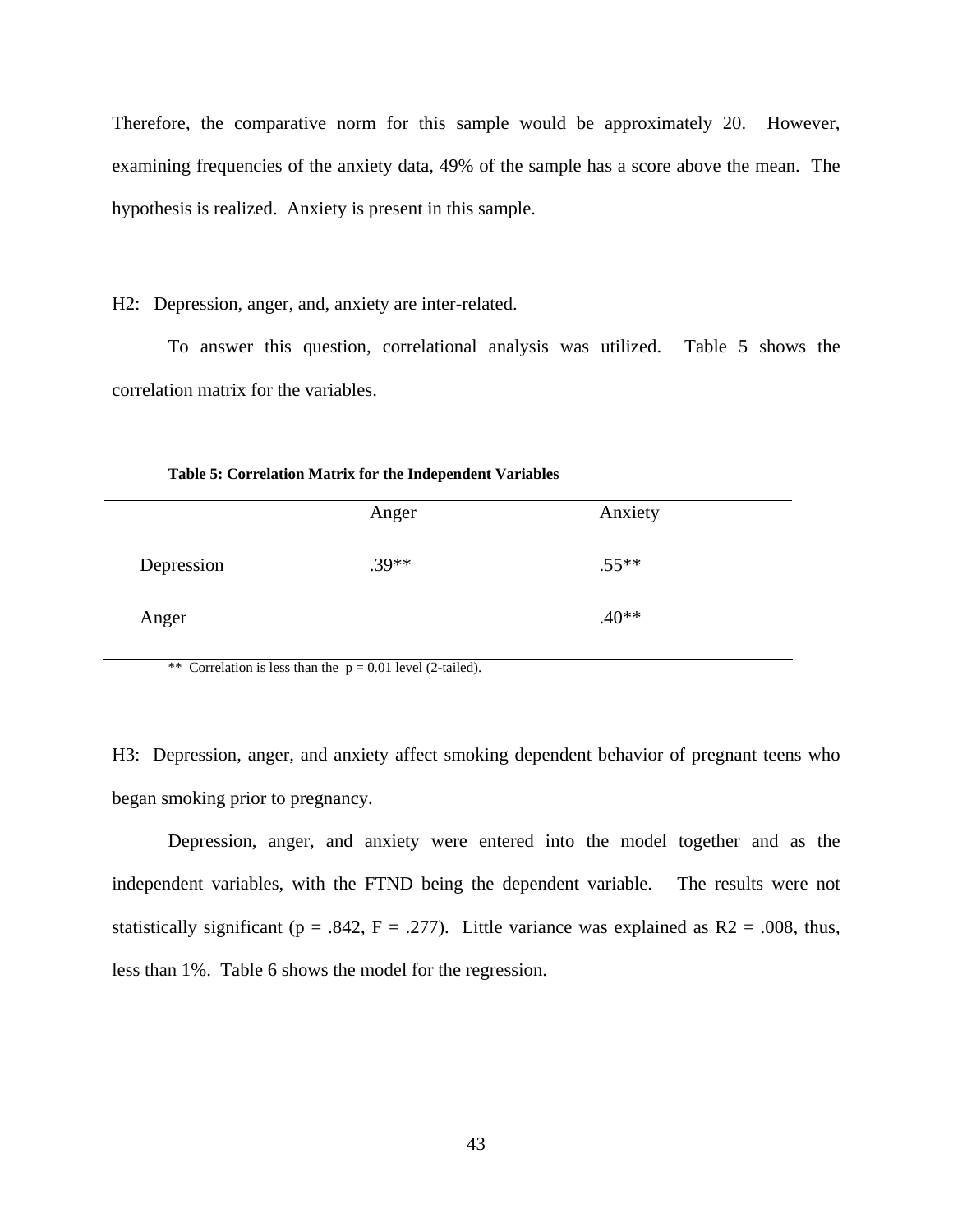Therefore, the comparative norm for this sample would be approximately 20. However, examining frequencies of the anxiety data, 49% of the sample has a score above the mean. The hypothesis is realized. Anxiety is present in this sample.

H2: Depression, anger, and, anxiety are inter-related.

To answer this question, correlational analysis was utilized. Table 5 shows the correlation matrix for the variables.

**Table 5: Correlation Matrix for the Independent Variables**

| | Anger | Anxiety |
|---|---|---|
| Depression | .39** | .55** |
| Anger | | .40** |

** Correlation is less than the p = 0.01 level (2-tailed).

H3: Depression, anger, and anxiety affect smoking dependent behavior of pregnant teens who began smoking prior to pregnancy.

Depression, anger, and anxiety were entered into the model together and as the independent variables, with the FTND being the dependent variable. The results were not statistically significant ($p = .842$, $F = .277$). Little variance was explained as $R2 = .008$, thus, less than 1%. Table 6 shows the model for the regression.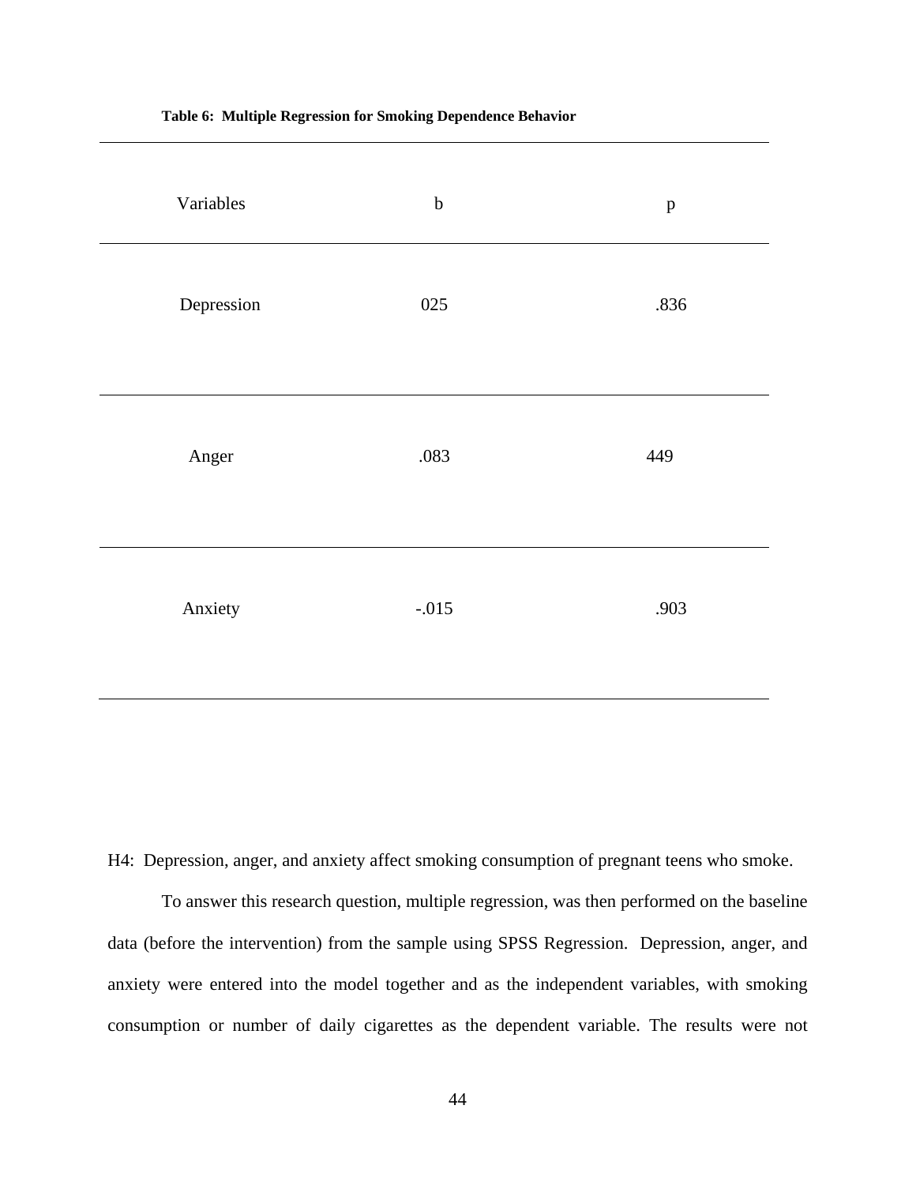**Table 6: Multiple Regression for Smoking Dependence Behavior**

| Variables | b | p |
|---|---|---|
| Depression | 025 | .836 |
| Anger | .083 | 449 |
| Anxiety | -.015 | .903 |

H4: Depression, anger, and anxiety affect smoking consumption of pregnant teens who smoke.

To answer this research question, multiple regression, was then performed on the baseline data (before the intervention) from the sample using SPSS Regression. Depression, anger, and anxiety were entered into the model together and as the independent variables, with smoking consumption or number of daily cigarettes as the dependent variable. The results were not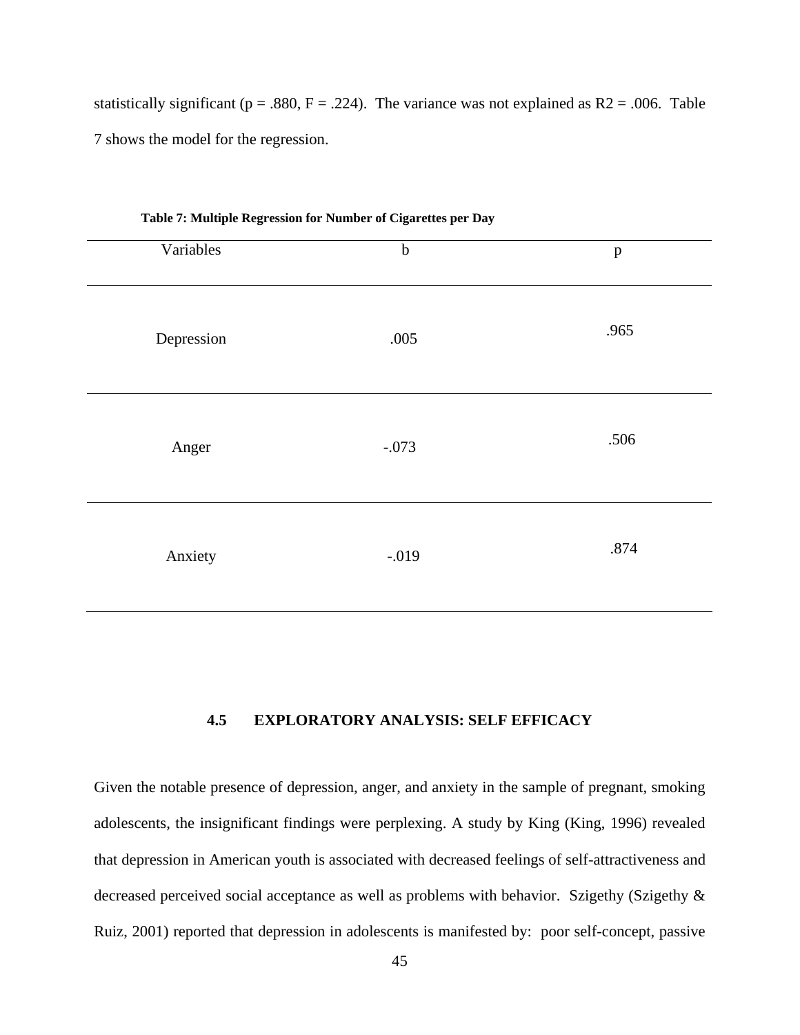statistically significant ($p = .880$, $F = .224$). The variance was not explained as $R2 = .006$. Table 7 shows the model for the regression.

**Table 7: Multiple Regression for Number of Cigarettes per Day**

| Variables | b | p |
|---|---|---|
| Depression | .005 | .965 |
| Anger | -.073 | .506 |
| Anxiety | -.019 | .874 |

## 4.5 EXPLORATORY ANALYSIS: SELF EFFICACY

Given the notable presence of depression, anger, and anxiety in the sample of pregnant, smoking adolescents, the insignificant findings were perplexing. A study by King (King, 1996) revealed that depression in American youth is associated with decreased feelings of self-attractiveness and decreased perceived social acceptance as well as problems with behavior. Szigethy (Szigethy & Ruiz, 2001) reported that depression in adolescents is manifested by: poor self-concept, passive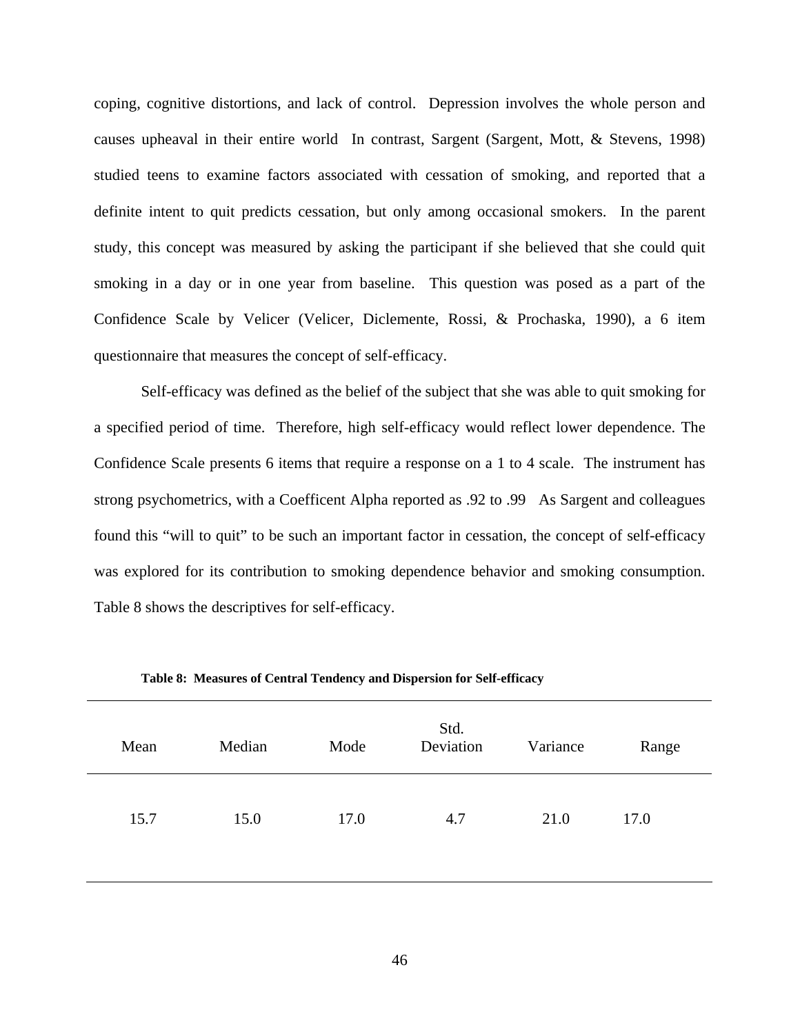coping, cognitive distortions, and lack of control. Depression involves the whole person and causes upheaval in their entire world In contrast, Sargent (Sargent, Mott, & Stevens, 1998) studied teens to examine factors associated with cessation of smoking, and reported that a definite intent to quit predicts cessation, but only among occasional smokers. In the parent study, this concept was measured by asking the participant if she believed that she could quit smoking in a day or in one year from baseline. This question was posed as a part of the Confidence Scale by Velicer (Velicer, Diclemente, Rossi, & Prochaska, 1990), a 6 item questionnaire that measures the concept of self-efficacy.

Self-efficacy was defined as the belief of the subject that she was able to quit smoking for a specified period of time. Therefore, high self-efficacy would reflect lower dependence. The Confidence Scale presents 6 items that require a response on a 1 to 4 scale. The instrument has strong psychometrics, with a Coefficent Alpha reported as .92 to .99 As Sargent and colleagues found this "will to quit" to be such an important factor in cessation, the concept of self-efficacy was explored for its contribution to smoking dependence behavior and smoking consumption. Table 8 shows the descriptives for self-efficacy.

**Table 8: Measures of Central Tendency and Dispersion for Self-efficacy**

| Mean | Median | Mode | Std. Deviation | Variance | Range |
|---|---|---|---|---|---|
| 15.7 | 15.0 | 17.0 | 4.7 | 21.0 | 17.0 |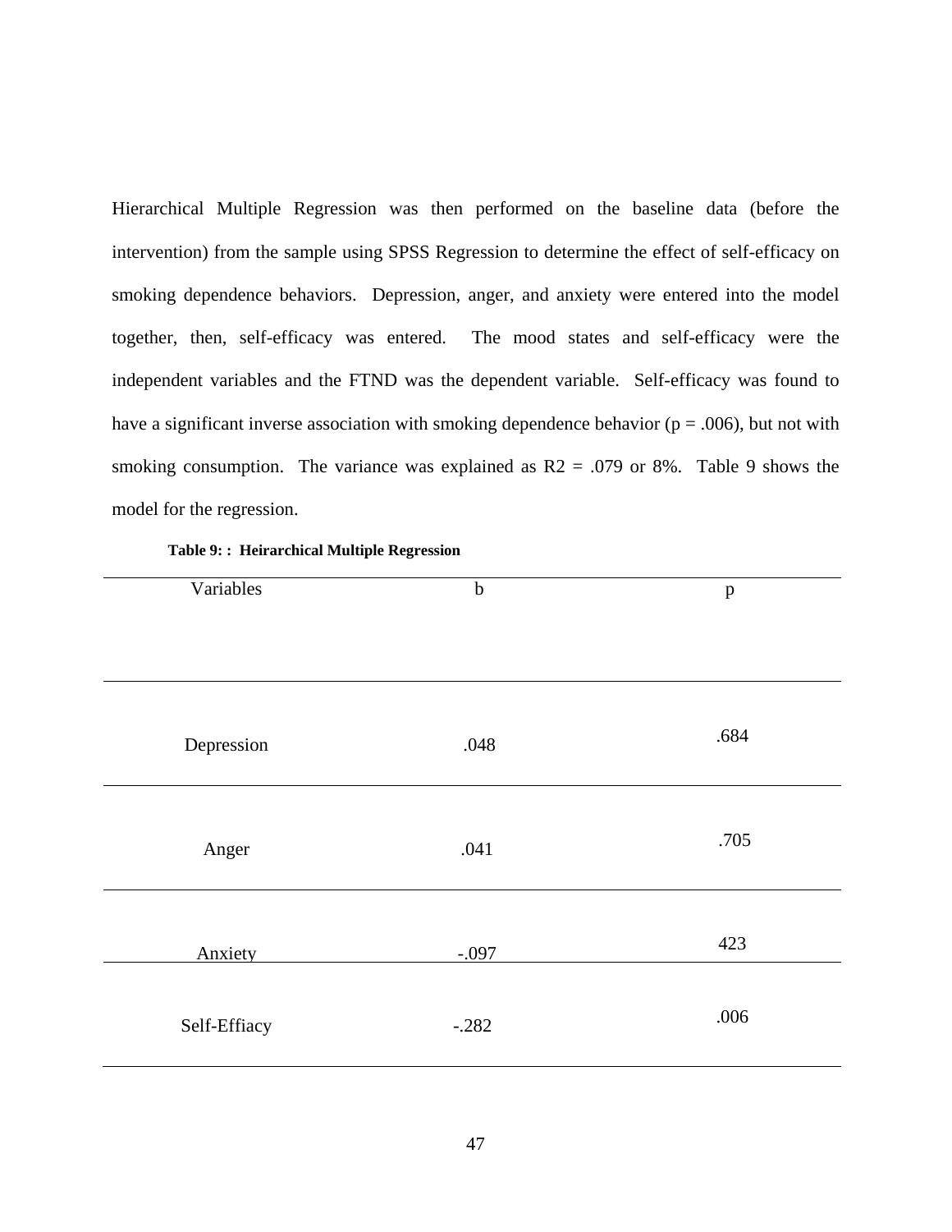Hierarchical Multiple Regression was then performed on the baseline data (before the intervention) from the sample using SPSS Regression to determine the effect of self-efficacy on smoking dependence behaviors. Depression, anger, and anxiety were entered into the model together, then, self-efficacy was entered. The mood states and self-efficacy were the independent variables and the FTND was the dependent variable. Self-efficacy was found to have a significant inverse association with smoking dependence behavior ($p = .006$), but not with smoking consumption. The variance was explained as R2 = .079 or 8%. Table 9 shows the model for the regression.

**Table 9: : Heirarchical Multiple Regression**

| Variables | b | p |
|---|---|---|
| Depression | .048 | .684 |
| Anger | .041 | .705 |
| Anxiety | -.097 | 423 |
| Self-Effiacy | -.282 | .006 |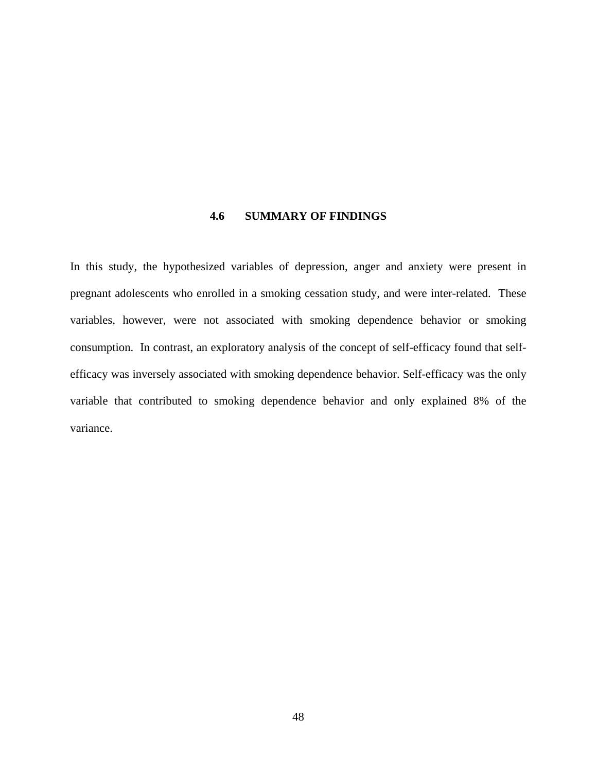### 4.6 SUMMARY OF FINDINGS

In this study, the hypothesized variables of depression, anger and anxiety were present in pregnant adolescents who enrolled in a smoking cessation study, and were inter-related. These variables, however, were not associated with smoking dependence behavior or smoking consumption. In contrast, an exploratory analysis of the concept of self-efficacy found that self-efficacy was inversely associated with smoking dependence behavior. Self-efficacy was the only variable that contributed to smoking dependence behavior and only explained 8% of the variance.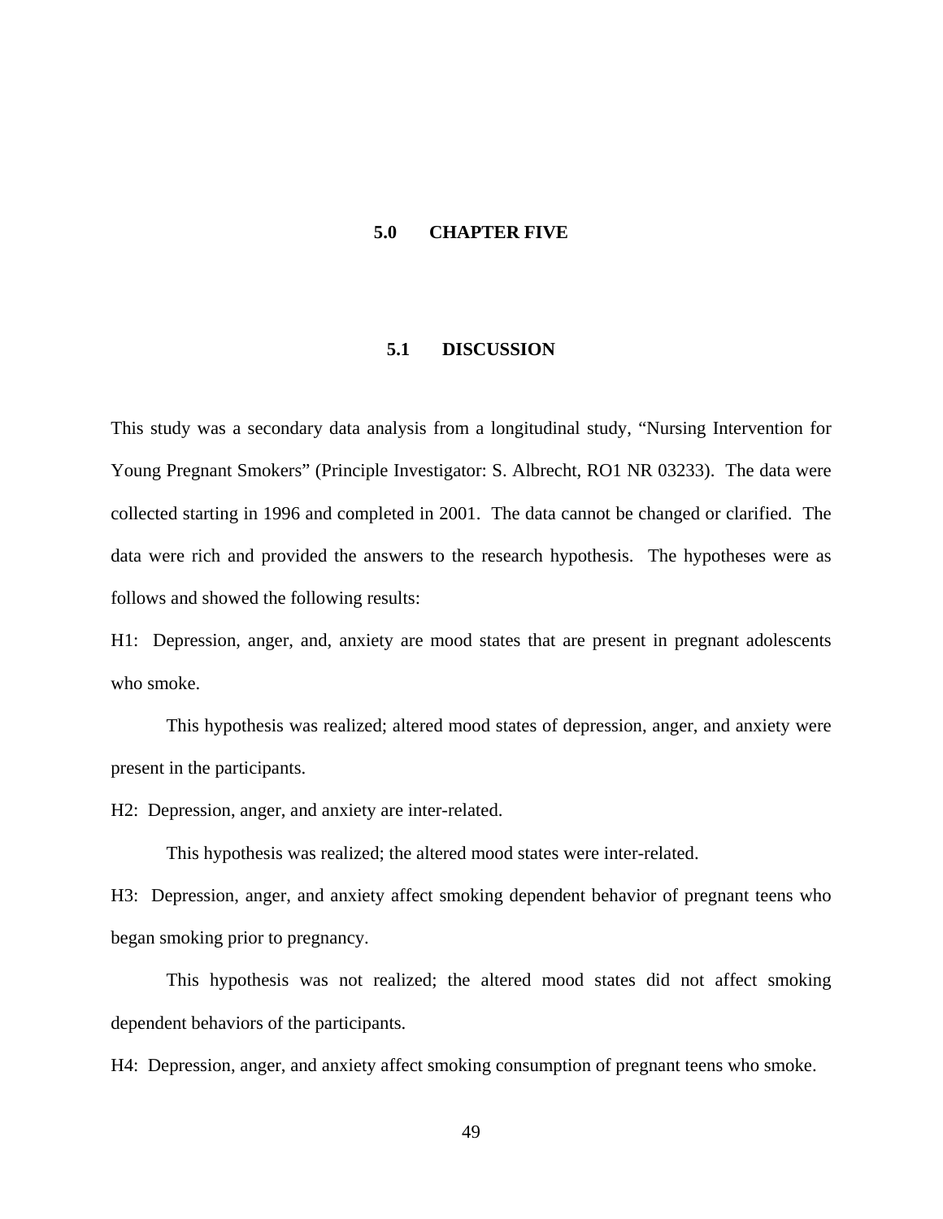# 5.0 CHAPTER FIVE

## 5.1 DISCUSSION

This study was a secondary data analysis from a longitudinal study, "Nursing Intervention for Young Pregnant Smokers" (Principle Investigator: S. Albrecht, RO1 NR 03233). The data were collected starting in 1996 and completed in 2001. The data cannot be changed or clarified. The data were rich and provided the answers to the research hypothesis. The hypotheses were as follows and showed the following results:

H1: Depression, anger, and, anxiety are mood states that are present in pregnant adolescents who smoke.

This hypothesis was realized; altered mood states of depression, anger, and anxiety were present in the participants.

H2: Depression, anger, and anxiety are inter-related.

This hypothesis was realized; the altered mood states were inter-related.

H3: Depression, anger, and anxiety affect smoking dependent behavior of pregnant teens who began smoking prior to pregnancy.

This hypothesis was not realized; the altered mood states did not affect smoking dependent behaviors of the participants.

H4: Depression, anger, and anxiety affect smoking consumption of pregnant teens who smoke.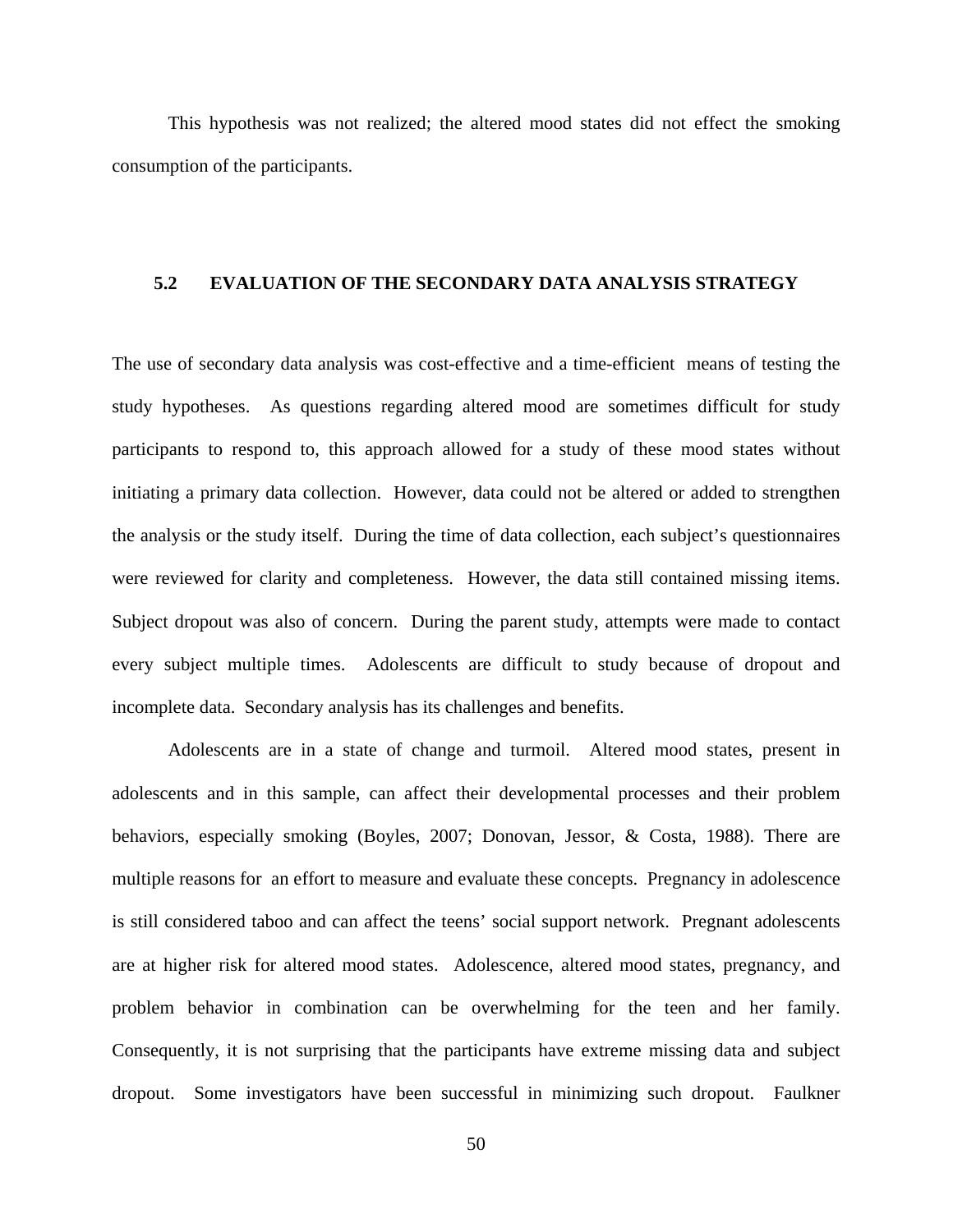This hypothesis was not realized; the altered mood states did not effect the smoking consumption of the participants.

## 5.2 EVALUATION OF THE SECONDARY DATA ANALYSIS STRATEGY

The use of secondary data analysis was cost-effective and a time-efficient means of testing the study hypotheses. As questions regarding altered mood are sometimes difficult for study participants to respond to, this approach allowed for a study of these mood states without initiating a primary data collection. However, data could not be altered or added to strengthen the analysis or the study itself. During the time of data collection, each subject's questionnaires were reviewed for clarity and completeness. However, the data still contained missing items. Subject dropout was also of concern. During the parent study, attempts were made to contact every subject multiple times. Adolescents are difficult to study because of dropout and incomplete data. Secondary analysis has its challenges and benefits.

Adolescents are in a state of change and turmoil. Altered mood states, present in adolescents and in this sample, can affect their developmental processes and their problem behaviors, especially smoking (Boyles, 2007; Donovan, Jessor, & Costa, 1988). There are multiple reasons for an effort to measure and evaluate these concepts. Pregnancy in adolescence is still considered taboo and can affect the teens' social support network. Pregnant adolescents are at higher risk for altered mood states. Adolescence, altered mood states, pregnancy, and problem behavior in combination can be overwhelming for the teen and her family. Consequently, it is not surprising that the participants have extreme missing data and subject dropout. Some investigators have been successful in minimizing such dropout. Faulkner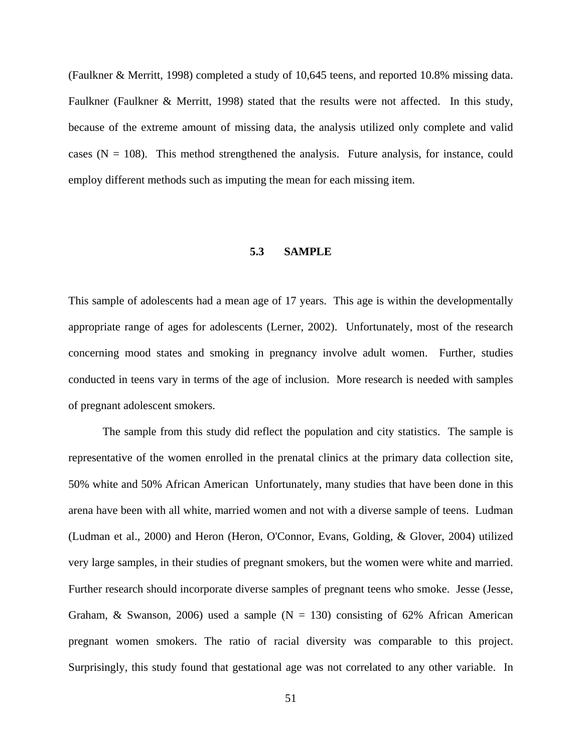(Faulkner & Merritt, 1998) completed a study of 10,645 teens, and reported 10.8% missing data. Faulkner (Faulkner & Merritt, 1998) stated that the results were not affected. In this study, because of the extreme amount of missing data, the analysis utilized only complete and valid cases (N = 108). This method strengthened the analysis. Future analysis, for instance, could employ different methods such as imputing the mean for each missing item.

## 5.3 SAMPLE

This sample of adolescents had a mean age of 17 years. This age is within the developmentally appropriate range of ages for adolescents (Lerner, 2002). Unfortunately, most of the research concerning mood states and smoking in pregnancy involve adult women. Further, studies conducted in teens vary in terms of the age of inclusion. More research is needed with samples of pregnant adolescent smokers.

The sample from this study did reflect the population and city statistics. The sample is representative of the women enrolled in the prenatal clinics at the primary data collection site, 50% white and 50% African American Unfortunately, many studies that have been done in this arena have been with all white, married women and not with a diverse sample of teens. Ludman (Ludman et al., 2000) and Heron (Heron, O'Connor, Evans, Golding, & Glover, 2004) utilized very large samples, in their studies of pregnant smokers, but the women were white and married. Further research should incorporate diverse samples of pregnant teens who smoke. Jesse (Jesse, Graham, & Swanson, 2006) used a sample (N = 130) consisting of 62% African American pregnant women smokers. The ratio of racial diversity was comparable to this project. Surprisingly, this study found that gestational age was not correlated to any other variable. In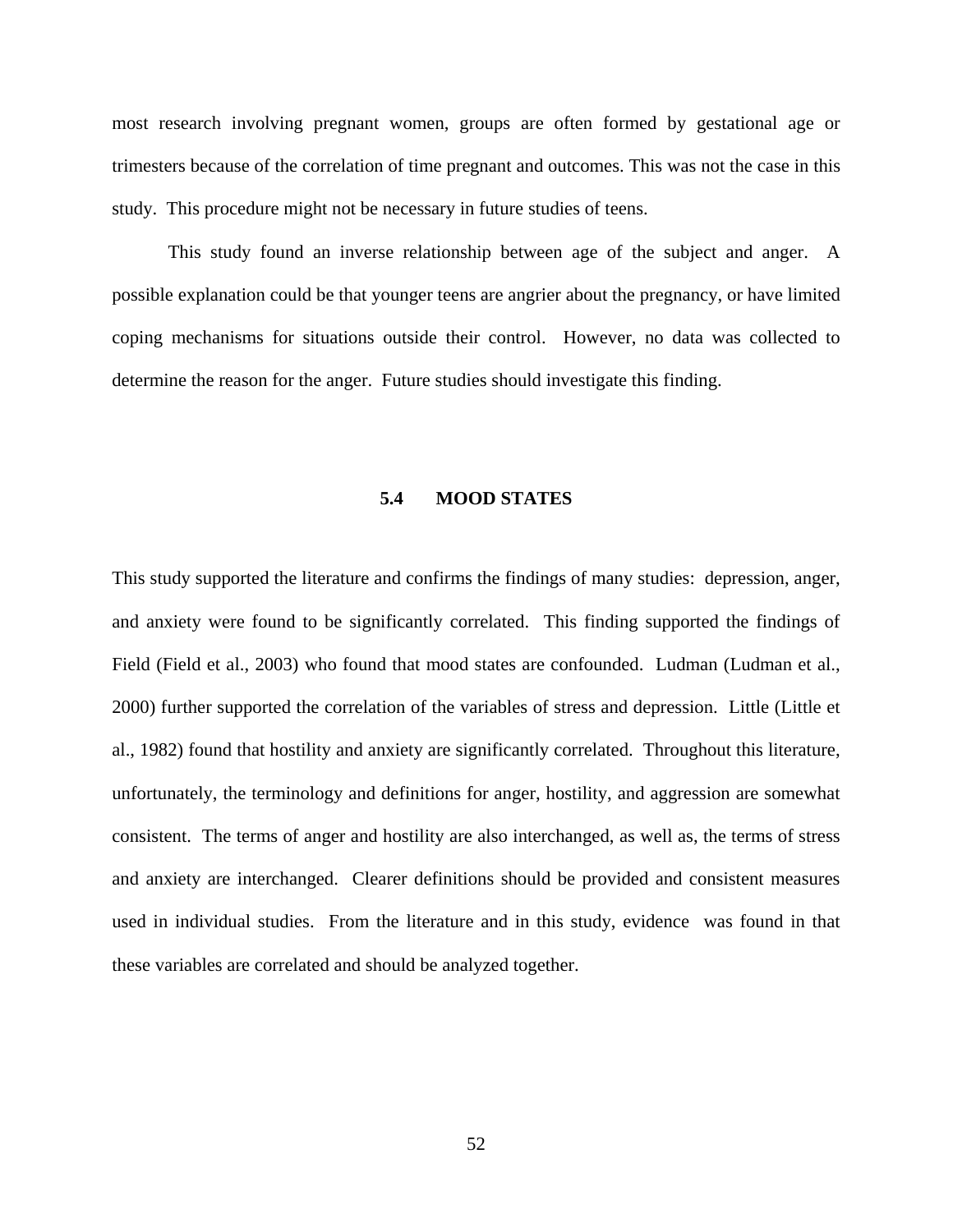most research involving pregnant women, groups are often formed by gestational age or trimesters because of the correlation of time pregnant and outcomes. This was not the case in this study. This procedure might not be necessary in future studies of teens.

This study found an inverse relationship between age of the subject and anger. A possible explanation could be that younger teens are angrier about the pregnancy, or have limited coping mechanisms for situations outside their control. However, no data was collected to determine the reason for the anger. Future studies should investigate this finding.

## 5.4 MOOD STATES

This study supported the literature and confirms the findings of many studies: depression, anger, and anxiety were found to be significantly correlated. This finding supported the findings of Field (Field et al., 2003) who found that mood states are confounded. Ludman (Ludman et al., 2000) further supported the correlation of the variables of stress and depression. Little (Little et al., 1982) found that hostility and anxiety are significantly correlated. Throughout this literature, unfortunately, the terminology and definitions for anger, hostility, and aggression are somewhat consistent. The terms of anger and hostility are also interchanged, as well as, the terms of stress and anxiety are interchanged. Clearer definitions should be provided and consistent measures used in individual studies. From the literature and in this study, evidence was found in that these variables are correlated and should be analyzed together.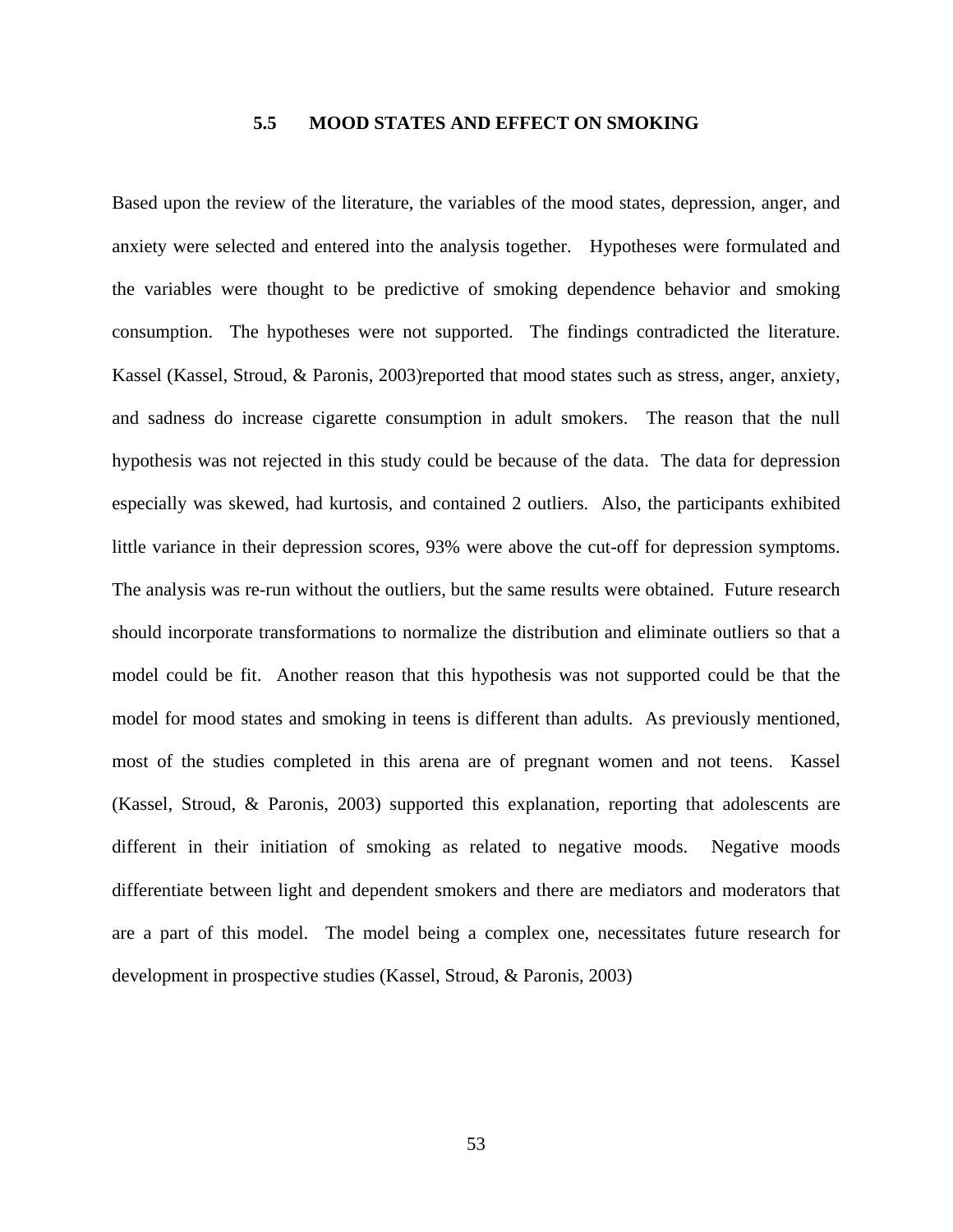## 5.5 MOOD STATES AND EFFECT ON SMOKING

Based upon the review of the literature, the variables of the mood states, depression, anger, and anxiety were selected and entered into the analysis together. Hypotheses were formulated and the variables were thought to be predictive of smoking dependence behavior and smoking consumption. The hypotheses were not supported. The findings contradicted the literature. Kassel (Kassel, Stroud, & Paronis, 2003)reported that mood states such as stress, anger, anxiety, and sadness do increase cigarette consumption in adult smokers. The reason that the null hypothesis was not rejected in this study could be because of the data. The data for depression especially was skewed, had kurtosis, and contained 2 outliers. Also, the participants exhibited little variance in their depression scores, 93% were above the cut-off for depression symptoms. The analysis was re-run without the outliers, but the same results were obtained. Future research should incorporate transformations to normalize the distribution and eliminate outliers so that a model could be fit. Another reason that this hypothesis was not supported could be that the model for mood states and smoking in teens is different than adults. As previously mentioned, most of the studies completed in this arena are of pregnant women and not teens. Kassel (Kassel, Stroud, & Paronis, 2003) supported this explanation, reporting that adolescents are different in their initiation of smoking as related to negative moods. Negative moods differentiate between light and dependent smokers and there are mediators and moderators that are a part of this model. The model being a complex one, necessitates future research for development in prospective studies (Kassel, Stroud, & Paronis, 2003)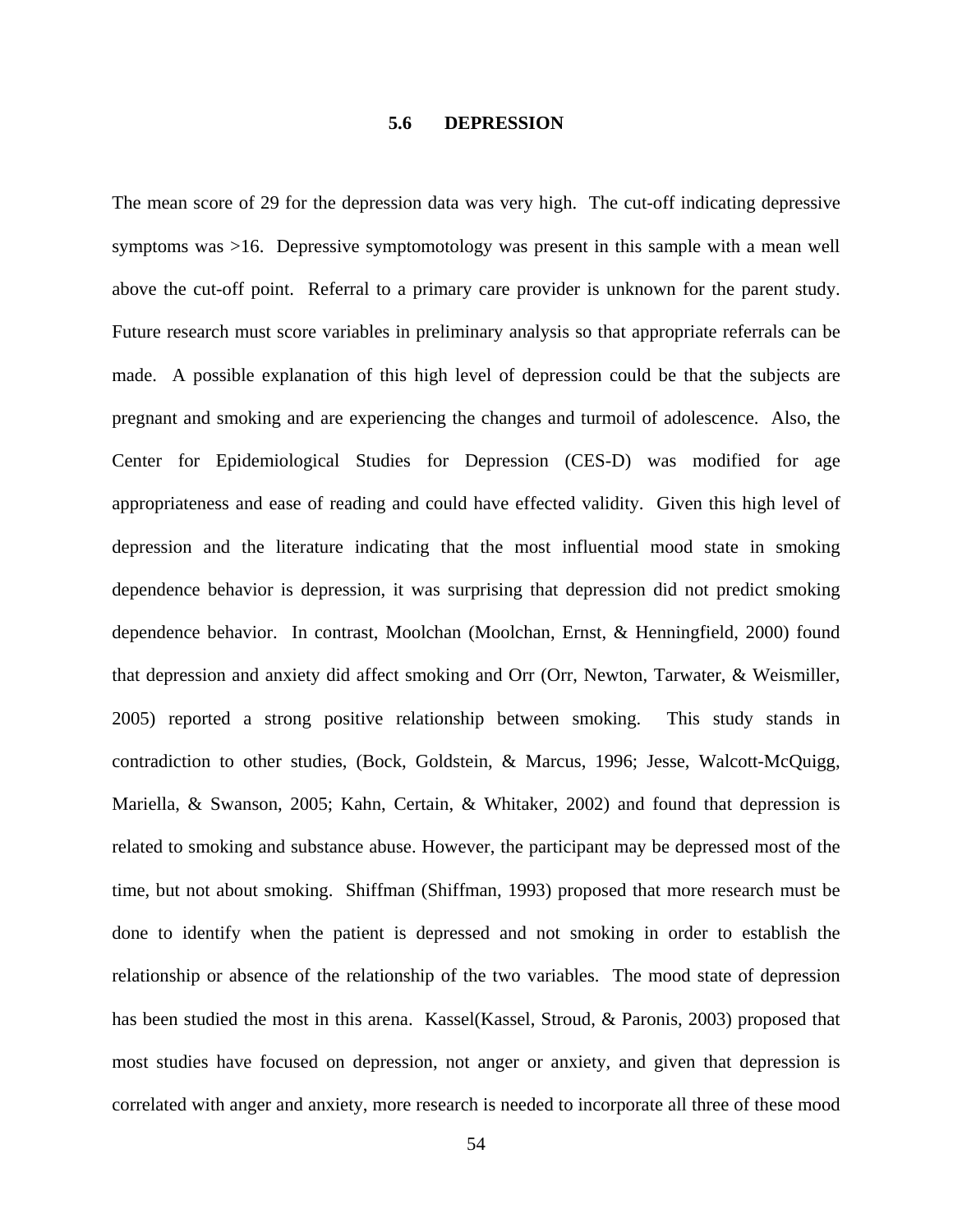### 5.6 DEPRESSION

The mean score of 29 for the depression data was very high. The cut-off indicating depressive symptoms was >16. Depressive symptomotology was present in this sample with a mean well above the cut-off point. Referral to a primary care provider is unknown for the parent study. Future research must score variables in preliminary analysis so that appropriate referrals can be made. A possible explanation of this high level of depression could be that the subjects are pregnant and smoking and are experiencing the changes and turmoil of adolescence. Also, the Center for Epidemiological Studies for Depression (CES-D) was modified for age appropriateness and ease of reading and could have effected validity. Given this high level of depression and the literature indicating that the most influential mood state in smoking dependence behavior is depression, it was surprising that depression did not predict smoking dependence behavior. In contrast, Moolchan (Moolchan, Ernst, & Henningfield, 2000) found that depression and anxiety did affect smoking and Orr (Orr, Newton, Tarwater, & Weismiller, 2005) reported a strong positive relationship between smoking. This study stands in contradiction to other studies, (Bock, Goldstein, & Marcus, 1996; Jesse, Walcott-McQuigg, Mariella, & Swanson, 2005; Kahn, Certain, & Whitaker, 2002) and found that depression is related to smoking and substance abuse. However, the participant may be depressed most of the time, but not about smoking. Shiffman (Shiffman, 1993) proposed that more research must be done to identify when the patient is depressed and not smoking in order to establish the relationship or absence of the relationship of the two variables. The mood state of depression has been studied the most in this arena. Kassel(Kassel, Stroud, & Paronis, 2003) proposed that most studies have focused on depression, not anger or anxiety, and given that depression is correlated with anger and anxiety, more research is needed to incorporate all three of these mood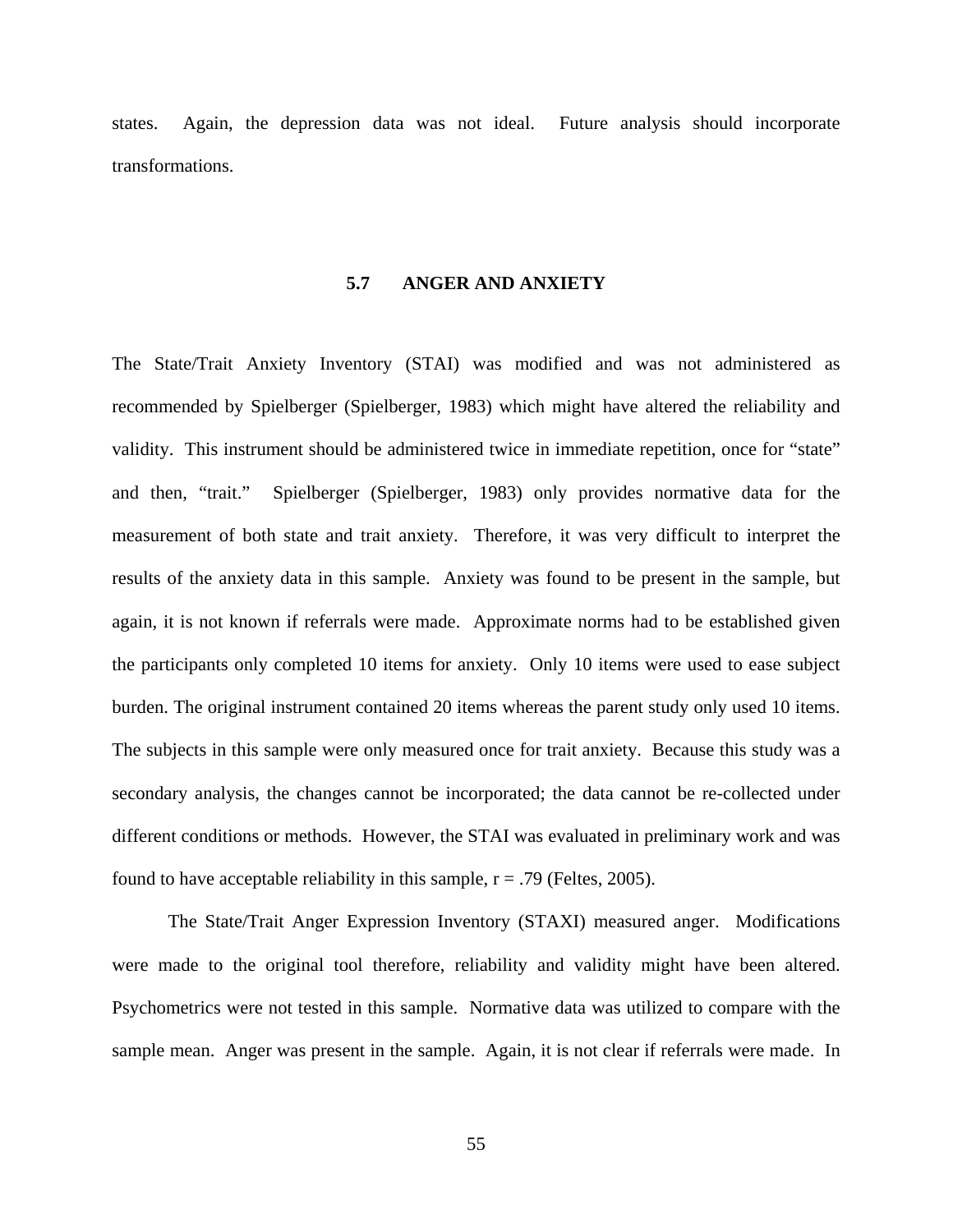states. Again, the depression data was not ideal. Future analysis should incorporate transformations.

## 5.7 ANGER AND ANXIETY

The State/Trait Anxiety Inventory (STAI) was modified and was not administered as recommended by Spielberger (Spielberger, 1983) which might have altered the reliability and validity. This instrument should be administered twice in immediate repetition, once for "state" and then, "trait." Spielberger (Spielberger, 1983) only provides normative data for the measurement of both state and trait anxiety. Therefore, it was very difficult to interpret the results of the anxiety data in this sample. Anxiety was found to be present in the sample, but again, it is not known if referrals were made. Approximate norms had to be established given the participants only completed 10 items for anxiety. Only 10 items were used to ease subject burden. The original instrument contained 20 items whereas the parent study only used 10 items. The subjects in this sample were only measured once for trait anxiety. Because this study was a secondary analysis, the changes cannot be incorporated; the data cannot be re-collected under different conditions or methods. However, the STAI was evaluated in preliminary work and was found to have acceptable reliability in this sample, r = .79 (Feltes, 2005).

The State/Trait Anger Expression Inventory (STAXI) measured anger. Modifications were made to the original tool therefore, reliability and validity might have been altered. Psychometrics were not tested in this sample. Normative data was utilized to compare with the sample mean. Anger was present in the sample. Again, it is not clear if referrals were made. In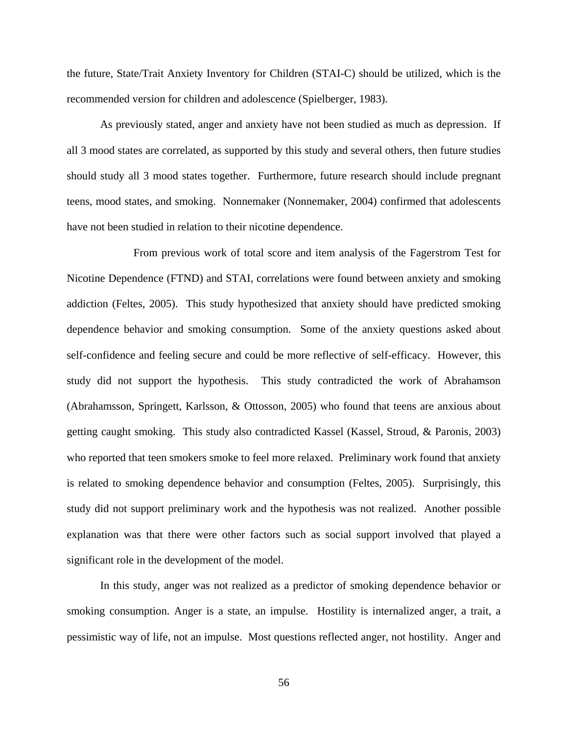the future, State/Trait Anxiety Inventory for Children (STAI-C) should be utilized, which is the recommended version for children and adolescence (Spielberger, 1983).

As previously stated, anger and anxiety have not been studied as much as depression. If all 3 mood states are correlated, as supported by this study and several others, then future studies should study all 3 mood states together. Furthermore, future research should include pregnant teens, mood states, and smoking. Nonnemaker (Nonnemaker, 2004) confirmed that adolescents have not been studied in relation to their nicotine dependence.

From previous work of total score and item analysis of the Fagerstrom Test for Nicotine Dependence (FTND) and STAI, correlations were found between anxiety and smoking addiction (Feltes, 2005). This study hypothesized that anxiety should have predicted smoking dependence behavior and smoking consumption. Some of the anxiety questions asked about self-confidence and feeling secure and could be more reflective of self-efficacy. However, this study did not support the hypothesis. This study contradicted the work of Abrahamson (Abrahamsson, Springett, Karlsson, & Ottosson, 2005) who found that teens are anxious about getting caught smoking. This study also contradicted Kassel (Kassel, Stroud, & Paronis, 2003) who reported that teen smokers smoke to feel more relaxed. Preliminary work found that anxiety is related to smoking dependence behavior and consumption (Feltes, 2005). Surprisingly, this study did not support preliminary work and the hypothesis was not realized. Another possible explanation was that there were other factors such as social support involved that played a significant role in the development of the model.

In this study, anger was not realized as a predictor of smoking dependence behavior or smoking consumption. Anger is a state, an impulse. Hostility is internalized anger, a trait, a pessimistic way of life, not an impulse. Most questions reflected anger, not hostility. Anger and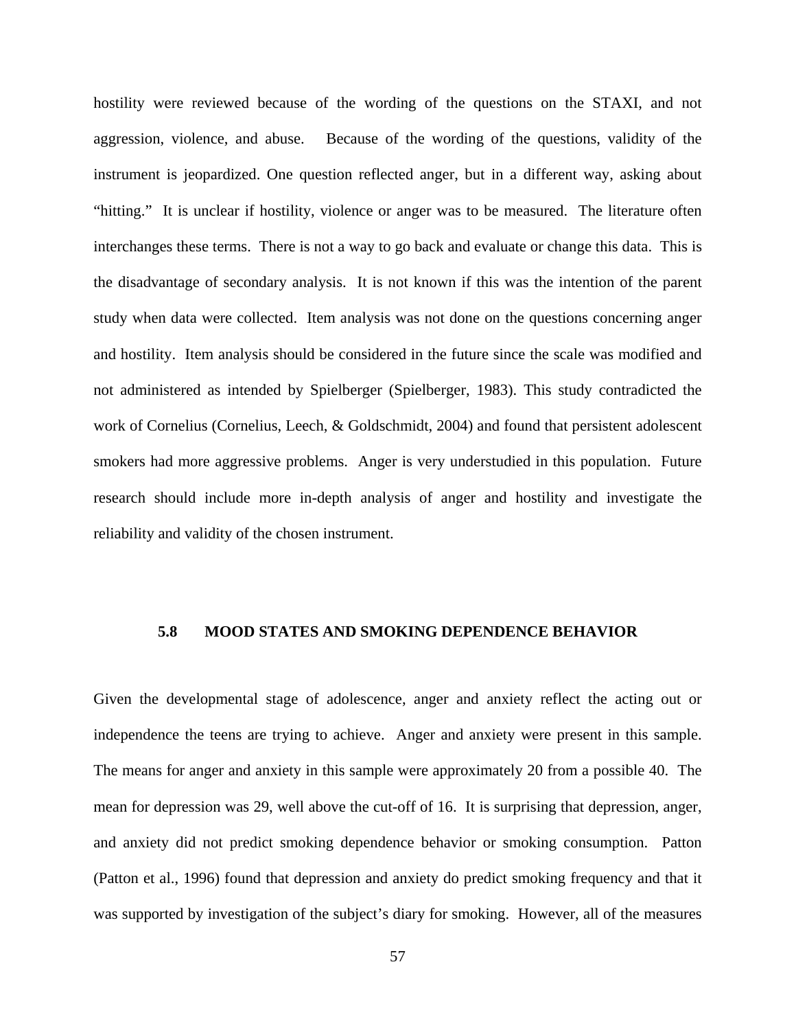hostility were reviewed because of the wording of the questions on the STAXI, and not aggression, violence, and abuse. Because of the wording of the questions, validity of the instrument is jeopardized. One question reflected anger, but in a different way, asking about "hitting." It is unclear if hostility, violence or anger was to be measured. The literature often interchanges these terms. There is not a way to go back and evaluate or change this data. This is the disadvantage of secondary analysis. It is not known if this was the intention of the parent study when data were collected. Item analysis was not done on the questions concerning anger and hostility. Item analysis should be considered in the future since the scale was modified and not administered as intended by Spielberger (Spielberger, 1983). This study contradicted the work of Cornelius (Cornelius, Leech, & Goldschmidt, 2004) and found that persistent adolescent smokers had more aggressive problems. Anger is very understudied in this population. Future research should include more in-depth analysis of anger and hostility and investigate the reliability and validity of the chosen instrument.

### 5.8 MOOD STATES AND SMOKING DEPENDENCE BEHAVIOR

Given the developmental stage of adolescence, anger and anxiety reflect the acting out or independence the teens are trying to achieve. Anger and anxiety were present in this sample. The means for anger and anxiety in this sample were approximately 20 from a possible 40. The mean for depression was 29, well above the cut-off of 16. It is surprising that depression, anger, and anxiety did not predict smoking dependence behavior or smoking consumption. Patton (Patton et al., 1996) found that depression and anxiety do predict smoking frequency and that it was supported by investigation of the subject's diary for smoking. However, all of the measures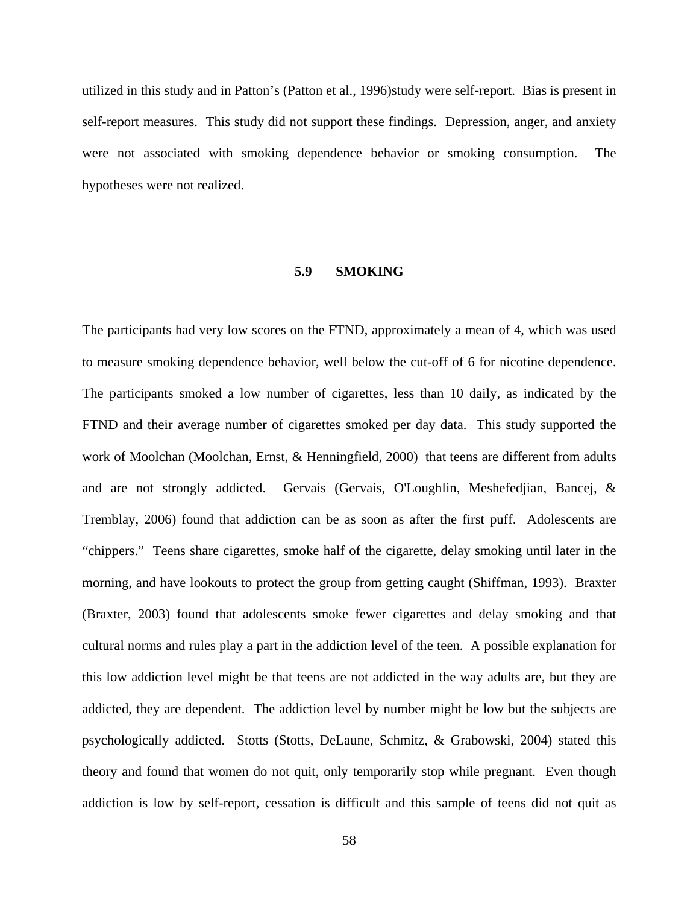utilized in this study and in Patton's (Patton et al., 1996)study were self-report. Bias is present in self-report measures. This study did not support these findings. Depression, anger, and anxiety were not associated with smoking dependence behavior or smoking consumption. The hypotheses were not realized.

## 5.9 SMOKING

The participants had very low scores on the FTND, approximately a mean of 4, which was used to measure smoking dependence behavior, well below the cut-off of 6 for nicotine dependence. The participants smoked a low number of cigarettes, less than 10 daily, as indicated by the FTND and their average number of cigarettes smoked per day data. This study supported the work of Moolchan (Moolchan, Ernst, & Henningfield, 2000) that teens are different from adults and are not strongly addicted. Gervais (Gervais, O'Loughlin, Meshefedjian, Bancej, & Tremblay, 2006) found that addiction can be as soon as after the first puff. Adolescents are "chippers." Teens share cigarettes, smoke half of the cigarette, delay smoking until later in the morning, and have lookouts to protect the group from getting caught (Shiffman, 1993). Braxter (Braxter, 2003) found that adolescents smoke fewer cigarettes and delay smoking and that cultural norms and rules play a part in the addiction level of the teen. A possible explanation for this low addiction level might be that teens are not addicted in the way adults are, but they are addicted, they are dependent. The addiction level by number might be low but the subjects are psychologically addicted. Stotts (Stotts, DeLaune, Schmitz, & Grabowski, 2004) stated this theory and found that women do not quit, only temporarily stop while pregnant. Even though addiction is low by self-report, cessation is difficult and this sample of teens did not quit as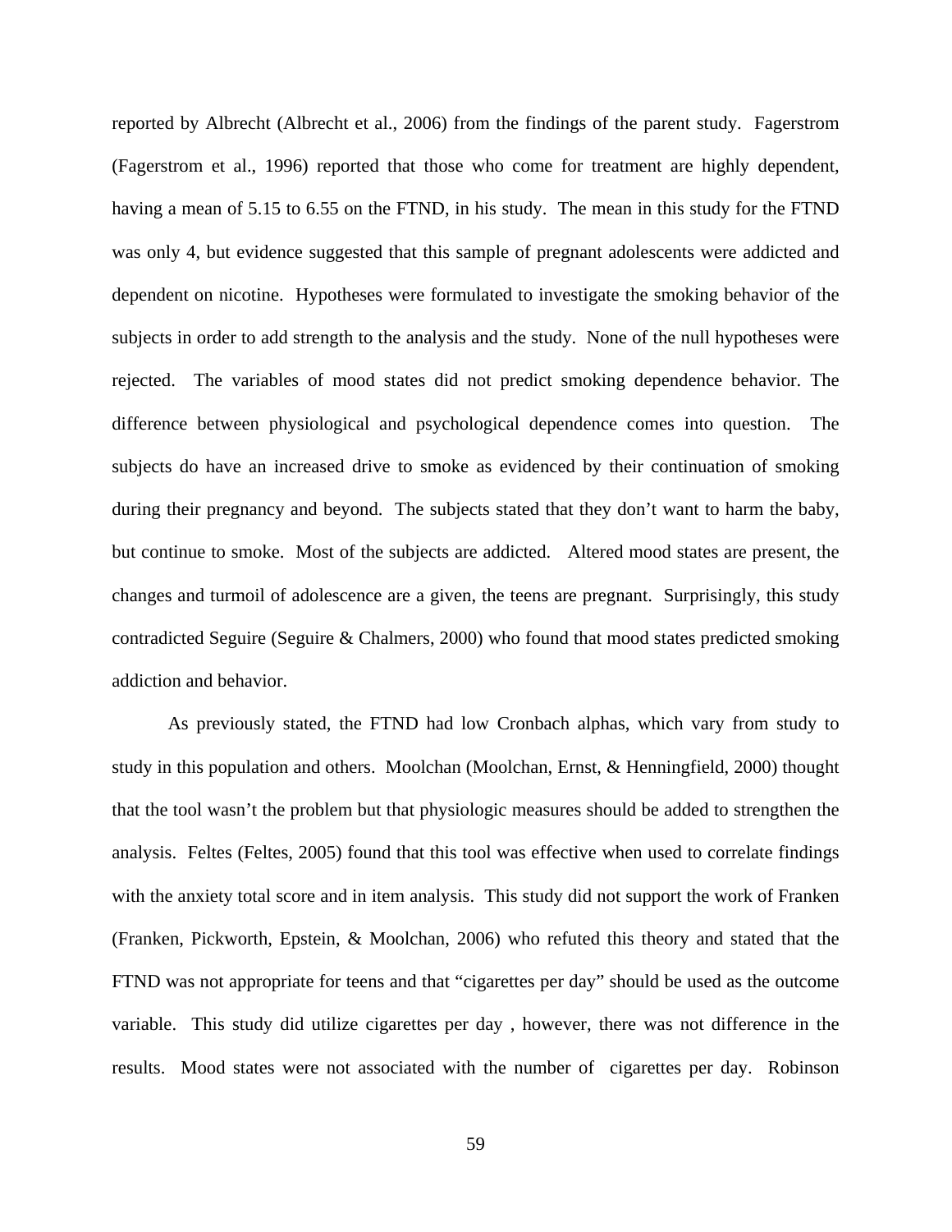reported by Albrecht (Albrecht et al., 2006) from the findings of the parent study. Fagerstrom (Fagerstrom et al., 1996) reported that those who come for treatment are highly dependent, having a mean of 5.15 to 6.55 on the FTND, in his study. The mean in this study for the FTND was only 4, but evidence suggested that this sample of pregnant adolescents were addicted and dependent on nicotine. Hypotheses were formulated to investigate the smoking behavior of the subjects in order to add strength to the analysis and the study. None of the null hypotheses were rejected. The variables of mood states did not predict smoking dependence behavior. The difference between physiological and psychological dependence comes into question. The subjects do have an increased drive to smoke as evidenced by their continuation of smoking during their pregnancy and beyond. The subjects stated that they don't want to harm the baby, but continue to smoke. Most of the subjects are addicted. Altered mood states are present, the changes and turmoil of adolescence are a given, the teens are pregnant. Surprisingly, this study contradicted Seguire (Seguire & Chalmers, 2000) who found that mood states predicted smoking addiction and behavior.

As previously stated, the FTND had low Cronbach alphas, which vary from study to study in this population and others. Moolchan (Moolchan, Ernst, & Henningfield, 2000) thought that the tool wasn't the problem but that physiologic measures should be added to strengthen the analysis. Feltes (Feltes, 2005) found that this tool was effective when used to correlate findings with the anxiety total score and in item analysis. This study did not support the work of Franken (Franken, Pickworth, Epstein, & Moolchan, 2006) who refuted this theory and stated that the FTND was not appropriate for teens and that "cigarettes per day" should be used as the outcome variable. This study did utilize cigarettes per day , however, there was not difference in the results. Mood states were not associated with the number of cigarettes per day. Robinson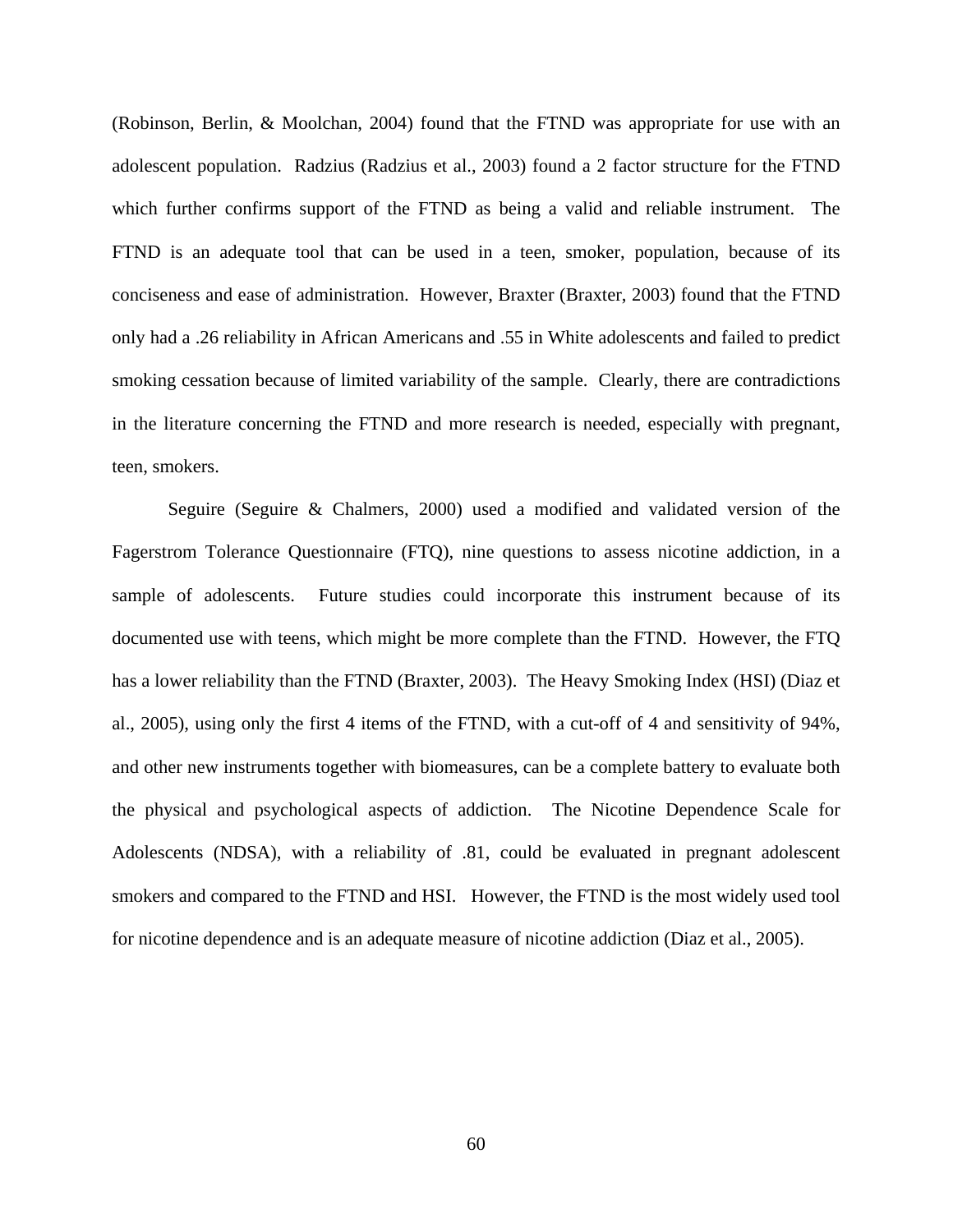(Robinson, Berlin, & Moolchan, 2004) found that the FTND was appropriate for use with an adolescent population. Radzius (Radzius et al., 2003) found a 2 factor structure for the FTND which further confirms support of the FTND as being a valid and reliable instrument. The FTND is an adequate tool that can be used in a teen, smoker, population, because of its conciseness and ease of administration. However, Braxter (Braxter, 2003) found that the FTND only had a .26 reliability in African Americans and .55 in White adolescents and failed to predict smoking cessation because of limited variability of the sample. Clearly, there are contradictions in the literature concerning the FTND and more research is needed, especially with pregnant, teen, smokers.

Seguire (Seguire & Chalmers, 2000) used a modified and validated version of the Fagerstrom Tolerance Questionnaire (FTQ), nine questions to assess nicotine addiction, in a sample of adolescents. Future studies could incorporate this instrument because of its documented use with teens, which might be more complete than the FTND. However, the FTQ has a lower reliability than the FTND (Braxter, 2003). The Heavy Smoking Index (HSI) (Diaz et al., 2005), using only the first 4 items of the FTND, with a cut-off of 4 and sensitivity of 94%, and other new instruments together with biomeasures, can be a complete battery to evaluate both the physical and psychological aspects of addiction. The Nicotine Dependence Scale for Adolescents (NDSA), with a reliability of .81, could be evaluated in pregnant adolescent smokers and compared to the FTND and HSI. However, the FTND is the most widely used tool for nicotine dependence and is an adequate measure of nicotine addiction (Diaz et al., 2005).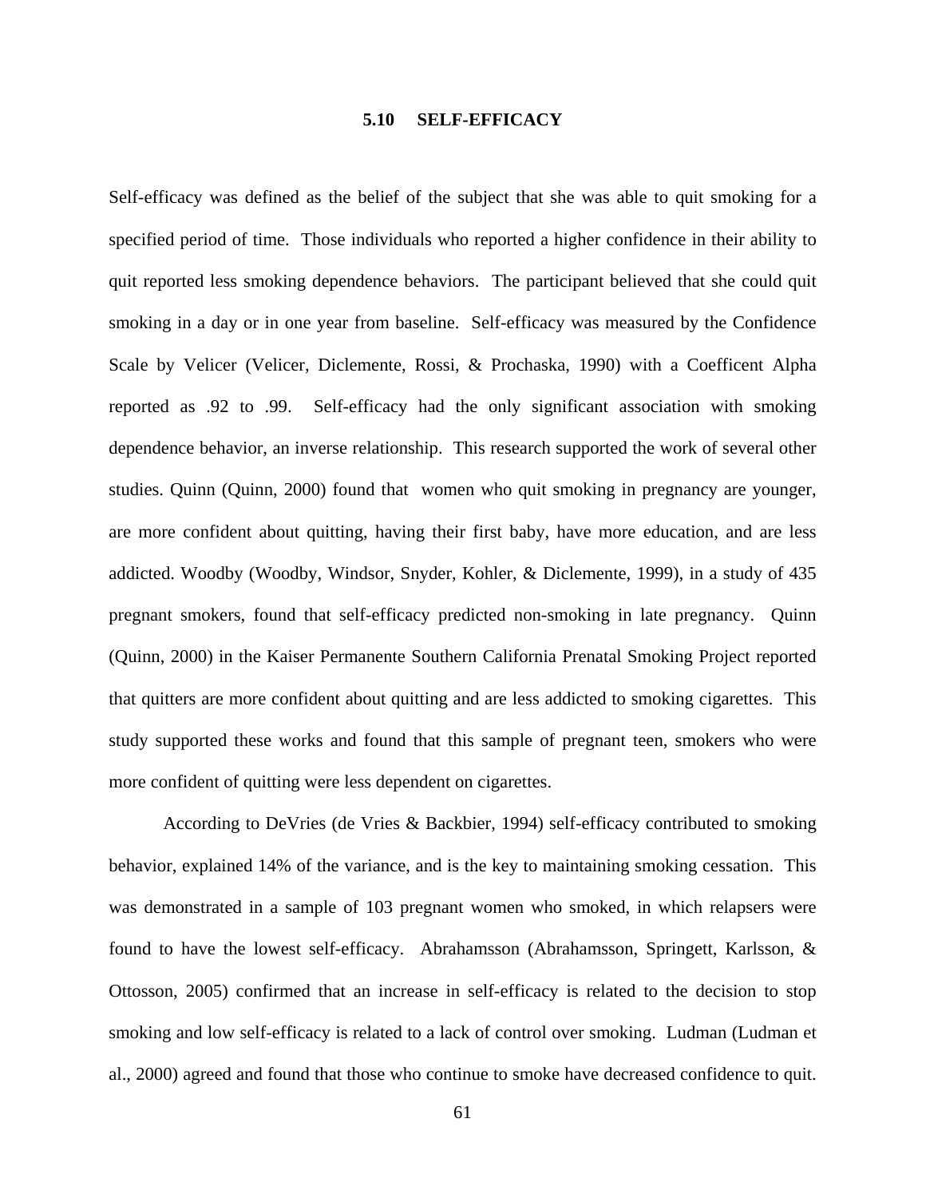## 5.10 SELF-EFFICACY

Self-efficacy was defined as the belief of the subject that she was able to quit smoking for a specified period of time. Those individuals who reported a higher confidence in their ability to quit reported less smoking dependence behaviors. The participant believed that she could quit smoking in a day or in one year from baseline. Self-efficacy was measured by the Confidence Scale by Velicer (Velicer, Diclemente, Rossi, & Prochaska, 1990) with a Coefficent Alpha reported as .92 to .99. Self-efficacy had the only significant association with smoking dependence behavior, an inverse relationship. This research supported the work of several other studies. Quinn (Quinn, 2000) found that women who quit smoking in pregnancy are younger, are more confident about quitting, having their first baby, have more education, and are less addicted. Woodby (Woodby, Windsor, Snyder, Kohler, & Diclemente, 1999), in a study of 435 pregnant smokers, found that self-efficacy predicted non-smoking in late pregnancy. Quinn (Quinn, 2000) in the Kaiser Permanente Southern California Prenatal Smoking Project reported that quitters are more confident about quitting and are less addicted to smoking cigarettes. This study supported these works and found that this sample of pregnant teen, smokers who were more confident of quitting were less dependent on cigarettes.

According to DeVries (de Vries & Backbier, 1994) self-efficacy contributed to smoking behavior, explained 14% of the variance, and is the key to maintaining smoking cessation. This was demonstrated in a sample of 103 pregnant women who smoked, in which relapsers were found to have the lowest self-efficacy. Abrahamsson (Abrahamsson, Springett, Karlsson, & Ottosson, 2005) confirmed that an increase in self-efficacy is related to the decision to stop smoking and low self-efficacy is related to a lack of control over smoking. Ludman (Ludman et al., 2000) agreed and found that those who continue to smoke have decreased confidence to quit.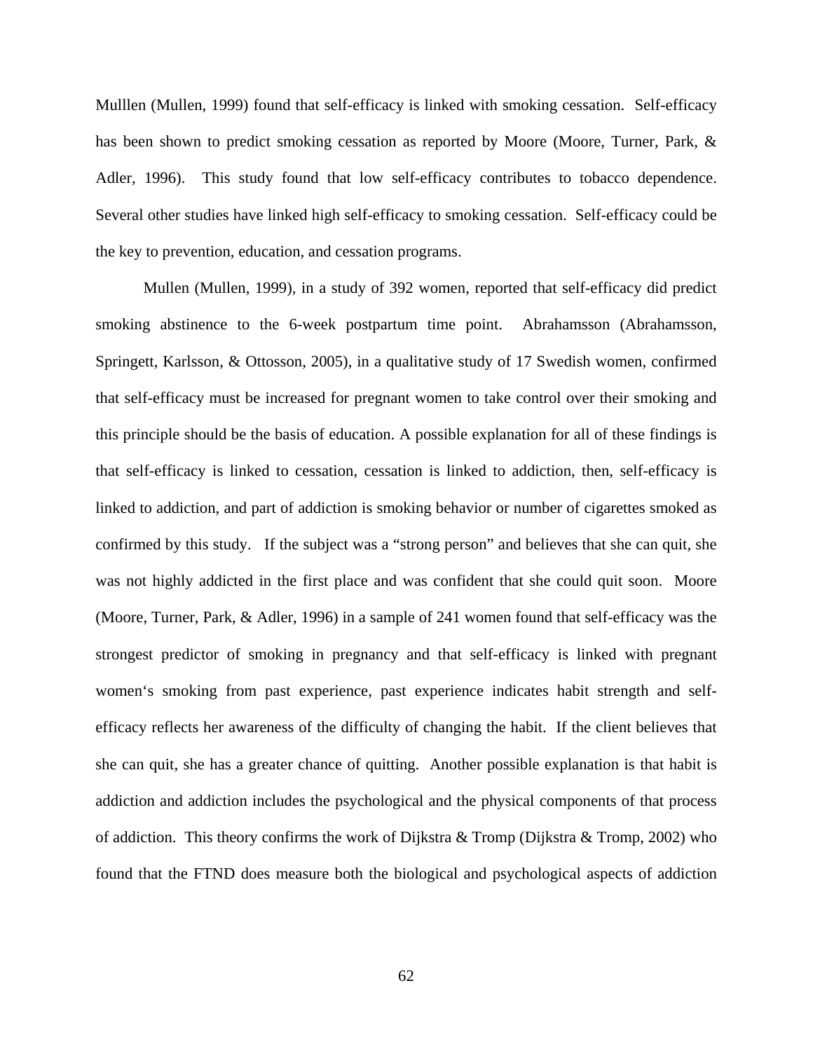Mulllen (Mullen, 1999) found that self-efficacy is linked with smoking cessation. Self-efficacy has been shown to predict smoking cessation as reported by Moore (Moore, Turner, Park, & Adler, 1996). This study found that low self-efficacy contributes to tobacco dependence. Several other studies have linked high self-efficacy to smoking cessation. Self-efficacy could be the key to prevention, education, and cessation programs.

Mullen (Mullen, 1999), in a study of 392 women, reported that self-efficacy did predict smoking abstinence to the 6-week postpartum time point. Abrahamsson (Abrahamsson, Springett, Karlsson, & Ottosson, 2005), in a qualitative study of 17 Swedish women, confirmed that self-efficacy must be increased for pregnant women to take control over their smoking and this principle should be the basis of education. A possible explanation for all of these findings is that self-efficacy is linked to cessation, cessation is linked to addiction, then, self-efficacy is linked to addiction, and part of addiction is smoking behavior or number of cigarettes smoked as confirmed by this study. If the subject was a "strong person" and believes that she can quit, she was not highly addicted in the first place and was confident that she could quit soon. Moore (Moore, Turner, Park, & Adler, 1996) in a sample of 241 women found that self-efficacy was the strongest predictor of smoking in pregnancy and that self-efficacy is linked with pregnant women's smoking from past experience, past experience indicates habit strength and self-efficacy reflects her awareness of the difficulty of changing the habit. If the client believes that she can quit, she has a greater chance of quitting. Another possible explanation is that habit is addiction and addiction includes the psychological and the physical components of that process of addiction. This theory confirms the work of Dijkstra & Tromp (Dijkstra & Tromp, 2002) who found that the FTND does measure both the biological and psychological aspects of addiction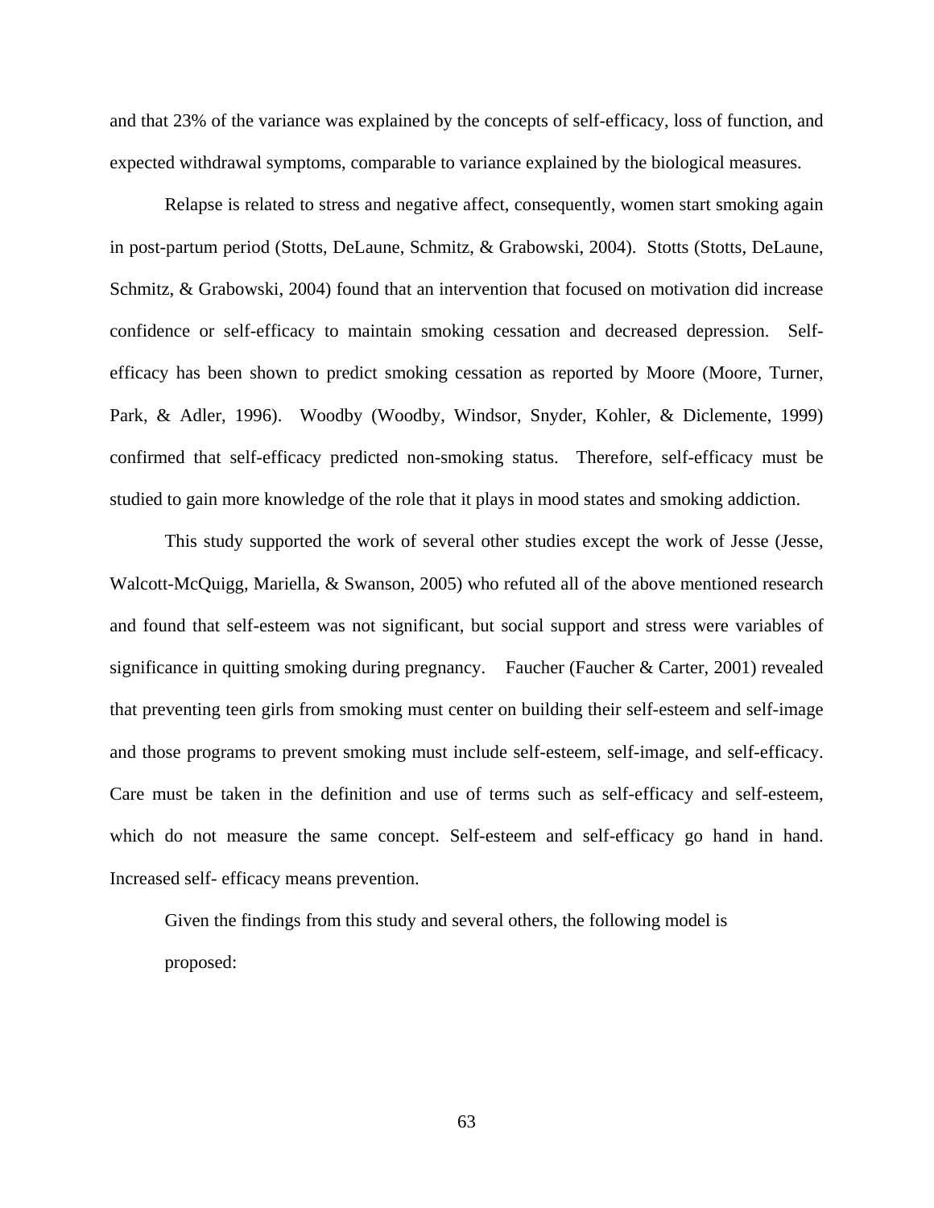and that 23% of the variance was explained by the concepts of self-efficacy, loss of function, and expected withdrawal symptoms, comparable to variance explained by the biological measures.

Relapse is related to stress and negative affect, consequently, women start smoking again in post-partum period (Stotts, DeLaune, Schmitz, & Grabowski, 2004). Stotts (Stotts, DeLaune, Schmitz, & Grabowski, 2004) found that an intervention that focused on motivation did increase confidence or self-efficacy to maintain smoking cessation and decreased depression. Self-efficacy has been shown to predict smoking cessation as reported by Moore (Moore, Turner, Park, & Adler, 1996). Woodby (Woodby, Windsor, Snyder, Kohler, & Diclemente, 1999) confirmed that self-efficacy predicted non-smoking status. Therefore, self-efficacy must be studied to gain more knowledge of the role that it plays in mood states and smoking addiction.

This study supported the work of several other studies except the work of Jesse (Jesse, Walcott-McQuigg, Mariella, & Swanson, 2005) who refuted all of the above mentioned research and found that self-esteem was not significant, but social support and stress were variables of significance in quitting smoking during pregnancy. Faucher (Faucher & Carter, 2001) revealed that preventing teen girls from smoking must center on building their self-esteem and self-image and those programs to prevent smoking must include self-esteem, self-image, and self-efficacy. Care must be taken in the definition and use of terms such as self-efficacy and self-esteem, which do not measure the same concept. Self-esteem and self-efficacy go hand in hand. Increased self- efficacy means prevention.

Given the findings from this study and several others, the following model is proposed: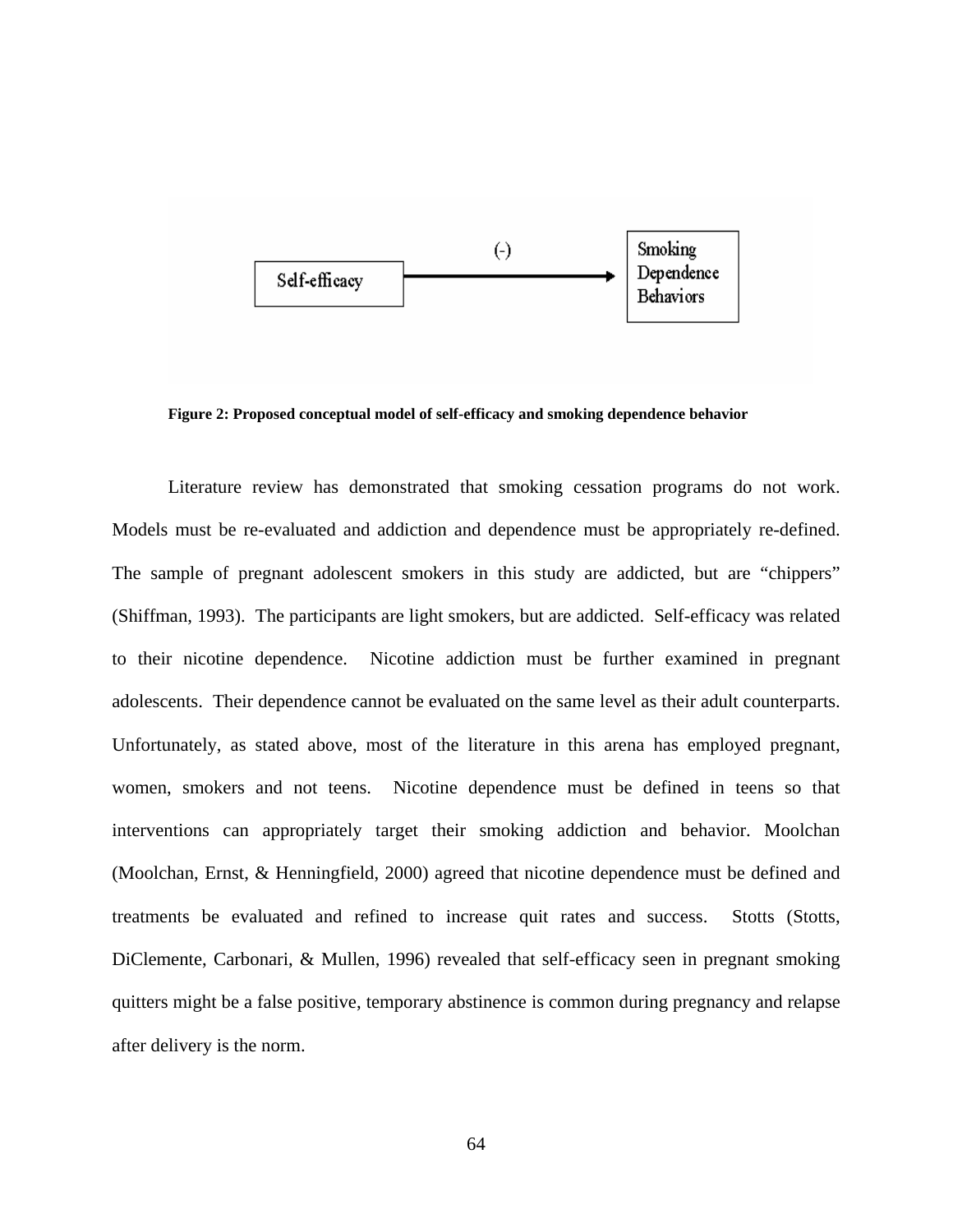**Figure 2: Proposed conceptual model of self-efficacy and smoking dependence behavior**

Literature review has demonstrated that smoking cessation programs do not work. Models must be re-evaluated and addiction and dependence must be appropriately re-defined. The sample of pregnant adolescent smokers in this study are addicted, but are "chippers" (Shiffman, 1993). The participants are light smokers, but are addicted. Self-efficacy was related to their nicotine dependence. Nicotine addiction must be further examined in pregnant adolescents. Their dependence cannot be evaluated on the same level as their adult counterparts. Unfortunately, as stated above, most of the literature in this arena has employed pregnant, women, smokers and not teens. Nicotine dependence must be defined in teens so that interventions can appropriately target their smoking addiction and behavior. Moolchan (Moolchan, Ernst, & Henningfield, 2000) agreed that nicotine dependence must be defined and treatments be evaluated and refined to increase quit rates and success. Stotts (Stotts, DiClemente, Carbonari, & Mullen, 1996) revealed that self-efficacy seen in pregnant smoking quitters might be a false positive, temporary abstinence is common during pregnancy and relapse after delivery is the norm.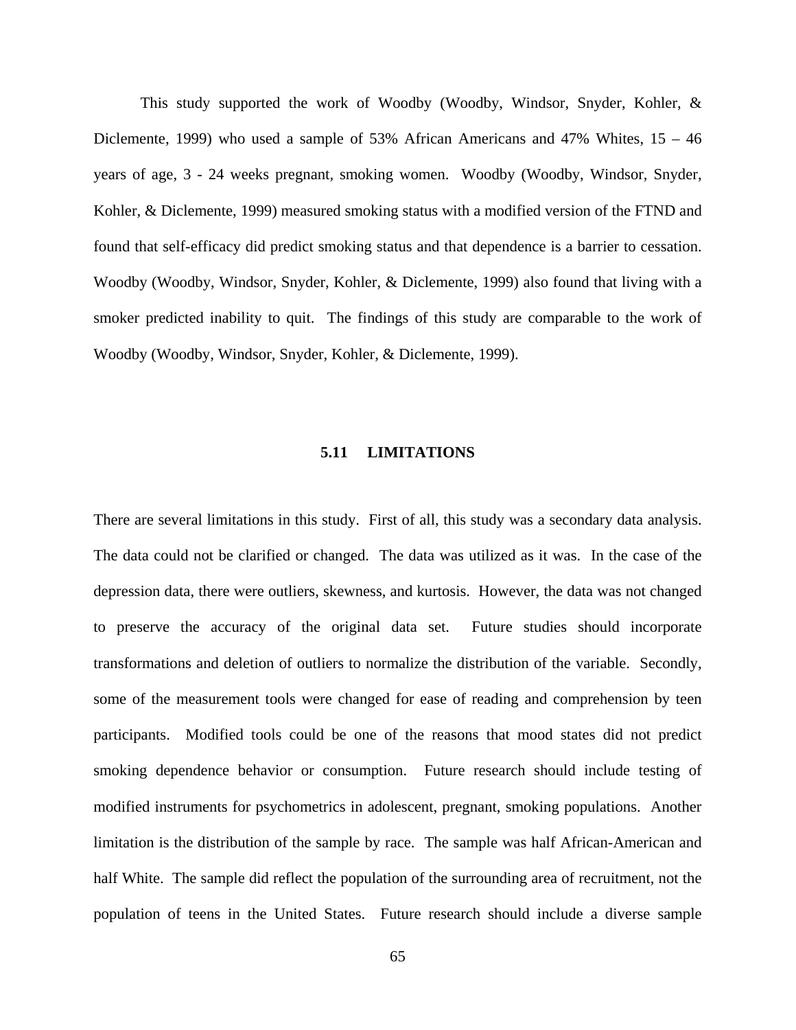This study supported the work of Woodby (Woodby, Windsor, Snyder, Kohler, & Diclemente, 1999) who used a sample of 53% African Americans and 47% Whites, 15 – 46 years of age, 3 - 24 weeks pregnant, smoking women. Woodby (Woodby, Windsor, Snyder, Kohler, & Diclemente, 1999) measured smoking status with a modified version of the FTND and found that self-efficacy did predict smoking status and that dependence is a barrier to cessation. Woodby (Woodby, Windsor, Snyder, Kohler, & Diclemente, 1999) also found that living with a smoker predicted inability to quit. The findings of this study are comparable to the work of Woodby (Woodby, Windsor, Snyder, Kohler, & Diclemente, 1999).

## 5.11 LIMITATIONS

There are several limitations in this study. First of all, this study was a secondary data analysis. The data could not be clarified or changed. The data was utilized as it was. In the case of the depression data, there were outliers, skewness, and kurtosis. However, the data was not changed to preserve the accuracy of the original data set. Future studies should incorporate transformations and deletion of outliers to normalize the distribution of the variable. Secondly, some of the measurement tools were changed for ease of reading and comprehension by teen participants. Modified tools could be one of the reasons that mood states did not predict smoking dependence behavior or consumption. Future research should include testing of modified instruments for psychometrics in adolescent, pregnant, smoking populations. Another limitation is the distribution of the sample by race. The sample was half African-American and half White. The sample did reflect the population of the surrounding area of recruitment, not the population of teens in the United States. Future research should include a diverse sample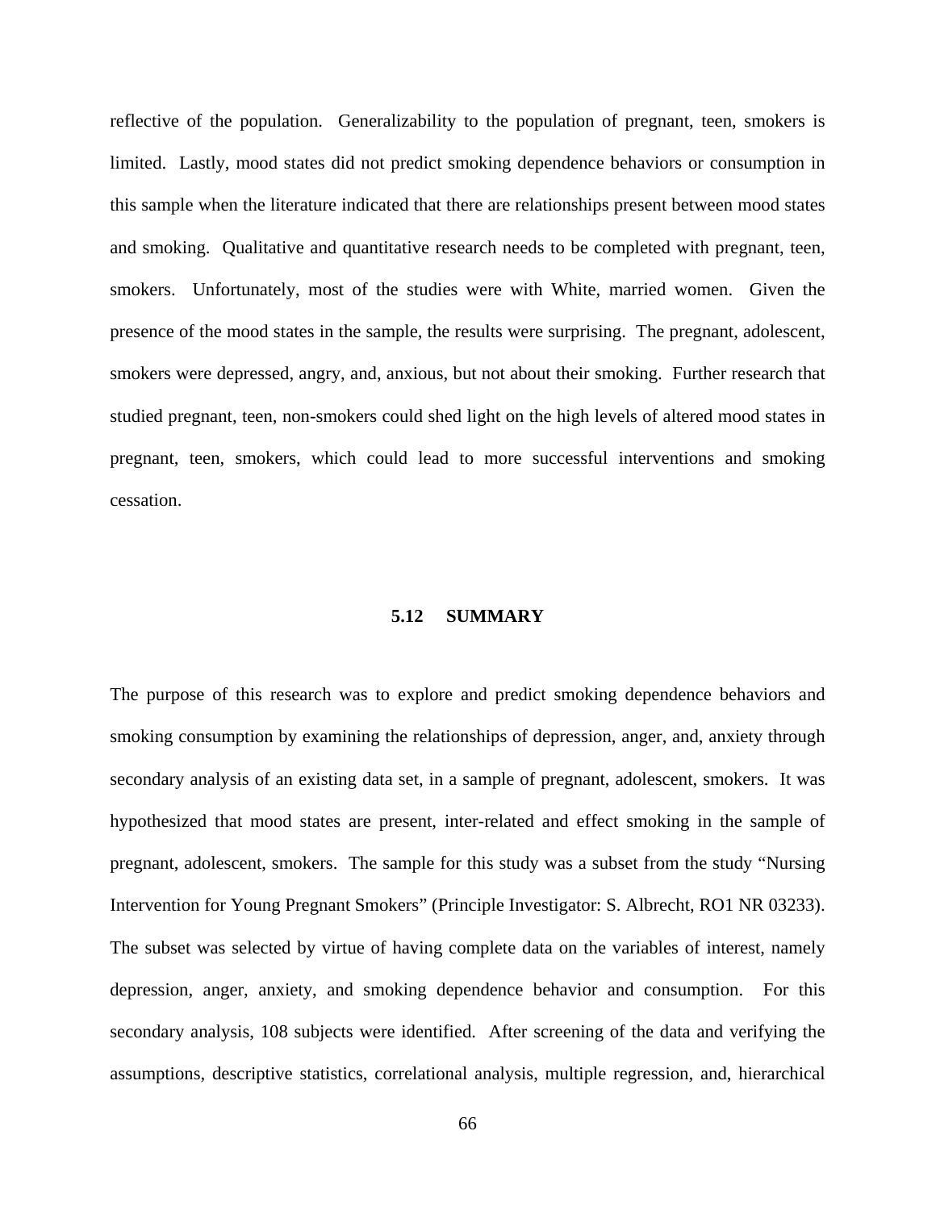reflective of the population. Generalizability to the population of pregnant, teen, smokers is limited. Lastly, mood states did not predict smoking dependence behaviors or consumption in this sample when the literature indicated that there are relationships present between mood states and smoking. Qualitative and quantitative research needs to be completed with pregnant, teen, smokers. Unfortunately, most of the studies were with White, married women. Given the presence of the mood states in the sample, the results were surprising. The pregnant, adolescent, smokers were depressed, angry, and, anxious, but not about their smoking. Further research that studied pregnant, teen, non-smokers could shed light on the high levels of altered mood states in pregnant, teen, smokers, which could lead to more successful interventions and smoking cessation.

## 5.12 SUMMARY

The purpose of this research was to explore and predict smoking dependence behaviors and smoking consumption by examining the relationships of depression, anger, and, anxiety through secondary analysis of an existing data set, in a sample of pregnant, adolescent, smokers. It was hypothesized that mood states are present, inter-related and effect smoking in the sample of pregnant, adolescent, smokers. The sample for this study was a subset from the study "Nursing Intervention for Young Pregnant Smokers" (Principle Investigator: S. Albrecht, RO1 NR 03233). The subset was selected by virtue of having complete data on the variables of interest, namely depression, anger, anxiety, and smoking dependence behavior and consumption. For this secondary analysis, 108 subjects were identified. After screening of the data and verifying the assumptions, descriptive statistics, correlational analysis, multiple regression, and, hierarchical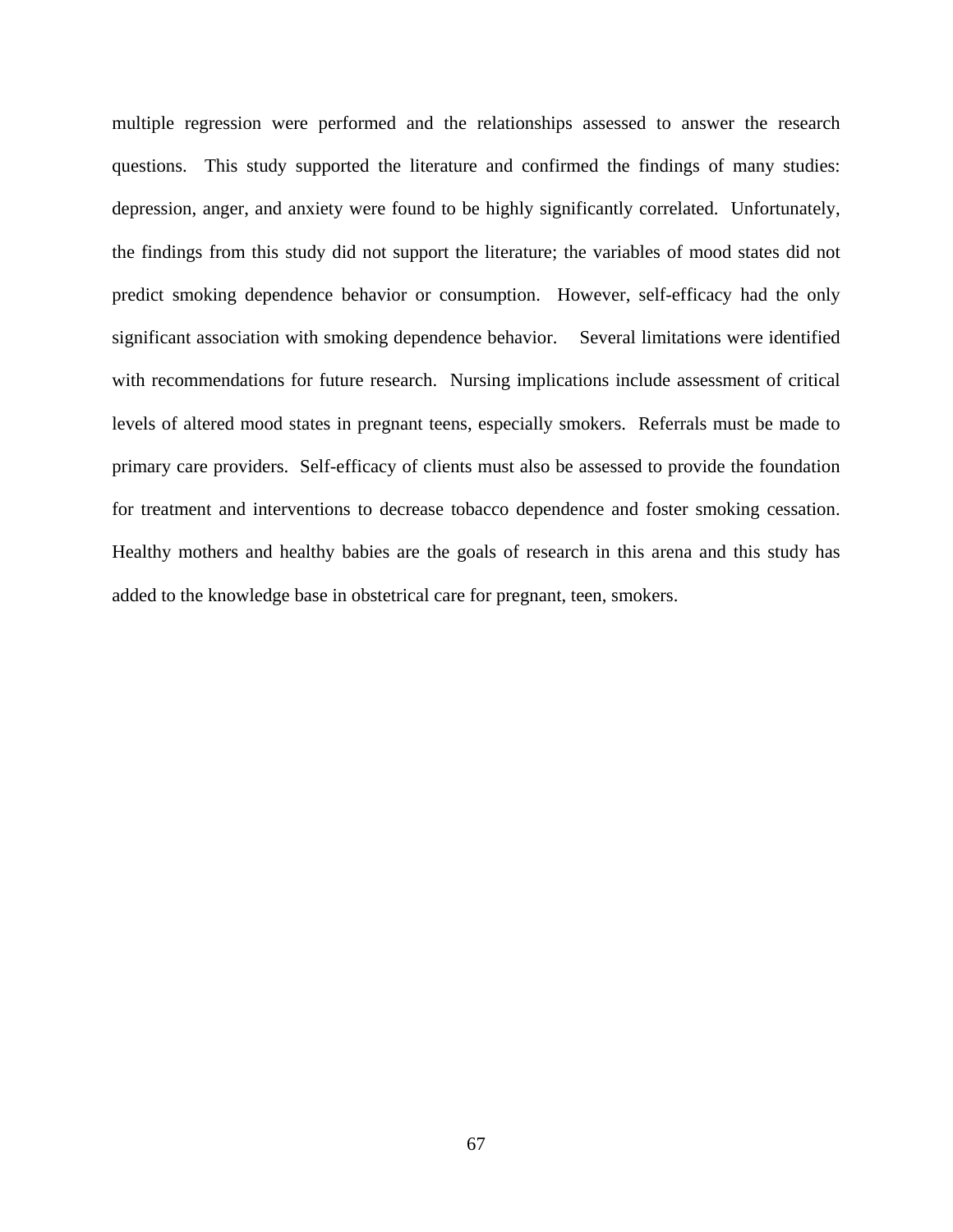multiple regression were performed and the relationships assessed to answer the research questions. This study supported the literature and confirmed the findings of many studies: depression, anger, and anxiety were found to be highly significantly correlated. Unfortunately, the findings from this study did not support the literature; the variables of mood states did not predict smoking dependence behavior or consumption. However, self-efficacy had the only significant association with smoking dependence behavior. Several limitations were identified with recommendations for future research. Nursing implications include assessment of critical levels of altered mood states in pregnant teens, especially smokers. Referrals must be made to primary care providers. Self-efficacy of clients must also be assessed to provide the foundation for treatment and interventions to decrease tobacco dependence and foster smoking cessation. Healthy mothers and healthy babies are the goals of research in this arena and this study has added to the knowledge base in obstetrical care for pregnant, teen, smokers.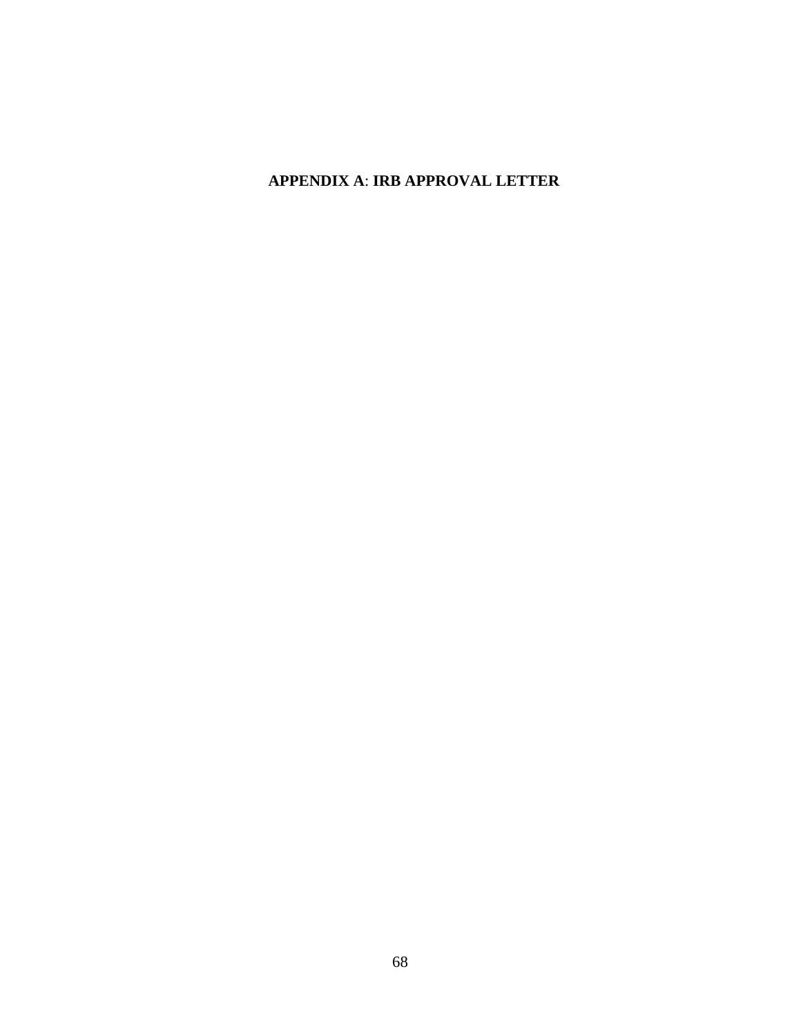# APPENDIX A: IRB APPROVAL LETTER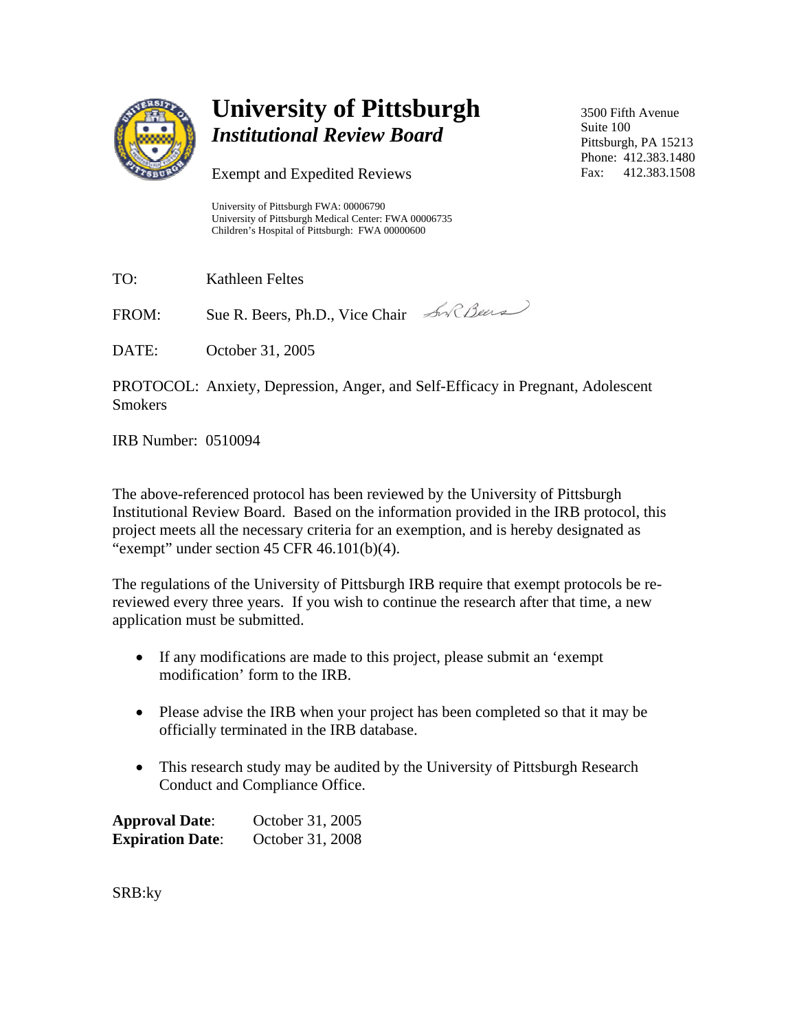# University of Pittsburgh

## *Institutional Review Board*

Exempt and Expedited Reviews

University of Pittsburgh FWA: 00006790
University of Pittsburgh Medical Center: FWA 00006735
Children's Hospital of Pittsburgh: FWA 00000600

3500 Fifth Avenue
Suite 100
Pittsburgh, PA 15213
Phone: 412.383.1480
Fax: 412.383.1508

TO: Kathleen Feltes

FROM: Sue R. Beers, Ph.D., Vice Chair

DATE: October 31, 2005

PROTOCOL: Anxiety, Depression, Anger, and Self-Efficacy in Pregnant, Adolescent Smokers

IRB Number: 0510094

The above-referenced protocol has been reviewed by the University of Pittsburgh Institutional Review Board. Based on the information provided in the IRB protocol, this project meets all the necessary criteria for an exemption, and is hereby designated as "exempt" under section 45 CFR 46.101(b)(4).

The regulations of the University of Pittsburgh IRB require that exempt protocols be re-reviewed every three years. If you wish to continue the research after that time, a new application must be submitted.

- If any modifications are made to this project, please submit an 'exempt modification' form to the IRB.
- Please advise the IRB when your project has been completed so that it may be officially terminated in the IRB database.
- This research study may be audited by the University of Pittsburgh Research Conduct and Compliance Office.

**Approval Date**: October 31, 2005
**Expiration Date**: October 31, 2008

SRB:ky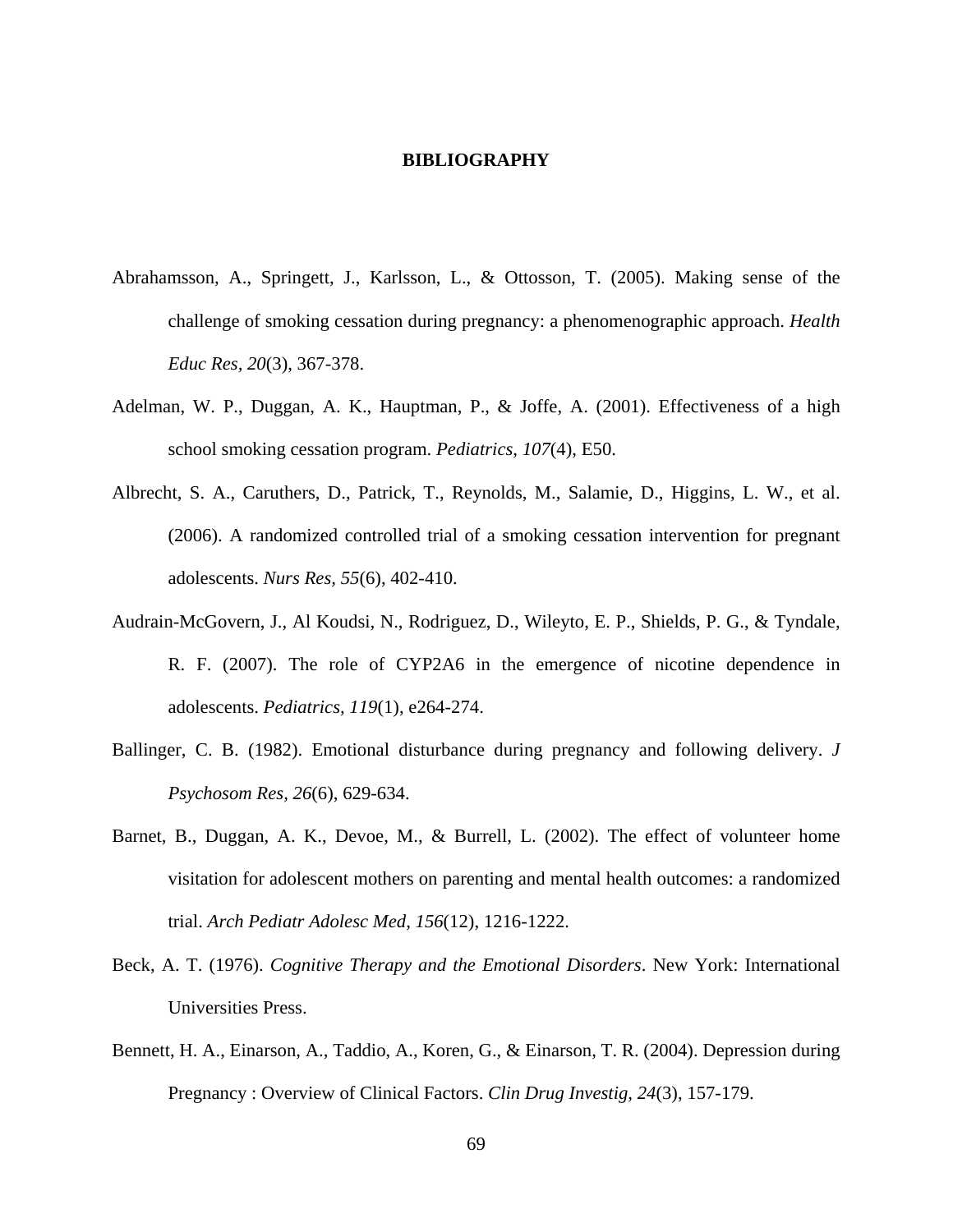# BIBLIOGRAPHY

Abrahamsson, A., Springett, J., Karlsson, L., & Ottosson, T. (2005). Making sense of the challenge of smoking cessation during pregnancy: a phenomenographic approach. *Health Educ Res, 20*(3), 367-378.

Adelman, W. P., Duggan, A. K., Hauptman, P., & Joffe, A. (2001). Effectiveness of a high school smoking cessation program. *Pediatrics, 107*(4), E50.

Albrecht, S. A., Caruthers, D., Patrick, T., Reynolds, M., Salamie, D., Higgins, L. W., et al. (2006). A randomized controlled trial of a smoking cessation intervention for pregnant adolescents. *Nurs Res, 55*(6), 402-410.

Audrain-McGovern, J., Al Koudsi, N., Rodriguez, D., Wileyto, E. P., Shields, P. G., & Tyndale, R. F. (2007). The role of CYP2A6 in the emergence of nicotine dependence in adolescents. *Pediatrics, 119*(1), e264-274.

Ballinger, C. B. (1982). Emotional disturbance during pregnancy and following delivery. *J Psychosom Res, 26*(6), 629-634.

Barnet, B., Duggan, A. K., Devoe, M., & Burrell, L. (2002). The effect of volunteer home visitation for adolescent mothers on parenting and mental health outcomes: a randomized trial. *Arch Pediatr Adolesc Med, 156*(12), 1216-1222.

Beck, A. T. (1976). *Cognitive Therapy and the Emotional Disorders*. New York: International Universities Press.

Bennett, H. A., Einarson, A., Taddio, A., Koren, G., & Einarson, T. R. (2004). Depression during Pregnancy : Overview of Clinical Factors. *Clin Drug Investig, 24*(3), 157-179.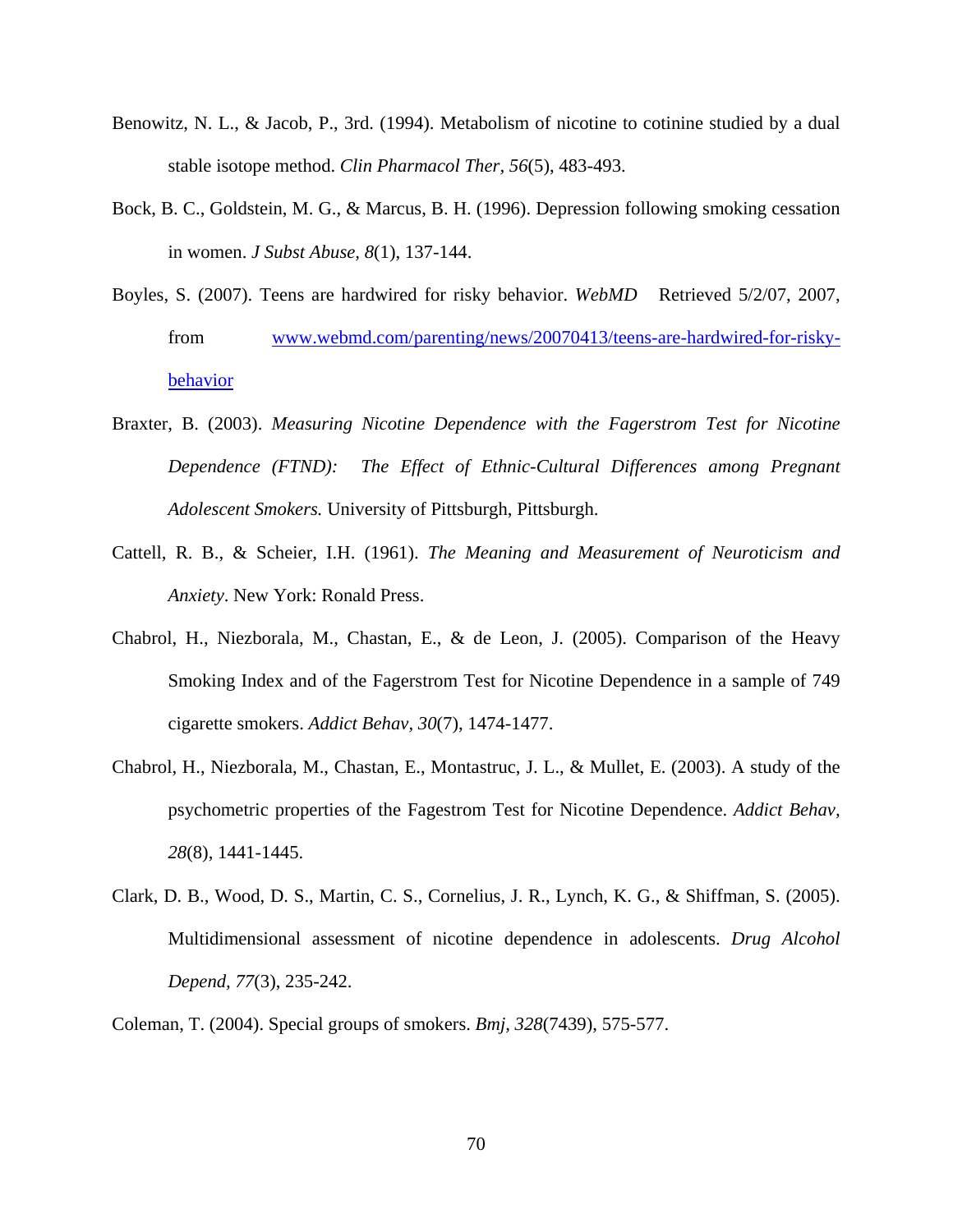Benowitz, N. L., & Jacob, P., 3rd. (1994). Metabolism of nicotine to cotinine studied by a dual stable isotope method. *Clin Pharmacol Ther, 56*(5), 483-493.

Bock, B. C., Goldstein, M. G., & Marcus, B. H. (1996). Depression following smoking cessation in women. *J Subst Abuse, 8*(1), 137-144.

Boyles, S. (2007). Teens are hardwired for risky behavior. *WebMD* Retrieved 5/2/07, 2007, from [www.webmd.com/parenting/news/20070413/teens-are-hardwired-for-risky-behavior](www.webmd.com/parenting/news/20070413/teens-are-hardwired-for-risky-behavior)

Braxter, B. (2003). *Measuring Nicotine Dependence with the Fagerstrom Test for Nicotine Dependence (FTND): The Effect of Ethnic-Cultural Differences among Pregnant Adolescent Smokers.* University of Pittsburgh, Pittsburgh.

Cattell, R. B., & Scheier, I.H. (1961). *The Meaning and Measurement of Neuroticism and Anxiety*. New York: Ronald Press.

Chabrol, H., Niezborala, M., Chastan, E., & de Leon, J. (2005). Comparison of the Heavy Smoking Index and of the Fagerstrom Test for Nicotine Dependence in a sample of 749 cigarette smokers. *Addict Behav, 30*(7), 1474-1477.

Chabrol, H., Niezborala, M., Chastan, E., Montastruc, J. L., & Mullet, E. (2003). A study of the psychometric properties of the Fagestrom Test for Nicotine Dependence. *Addict Behav, 28*(8), 1441-1445.

Clark, D. B., Wood, D. S., Martin, C. S., Cornelius, J. R., Lynch, K. G., & Shiffman, S. (2005). Multidimensional assessment of nicotine dependence in adolescents. *Drug Alcohol Depend, 77*(3), 235-242.

Coleman, T. (2004). Special groups of smokers. *Bmj, 328*(7439), 575-577.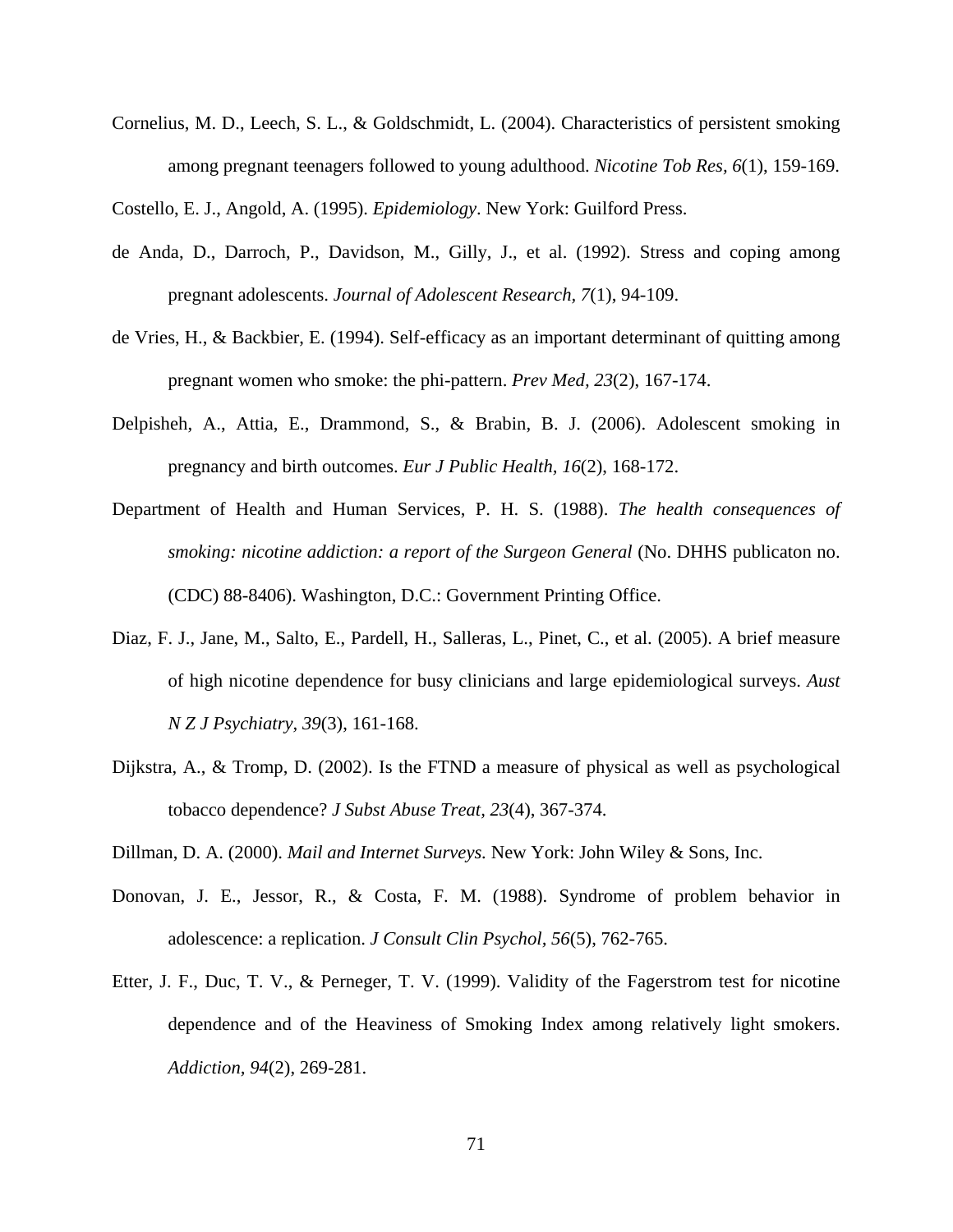Cornelius, M. D., Leech, S. L., & Goldschmidt, L. (2004). Characteristics of persistent smoking among pregnant teenagers followed to young adulthood. *Nicotine Tob Res, 6*(1), 159-169.

Costello, E. J., Angold, A. (1995). *Epidemiology*. New York: Guilford Press.

de Anda, D., Darroch, P., Davidson, M., Gilly, J., et al. (1992). Stress and coping among pregnant adolescents. *Journal of Adolescent Research, 7*(1), 94-109.

de Vries, H., & Backbier, E. (1994). Self-efficacy as an important determinant of quitting among pregnant women who smoke: the phi-pattern. *Prev Med, 23*(2), 167-174.

Delpisheh, A., Attia, E., Drammond, S., & Brabin, B. J. (2006). Adolescent smoking in pregnancy and birth outcomes. *Eur J Public Health, 16*(2), 168-172.

Department of Health and Human Services, P. H. S. (1988). *The health consequences of smoking: nicotine addiction: a report of the Surgeon General* (No. DHHS publicaton no. (CDC) 88-8406). Washington, D.C.: Government Printing Office.

Diaz, F. J., Jane, M., Salto, E., Pardell, H., Salleras, L., Pinet, C., et al. (2005). A brief measure of high nicotine dependence for busy clinicians and large epidemiological surveys. *Aust N Z J Psychiatry, 39*(3), 161-168.

Dijkstra, A., & Tromp, D. (2002). Is the FTND a measure of physical as well as psychological tobacco dependence? *J Subst Abuse Treat, 23*(4), 367-374.

Dillman, D. A. (2000). *Mail and Internet Surveys.* New York: John Wiley & Sons, Inc.

Donovan, J. E., Jessor, R., & Costa, F. M. (1988). Syndrome of problem behavior in adolescence: a replication. *J Consult Clin Psychol, 56*(5), 762-765.

Etter, J. F., Duc, T. V., & Perneger, T. V. (1999). Validity of the Fagerstrom test for nicotine dependence and of the Heaviness of Smoking Index among relatively light smokers. *Addiction, 94*(2), 269-281.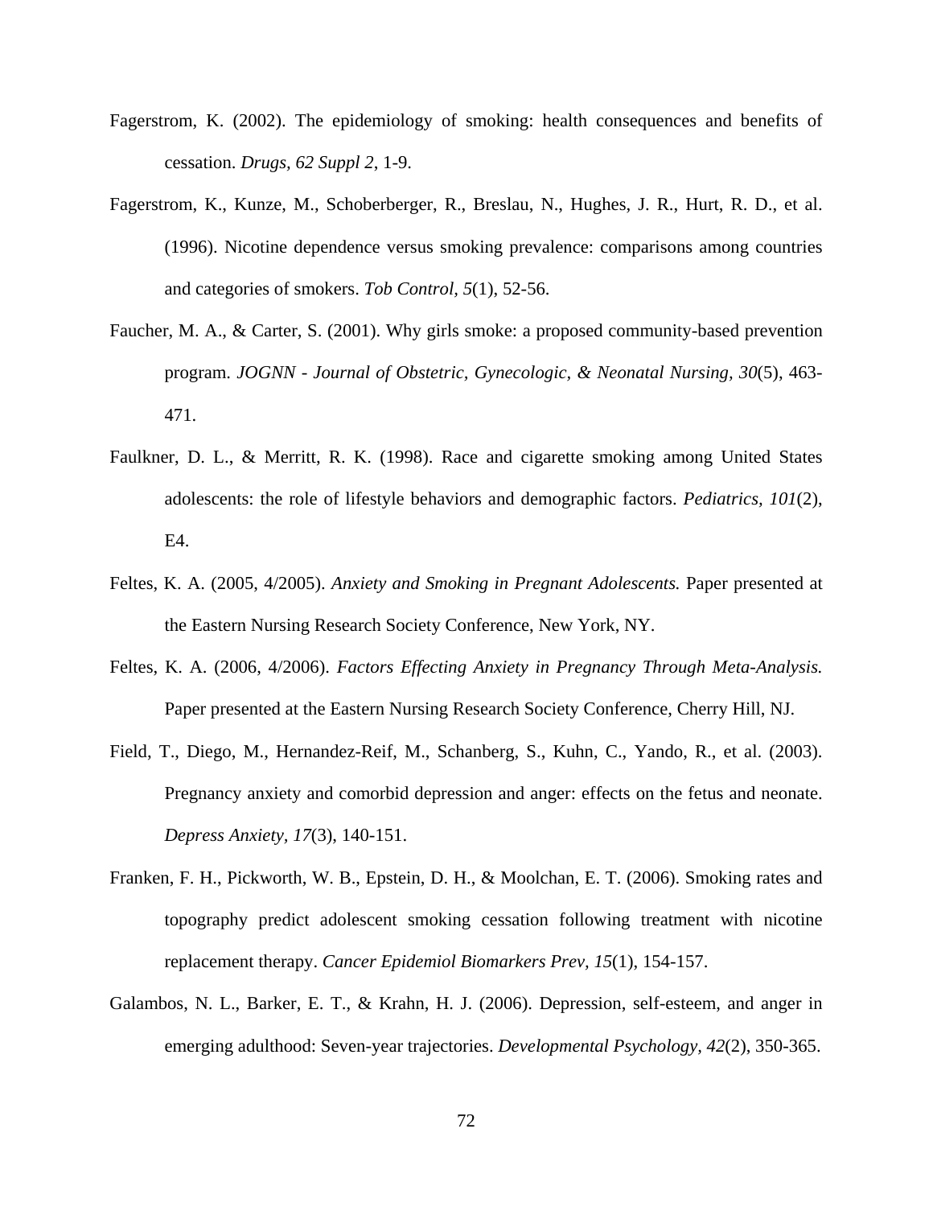Fagerstrom, K. (2002). The epidemiology of smoking: health consequences and benefits of cessation. *Drugs, 62 Suppl 2*, 1-9.

Fagerstrom, K., Kunze, M., Schoberberger, R., Breslau, N., Hughes, J. R., Hurt, R. D., et al. (1996). Nicotine dependence versus smoking prevalence: comparisons among countries and categories of smokers. *Tob Control, 5*(1), 52-56.

Faucher, M. A., & Carter, S. (2001). Why girls smoke: a proposed community-based prevention program. *JOGNN - Journal of Obstetric, Gynecologic, & Neonatal Nursing, 30*(5), 463-471.

Faulkner, D. L., & Merritt, R. K. (1998). Race and cigarette smoking among United States adolescents: the role of lifestyle behaviors and demographic factors. *Pediatrics, 101*(2), E4.

Feltes, K. A. (2005, 4/2005). *Anxiety and Smoking in Pregnant Adolescents.* Paper presented at the Eastern Nursing Research Society Conference, New York, NY.

Feltes, K. A. (2006, 4/2006). *Factors Effecting Anxiety in Pregnancy Through Meta-Analysis.* Paper presented at the Eastern Nursing Research Society Conference, Cherry Hill, NJ.

Field, T., Diego, M., Hernandez-Reif, M., Schanberg, S., Kuhn, C., Yando, R., et al. (2003). Pregnancy anxiety and comorbid depression and anger: effects on the fetus and neonate. *Depress Anxiety, 17*(3), 140-151.

Franken, F. H., Pickworth, W. B., Epstein, D. H., & Moolchan, E. T. (2006). Smoking rates and topography predict adolescent smoking cessation following treatment with nicotine replacement therapy. *Cancer Epidemiol Biomarkers Prev, 15*(1), 154-157.

Galambos, N. L., Barker, E. T., & Krahn, H. J. (2006). Depression, self-esteem, and anger in emerging adulthood: Seven-year trajectories. *Developmental Psychology, 42*(2), 350-365.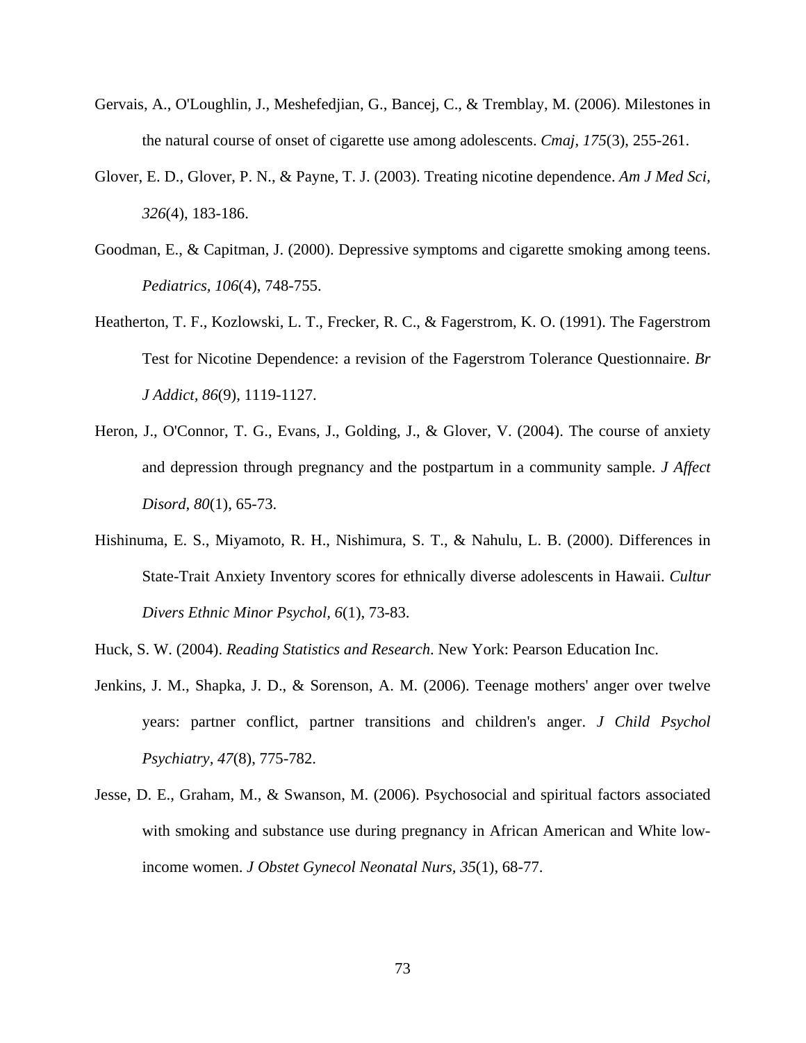Gervais, A., O'Loughlin, J., Meshefedjian, G., Bancej, C., & Tremblay, M. (2006). Milestones in the natural course of onset of cigarette use among adolescents. *Cmaj, 175*(3), 255-261.

Glover, E. D., Glover, P. N., & Payne, T. J. (2003). Treating nicotine dependence. *Am J Med Sci, 326*(4), 183-186.

Goodman, E., & Capitman, J. (2000). Depressive symptoms and cigarette smoking among teens. *Pediatrics, 106*(4), 748-755.

Heatherton, T. F., Kozlowski, L. T., Frecker, R. C., & Fagerstrom, K. O. (1991). The Fagerstrom Test for Nicotine Dependence: a revision of the Fagerstrom Tolerance Questionnaire. *Br J Addict, 86*(9), 1119-1127.

Heron, J., O'Connor, T. G., Evans, J., Golding, J., & Glover, V. (2004). The course of anxiety and depression through pregnancy and the postpartum in a community sample. *J Affect Disord, 80*(1), 65-73.

Hishinuma, E. S., Miyamoto, R. H., Nishimura, S. T., & Nahulu, L. B. (2000). Differences in State-Trait Anxiety Inventory scores for ethnically diverse adolescents in Hawaii. *Cultur Divers Ethnic Minor Psychol, 6*(1), 73-83.

Huck, S. W. (2004). *Reading Statistics and Research*. New York: Pearson Education Inc.

Jenkins, J. M., Shapka, J. D., & Sorenson, A. M. (2006). Teenage mothers' anger over twelve years: partner conflict, partner transitions and children's anger. *J Child Psychol Psychiatry, 47*(8), 775-782.

Jesse, D. E., Graham, M., & Swanson, M. (2006). Psychosocial and spiritual factors associated with smoking and substance use during pregnancy in African American and White low-income women. *J Obstet Gynecol Neonatal Nurs, 35*(1), 68-77.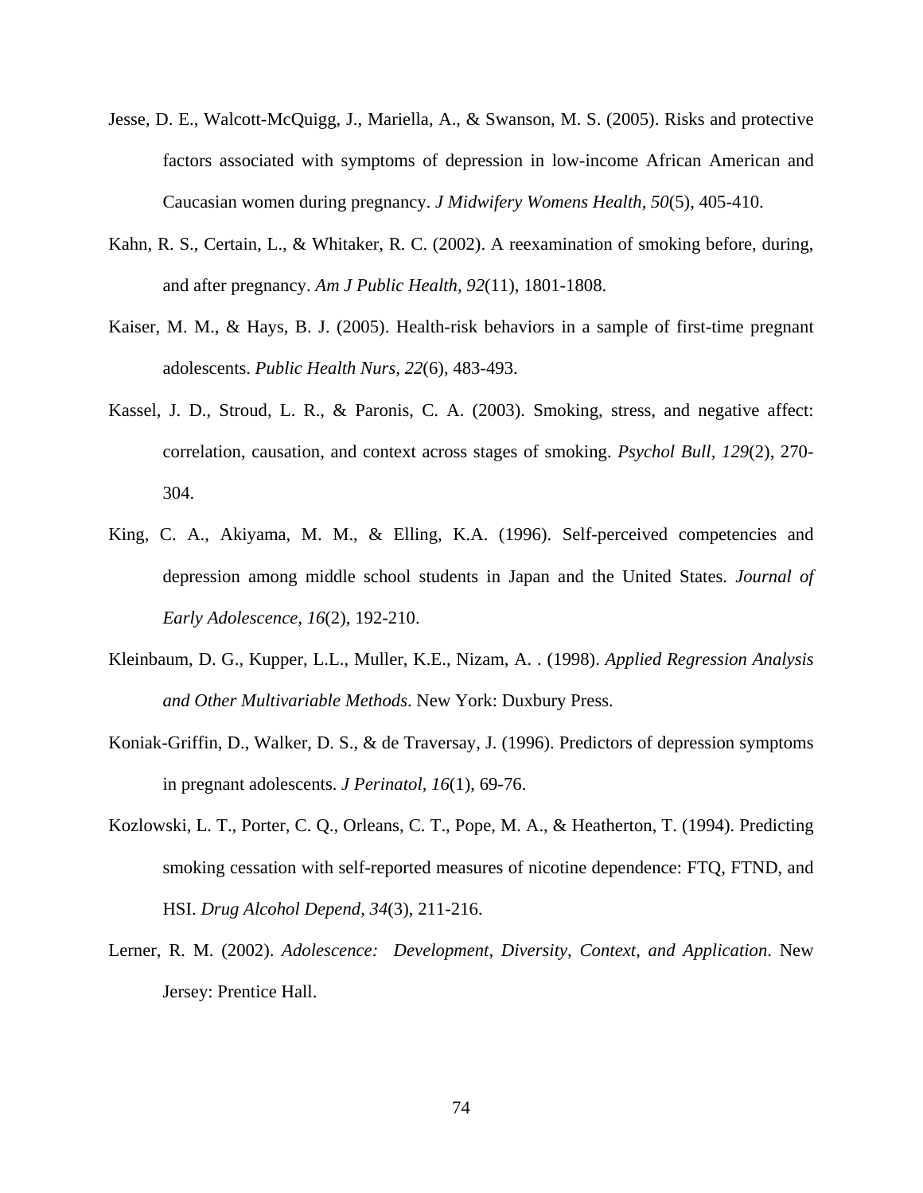Jesse, D. E., Walcott-McQuigg, J., Mariella, A., & Swanson, M. S. (2005). Risks and protective factors associated with symptoms of depression in low-income African American and Caucasian women during pregnancy. *J Midwifery Womens Health, 50*(5), 405-410.

Kahn, R. S., Certain, L., & Whitaker, R. C. (2002). A reexamination of smoking before, during, and after pregnancy. *Am J Public Health, 92*(11), 1801-1808.

Kaiser, M. M., & Hays, B. J. (2005). Health-risk behaviors in a sample of first-time pregnant adolescents. *Public Health Nurs, 22*(6), 483-493.

Kassel, J. D., Stroud, L. R., & Paronis, C. A. (2003). Smoking, stress, and negative affect: correlation, causation, and context across stages of smoking. *Psychol Bull, 129*(2), 270-304.

King, C. A., Akiyama, M. M., & Elling, K.A. (1996). Self-perceived competencies and depression among middle school students in Japan and the United States. *Journal of Early Adolescence, 16*(2), 192-210.

Kleinbaum, D. G., Kupper, L.L., Muller, K.E., Nizam, A. . (1998). *Applied Regression Analysis and Other Multivariable Methods*. New York: Duxbury Press.

Koniak-Griffin, D., Walker, D. S., & de Traversay, J. (1996). Predictors of depression symptoms in pregnant adolescents. *J Perinatol, 16*(1), 69-76.

Kozlowski, L. T., Porter, C. Q., Orleans, C. T., Pope, M. A., & Heatherton, T. (1994). Predicting smoking cessation with self-reported measures of nicotine dependence: FTQ, FTND, and HSI. *Drug Alcohol Depend, 34*(3), 211-216.

Lerner, R. M. (2002). *Adolescence: Development, Diversity, Context, and Application*. New Jersey: Prentice Hall.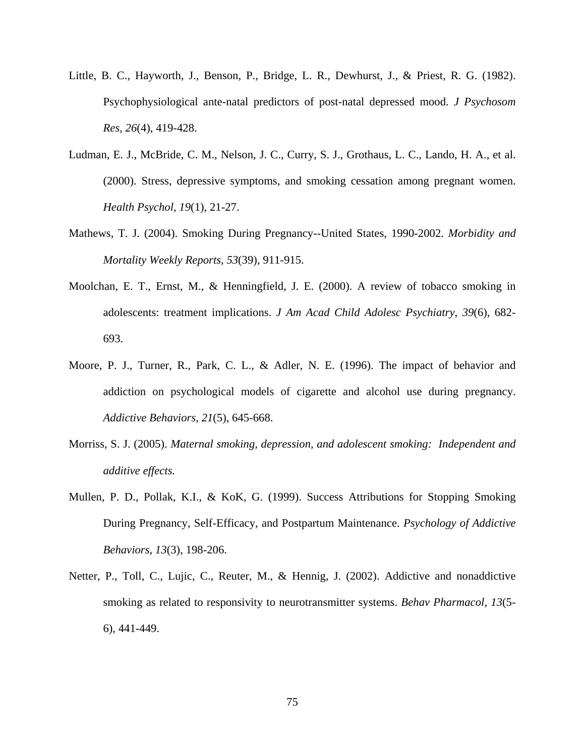Little, B. C., Hayworth, J., Benson, P., Bridge, L. R., Dewhurst, J., & Priest, R. G. (1982). Psychophysiological ante-natal predictors of post-natal depressed mood. *J Psychosom Res, 26*(4), 419-428.

Ludman, E. J., McBride, C. M., Nelson, J. C., Curry, S. J., Grothaus, L. C., Lando, H. A., et al. (2000). Stress, depressive symptoms, and smoking cessation among pregnant women. *Health Psychol, 19*(1), 21-27.

Mathews, T. J. (2004). Smoking During Pregnancy--United States, 1990-2002. *Morbidity and Mortality Weekly Reports, 53*(39), 911-915.

Moolchan, E. T., Ernst, M., & Henningfield, J. E. (2000). A review of tobacco smoking in adolescents: treatment implications. *J Am Acad Child Adolesc Psychiatry, 39*(6), 682-693.

Moore, P. J., Turner, R., Park, C. L., & Adler, N. E. (1996). The impact of behavior and addiction on psychological models of cigarette and alcohol use during pregnancy. *Addictive Behaviors, 21*(5), 645-668.

Morriss, S. J. (2005). *Maternal smoking, depression, and adolescent smoking: Independent and additive effects.*

Mullen, P. D., Pollak, K.I., & KoK, G. (1999). Success Attributions for Stopping Smoking During Pregnancy, Self-Efficacy, and Postpartum Maintenance. *Psychology of Addictive Behaviors, 13*(3), 198-206.

Netter, P., Toll, C., Lujic, C., Reuter, M., & Hennig, J. (2002). Addictive and nonaddictive smoking as related to responsivity to neurotransmitter systems. *Behav Pharmacol, 13*(5-6), 441-449.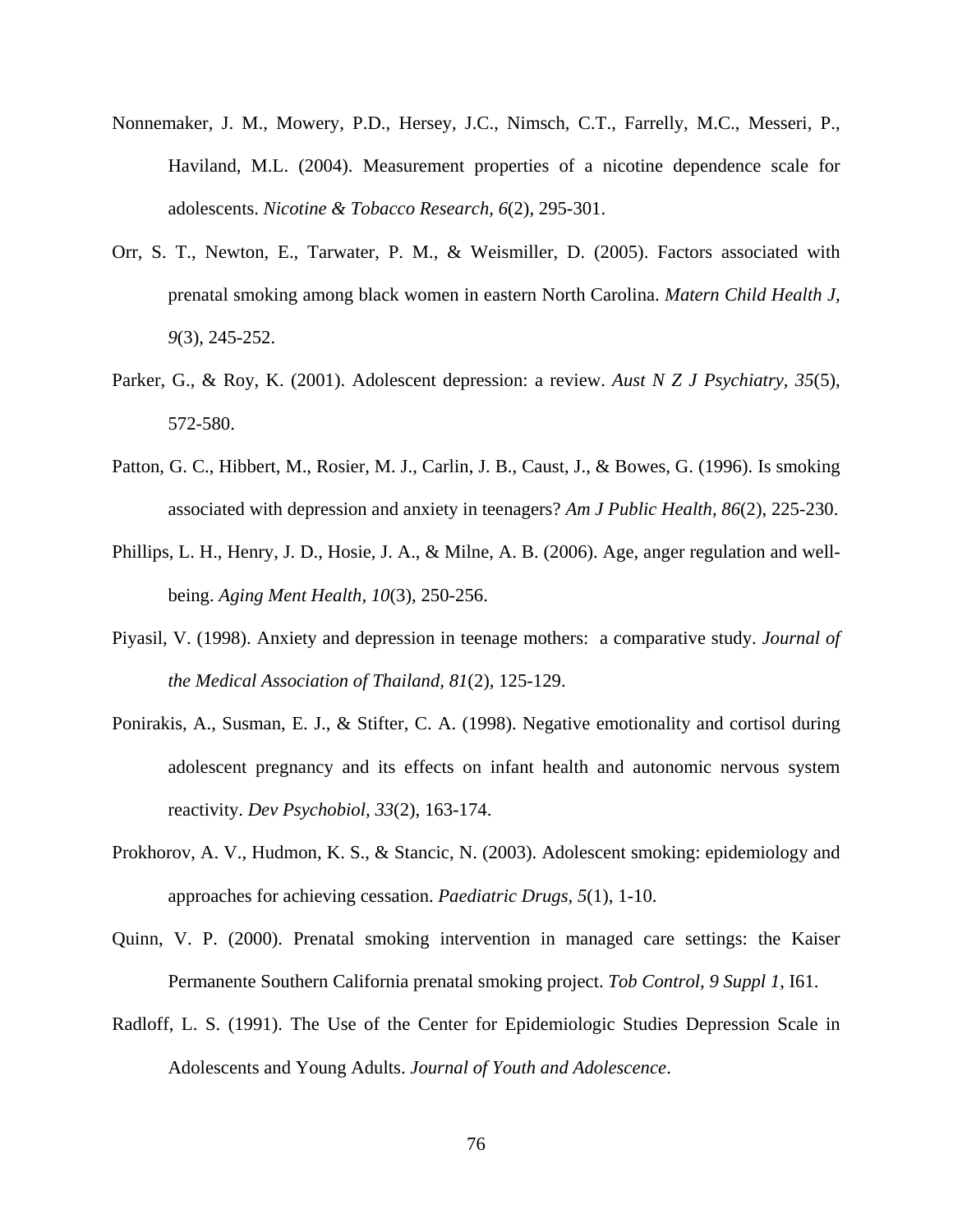Nonnemaker, J. M., Mowery, P.D., Hersey, J.C., Nimsch, C.T., Farrelly, M.C., Messeri, P., Haviland, M.L. (2004). Measurement properties of a nicotine dependence scale for adolescents. *Nicotine & Tobacco Research, 6*(2), 295-301.

Orr, S. T., Newton, E., Tarwater, P. M., & Weismiller, D. (2005). Factors associated with prenatal smoking among black women in eastern North Carolina. *Matern Child Health J, 9*(3), 245-252.

Parker, G., & Roy, K. (2001). Adolescent depression: a review. *Aust N Z J Psychiatry, 35*(5), 572-580.

Patton, G. C., Hibbert, M., Rosier, M. J., Carlin, J. B., Caust, J., & Bowes, G. (1996). Is smoking associated with depression and anxiety in teenagers? *Am J Public Health, 86*(2), 225-230.

Phillips, L. H., Henry, J. D., Hosie, J. A., & Milne, A. B. (2006). Age, anger regulation and well-being. *Aging Ment Health, 10*(3), 250-256.

Piyasil, V. (1998). Anxiety and depression in teenage mothers: a comparative study. *Journal of the Medical Association of Thailand, 81*(2), 125-129.

Ponirakis, A., Susman, E. J., & Stifter, C. A. (1998). Negative emotionality and cortisol during adolescent pregnancy and its effects on infant health and autonomic nervous system reactivity. *Dev Psychobiol, 33*(2), 163-174.

Prokhorov, A. V., Hudmon, K. S., & Stancic, N. (2003). Adolescent smoking: epidemiology and approaches for achieving cessation. *Paediatric Drugs, 5*(1), 1-10.

Quinn, V. P. (2000). Prenatal smoking intervention in managed care settings: the Kaiser Permanente Southern California prenatal smoking project. *Tob Control, 9 Suppl 1*, I61.

Radloff, L. S. (1991). The Use of the Center for Epidemiologic Studies Depression Scale in Adolescents and Young Adults. *Journal of Youth and Adolescence*.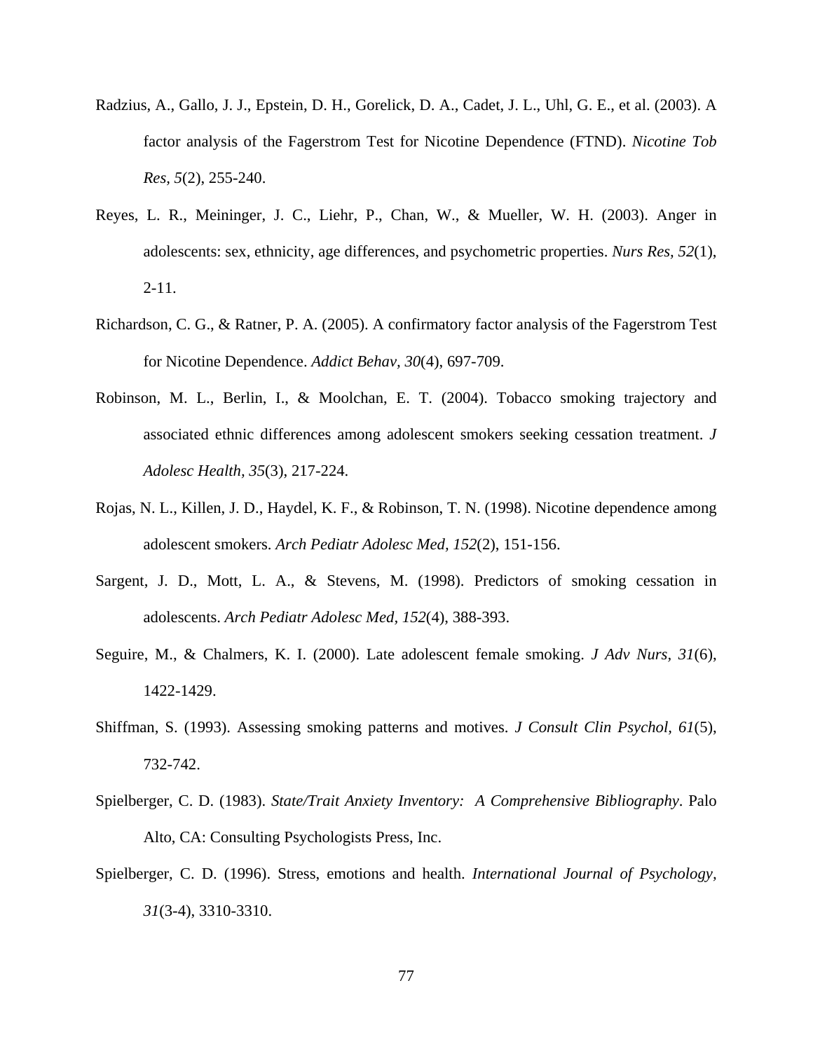Radzius, A., Gallo, J. J., Epstein, D. H., Gorelick, D. A., Cadet, J. L., Uhl, G. E., et al. (2003). A factor analysis of the Fagerstrom Test for Nicotine Dependence (FTND). *Nicotine Tob Res, 5*(2), 255-240.

Reyes, L. R., Meininger, J. C., Liehr, P., Chan, W., & Mueller, W. H. (2003). Anger in adolescents: sex, ethnicity, age differences, and psychometric properties. *Nurs Res, 52*(1), 2-11.

Richardson, C. G., & Ratner, P. A. (2005). A confirmatory factor analysis of the Fagerstrom Test for Nicotine Dependence. *Addict Behav, 30*(4), 697-709.

Robinson, M. L., Berlin, I., & Moolchan, E. T. (2004). Tobacco smoking trajectory and associated ethnic differences among adolescent smokers seeking cessation treatment. *J Adolesc Health, 35*(3), 217-224.

Rojas, N. L., Killen, J. D., Haydel, K. F., & Robinson, T. N. (1998). Nicotine dependence among adolescent smokers. *Arch Pediatr Adolesc Med, 152*(2), 151-156.

Sargent, J. D., Mott, L. A., & Stevens, M. (1998). Predictors of smoking cessation in adolescents. *Arch Pediatr Adolesc Med, 152*(4), 388-393.

Seguire, M., & Chalmers, K. I. (2000). Late adolescent female smoking. *J Adv Nurs, 31*(6), 1422-1429.

Shiffman, S. (1993). Assessing smoking patterns and motives. *J Consult Clin Psychol, 61*(5), 732-742.

Spielberger, C. D. (1983). *State/Trait Anxiety Inventory: A Comprehensive Bibliography*. Palo Alto, CA: Consulting Psychologists Press, Inc.

Spielberger, C. D. (1996). Stress, emotions and health. *International Journal of Psychology, 31*(3-4), 3310-3310.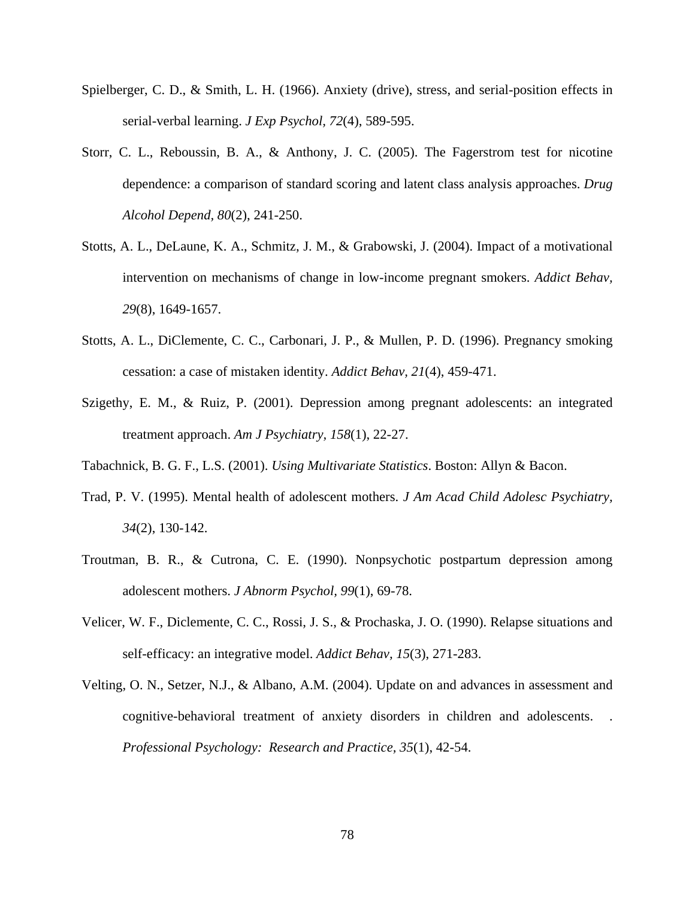Spielberger, C. D., & Smith, L. H. (1966). Anxiety (drive), stress, and serial-position effects in serial-verbal learning. *J Exp Psychol, 72*(4), 589-595.

Storr, C. L., Reboussin, B. A., & Anthony, J. C. (2005). The Fagerstrom test for nicotine dependence: a comparison of standard scoring and latent class analysis approaches. *Drug Alcohol Depend, 80*(2), 241-250.

Stotts, A. L., DeLaune, K. A., Schmitz, J. M., & Grabowski, J. (2004). Impact of a motivational intervention on mechanisms of change in low-income pregnant smokers. *Addict Behav, 29*(8), 1649-1657.

Stotts, A. L., DiClemente, C. C., Carbonari, J. P., & Mullen, P. D. (1996). Pregnancy smoking cessation: a case of mistaken identity. *Addict Behav, 21*(4), 459-471.

Szigethy, E. M., & Ruiz, P. (2001). Depression among pregnant adolescents: an integrated treatment approach. *Am J Psychiatry, 158*(1), 22-27.

Tabachnick, B. G. F., L.S. (2001). *Using Multivariate Statistics*. Boston: Allyn & Bacon.

Trad, P. V. (1995). Mental health of adolescent mothers. *J Am Acad Child Adolesc Psychiatry, 34*(2), 130-142.

Troutman, B. R., & Cutrona, C. E. (1990). Nonpsychotic postpartum depression among adolescent mothers. *J Abnorm Psychol, 99*(1), 69-78.

Velicer, W. F., Diclemente, C. C., Rossi, J. S., & Prochaska, J. O. (1990). Relapse situations and self-efficacy: an integrative model. *Addict Behav, 15*(3), 271-283.

Velting, O. N., Setzer, N.J., & Albano, A.M. (2004). Update on and advances in assessment and cognitive-behavioral treatment of anxiety disorders in children and adolescents. . *Professional Psychology: Research and Practice, 35*(1), 42-54.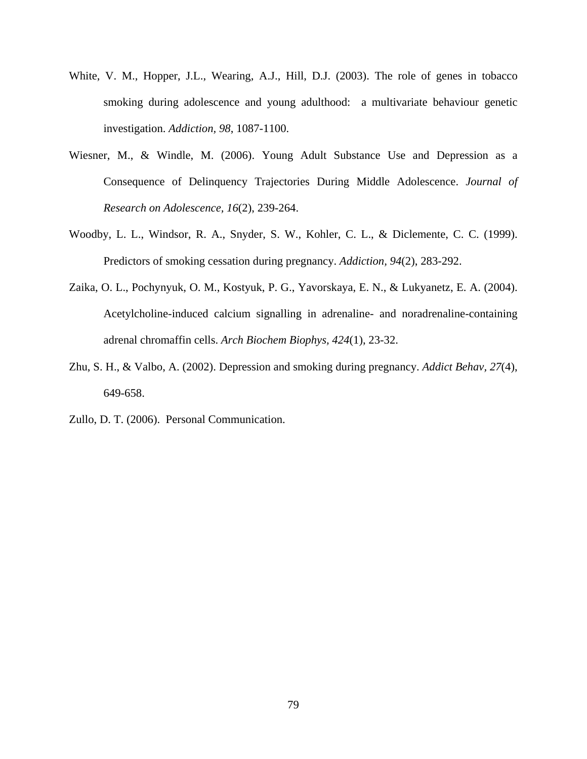White, V. M., Hopper, J.L., Wearing, A.J., Hill, D.J. (2003). The role of genes in tobacco smoking during adolescence and young adulthood: a multivariate behaviour genetic investigation. *Addiction*, *98*, 1087-1100.

Wiesner, M., & Windle, M. (2006). Young Adult Substance Use and Depression as a Consequence of Delinquency Trajectories During Middle Adolescence. *Journal of Research on Adolescence, 16*(2), 239-264.

Woodby, L. L., Windsor, R. A., Snyder, S. W., Kohler, C. L., & Diclemente, C. C. (1999). Predictors of smoking cessation during pregnancy. *Addiction, 94*(2), 283-292.

Zaika, O. L., Pochynyuk, O. M., Kostyuk, P. G., Yavorskaya, E. N., & Lukyanetz, E. A. (2004). Acetylcholine-induced calcium signalling in adrenaline- and noradrenaline-containing adrenal chromaffin cells. *Arch Biochem Biophys, 424*(1), 23-32.

Zhu, S. H., & Valbo, A. (2002). Depression and smoking during pregnancy. *Addict Behav, 27*(4), 649-658.

Zullo, D. T. (2006). Personal Communication.